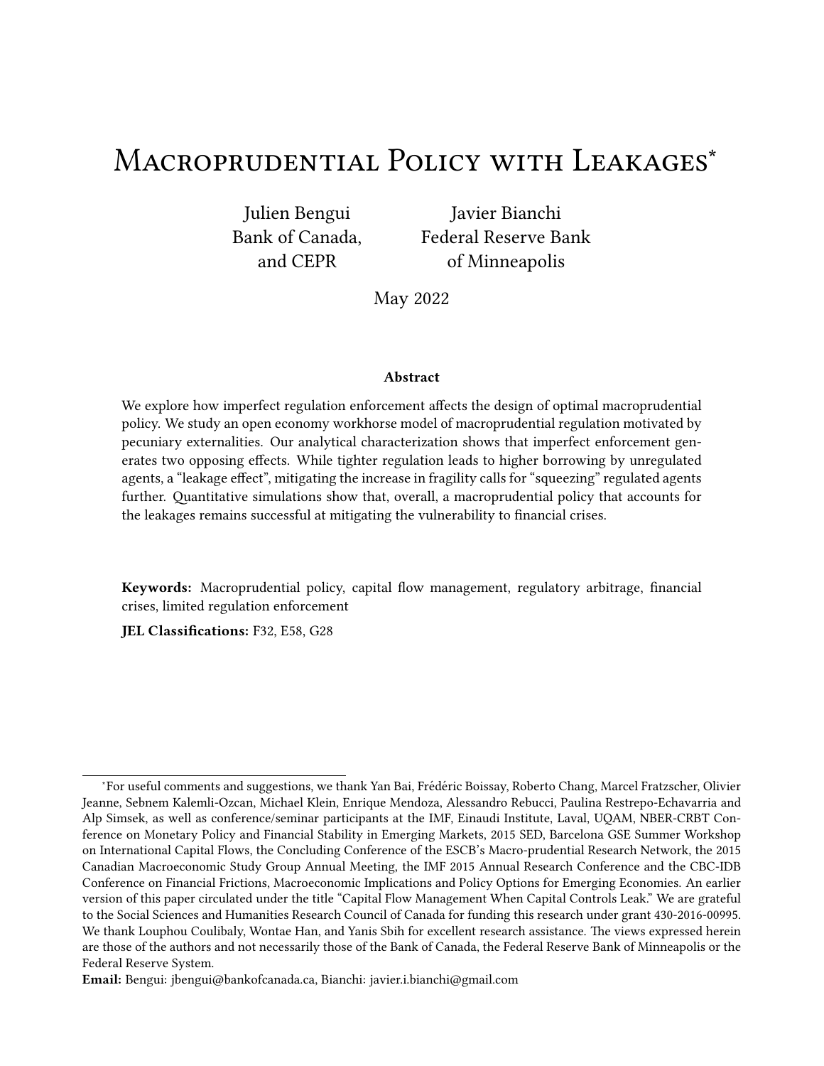# Macroprudential Policy with Leakages*

Julien Bengui
Bank of Canada,
and CEPR

Javier Bianchi
Federal Reserve Bank
of Minneapolis

May 2022

**Abstract**

We explore how imperfect regulation enforcement affects the design of optimal macroprudential policy. We study an open economy workhorse model of macroprudential regulation motivated by pecuniary externalities. Our analytical characterization shows that imperfect enforcement generates two opposing effects. While tighter regulation leads to higher borrowing by unregulated agents, a "leakage effect", mitigating the increase in fragility calls for "squeezing" regulated agents further. Quantitative simulations show that, overall, a macroprudential policy that accounts for the leakages remains successful at mitigating the vulnerability to financial crises.

**Keywords:** Macroprudential policy, capital flow management, regulatory arbitrage, financial crises, limited regulation enforcement

**JEL Classifications:** F32, E58, G28

---

*For useful comments and suggestions, we thank Yan Bai, Frédéric Boissay, Roberto Chang, Marcel Fratzscher, Olivier Jeanne, Sebnem Kalemli-Ozcan, Michael Klein, Enrique Mendoza, Alessandro Rebucci, Paulina Restrepo-Echavarria and Alp Simsek, as well as conference/seminar participants at the IMF, Einaudi Institute, Laval, UQAM, NBER-CRBT Conference on Monetary Policy and Financial Stability in Emerging Markets, 2015 SED, Barcelona GSE Summer Workshop on International Capital Flows, the Concluding Conference of the ESCB's Macro-prudential Research Network, the 2015 Canadian Macroeconomic Study Group Annual Meeting, the IMF 2015 Annual Research Conference and the CBC-IDB Conference on Financial Frictions, Macroeconomic Implications and Policy Options for Emerging Economies. An earlier version of this paper circulated under the title "Capital Flow Management When Capital Controls Leak." We are grateful to the Social Sciences and Humanities Research Council of Canada for funding this research under grant 430-2016-00995. We thank Louphou Coulibaly, Wontae Han, and Yanis Sbih for excellent research assistance. The views expressed herein are those of the authors and not necessarily those of the Bank of Canada, the Federal Reserve Bank of Minneapolis or the Federal Reserve System.

**Email:** Bengui: jbengui@bankofcanada.ca, Bianchi: javier.i.bianchi@gmail.com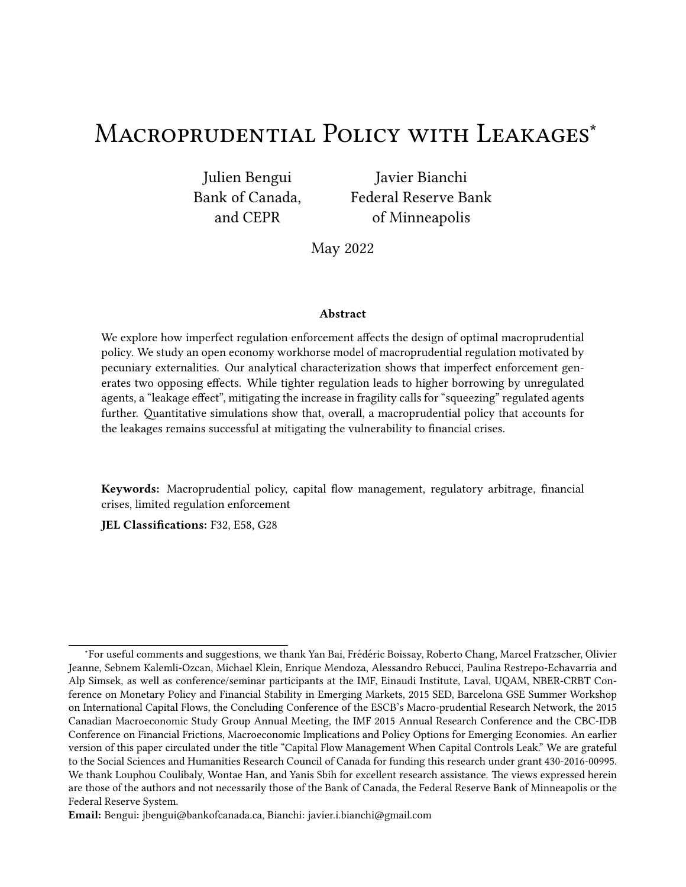# Macroprudential Policy with Leakages*

Julien Bengui
Bank of Canada,
and CEPR

Javier Bianchi
Federal Reserve Bank
of Minneapolis

May 2022

### Abstract

We explore how imperfect regulation enforcement affects the design of optimal macroprudential policy. We study an open economy workhorse model of macroprudential regulation motivated by pecuniary externalities. Our analytical characterization shows that imperfect enforcement generates two opposing effects. While tighter regulation leads to higher borrowing by unregulated agents, a "leakage effect", mitigating the increase in fragility calls for "squeezing" regulated agents further. Quantitative simulations show that, overall, a macroprudential policy that accounts for the leakages remains successful at mitigating the vulnerability to financial crises.

**Keywords:** Macroprudential policy, capital flow management, regulatory arbitrage, financial crises, limited regulation enforcement

**JEL Classifications:** F32, E58, G28

---

*For useful comments and suggestions, we thank Yan Bai, Frédéric Boissay, Roberto Chang, Marcel Fratzscher, Olivier Jeanne, Sebnem Kalemli-Ozcan, Michael Klein, Enrique Mendoza, Alessandro Rebucci, Paulina Restrepo-Echavarria and Alp Simsek, as well as conference/seminar participants at the IMF, Einaudi Institute, Laval, UQAM, NBER-CRBT Conference on Monetary Policy and Financial Stability in Emerging Markets, 2015 SED, Barcelona GSE Summer Workshop on International Capital Flows, the Concluding Conference of the ESCB's Macro-prudential Research Network, the 2015 Canadian Macroeconomic Study Group Annual Meeting, the IMF 2015 Annual Research Conference and the CBC-IDB Conference on Financial Frictions, Macroeconomic Implications and Policy Options for Emerging Economies. An earlier version of this paper circulated under the title "Capital Flow Management When Capital Controls Leak." We are grateful to the Social Sciences and Humanities Research Council of Canada for funding this research under grant 430-2016-00995. We thank Louphou Coulibaly, Wontae Han, and Yanis Sbih for excellent research assistance. The views expressed herein are those of the authors and not necessarily those of the Bank of Canada, the Federal Reserve Bank of Minneapolis or the Federal Reserve System.

**Email:** Bengui: jbengui@bankofcanada.ca, Bianchi: javier.i.bianchi@gmail.com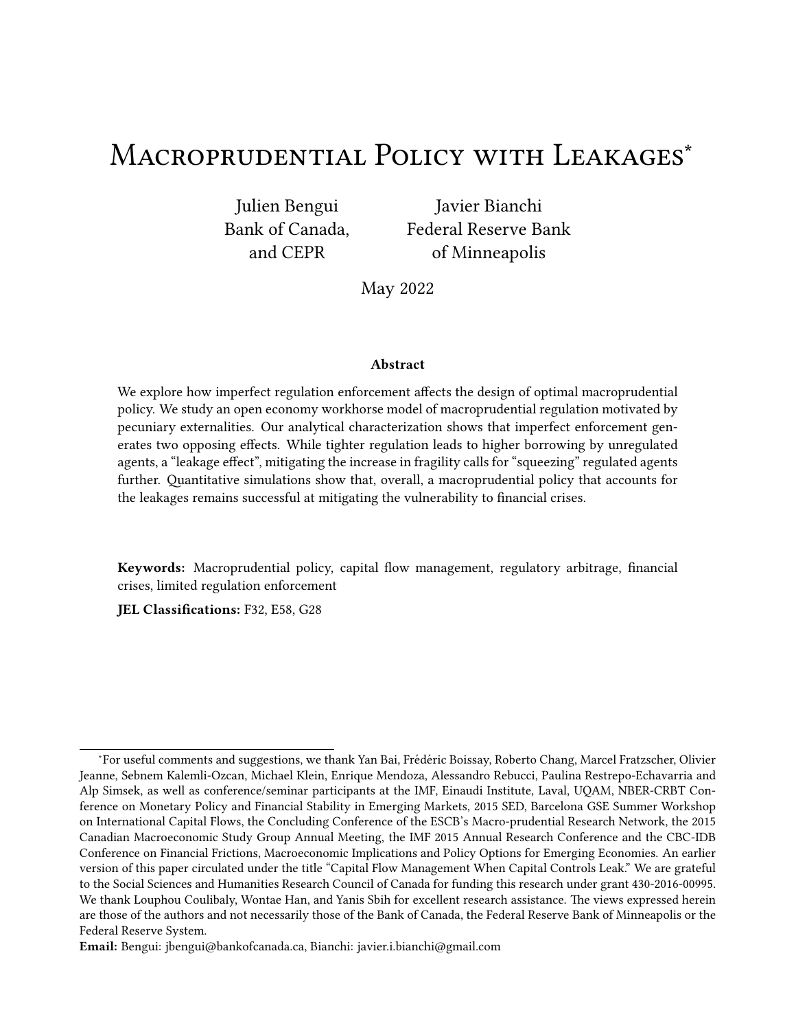# Macroprudential Policy with Leakages*

Julien Bengui
Bank of Canada,
and CEPR

Javier Bianchi
Federal Reserve Bank
of Minneapolis

May 2022

### Abstract

We explore how imperfect regulation enforcement affects the design of optimal macroprudential policy. We study an open economy workhorse model of macroprudential regulation motivated by pecuniary externalities. Our analytical characterization shows that imperfect enforcement generates two opposing effects. While tighter regulation leads to higher borrowing by unregulated agents, a "leakage effect", mitigating the increase in fragility calls for "squeezing" regulated agents further. Quantitative simulations show that, overall, a macroprudential policy that accounts for the leakages remains successful at mitigating the vulnerability to financial crises.

**Keywords:** Macroprudential policy, capital flow management, regulatory arbitrage, financial crises, limited regulation enforcement

**JEL Classifications:** F32, E58, G28

---

*For useful comments and suggestions, we thank Yan Bai, Frédéric Boissay, Roberto Chang, Marcel Fratzscher, Olivier Jeanne, Sebnem Kalemli-Ozcan, Michael Klein, Enrique Mendoza, Alessandro Rebucci, Paulina Restrepo-Echavarria and Alp Simsek, as well as conference/seminar participants at the IMF, Einaudi Institute, Laval, UQAM, NBER-CRBT Conference on Monetary Policy and Financial Stability in Emerging Markets, 2015 SED, Barcelona GSE Summer Workshop on International Capital Flows, the Concluding Conference of the ESCB's Macro-prudential Research Network, the 2015 Canadian Macroeconomic Study Group Annual Meeting, the IMF 2015 Annual Research Conference and the CBC-IDB Conference on Financial Frictions, Macroeconomic Implications and Policy Options for Emerging Economies. An earlier version of this paper circulated under the title "Capital Flow Management When Capital Controls Leak." We are grateful to the Social Sciences and Humanities Research Council of Canada for funding this research under grant 430-2016-00995. We thank Louphou Coulibaly, Wontae Han, and Yanis Sbih for excellent research assistance. The views expressed herein are those of the authors and not necessarily those of the Bank of Canada, the Federal Reserve Bank of Minneapolis or the Federal Reserve System.

**Email:** Bengui: jbengui@bankofcanada.ca, Bianchi: javier.i.bianchi@gmail.com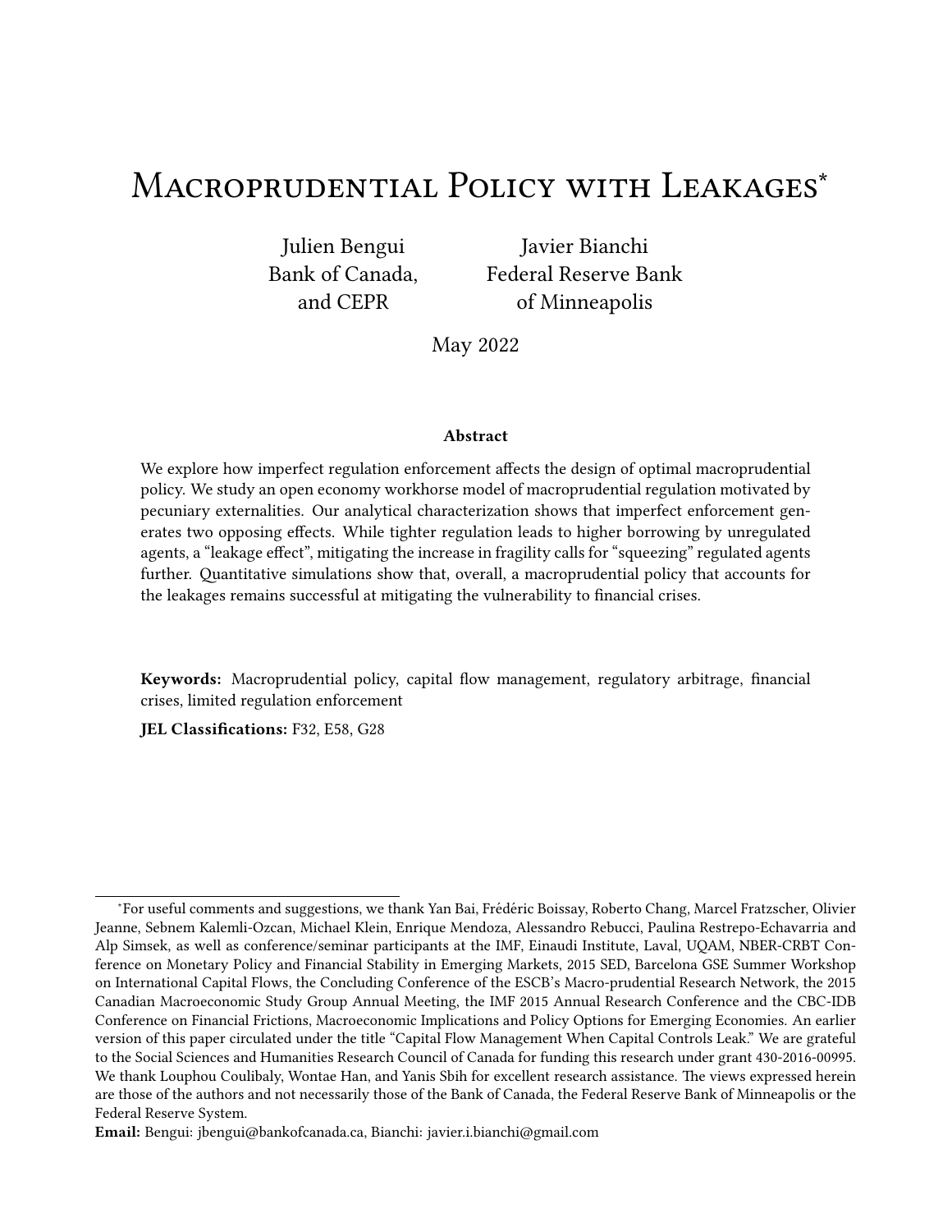# Macroprudential Policy with Leakages*

Julien Bengui
Bank of Canada,
and CEPR

Javier Bianchi
Federal Reserve Bank
of Minneapolis

May 2022

### Abstract

We explore how imperfect regulation enforcement affects the design of optimal macroprudential policy. We study an open economy workhorse model of macroprudential regulation motivated by pecuniary externalities. Our analytical characterization shows that imperfect enforcement generates two opposing effects. While tighter regulation leads to higher borrowing by unregulated agents, a "leakage effect", mitigating the increase in fragility calls for "squeezing" regulated agents further. Quantitative simulations show that, overall, a macroprudential policy that accounts for the leakages remains successful at mitigating the vulnerability to financial crises.

**Keywords:** Macroprudential policy, capital flow management, regulatory arbitrage, financial crises, limited regulation enforcement

**JEL Classifications:** F32, E58, G28

---

*For useful comments and suggestions, we thank Yan Bai, Frédéric Boissay, Roberto Chang, Marcel Fratzscher, Olivier Jeanne, Sebnem Kalemli-Ozcan, Michael Klein, Enrique Mendoza, Alessandro Rebucci, Paulina Restrepo-Echavarria and Alp Simsek, as well as conference/seminar participants at the IMF, Einaudi Institute, Laval, UQAM, NBER-CRBT Conference on Monetary Policy and Financial Stability in Emerging Markets, 2015 SED, Barcelona GSE Summer Workshop on International Capital Flows, the Concluding Conference of the ESCB's Macro-prudential Research Network, the 2015 Canadian Macroeconomic Study Group Annual Meeting, the IMF 2015 Annual Research Conference and the CBC-IDB Conference on Financial Frictions, Macroeconomic Implications and Policy Options for Emerging Economies. An earlier version of this paper circulated under the title "Capital Flow Management When Capital Controls Leak." We are grateful to the Social Sciences and Humanities Research Council of Canada for funding this research under grant 430-2016-00995. We thank Louphou Coulibaly, Wontae Han, and Yanis Sbih for excellent research assistance. The views expressed herein are those of the authors and not necessarily those of the Bank of Canada, the Federal Reserve Bank of Minneapolis or the Federal Reserve System.

**Email:** Bengui: jbengui@bankofcanada.ca, Bianchi: javier.i.bianchi@gmail.com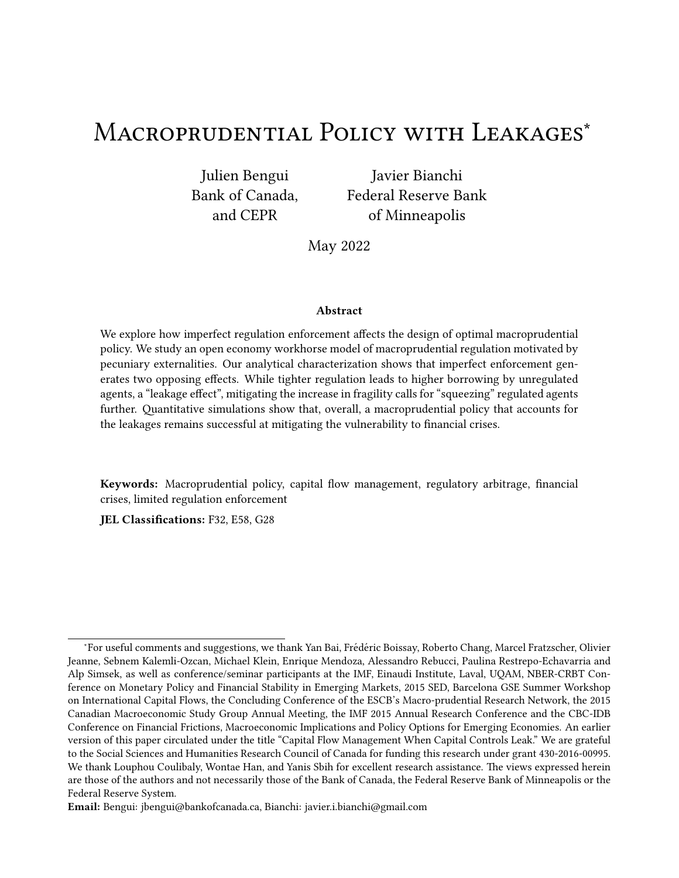# Macroprudential Policy with Leakages*

Julien Bengui
Bank of Canada,
and CEPR

Javier Bianchi
Federal Reserve Bank
of Minneapolis

May 2022

### Abstract

We explore how imperfect regulation enforcement affects the design of optimal macroprudential policy. We study an open economy workhorse model of macroprudential regulation motivated by pecuniary externalities. Our analytical characterization shows that imperfect enforcement generates two opposing effects. While tighter regulation leads to higher borrowing by unregulated agents, a "leakage effect", mitigating the increase in fragility calls for "squeezing" regulated agents further. Quantitative simulations show that, overall, a macroprudential policy that accounts for the leakages remains successful at mitigating the vulnerability to financial crises.

**Keywords:** Macroprudential policy, capital flow management, regulatory arbitrage, financial crises, limited regulation enforcement

**JEL Classifications:** F32, E58, G28

---

*For useful comments and suggestions, we thank Yan Bai, Frédéric Boissay, Roberto Chang, Marcel Fratzscher, Olivier Jeanne, Sebnem Kalemli-Ozcan, Michael Klein, Enrique Mendoza, Alessandro Rebucci, Paulina Restrepo-Echavarria and Alp Simsek, as well as conference/seminar participants at the IMF, Einaudi Institute, Laval, UQAM, NBER-CRBT Conference on Monetary Policy and Financial Stability in Emerging Markets, 2015 SED, Barcelona GSE Summer Workshop on International Capital Flows, the Concluding Conference of the ESCB's Macro-prudential Research Network, the 2015 Canadian Macroeconomic Study Group Annual Meeting, the IMF 2015 Annual Research Conference and the CBC-IDB Conference on Financial Frictions, Macroeconomic Implications and Policy Options for Emerging Economies. An earlier version of this paper circulated under the title "Capital Flow Management When Capital Controls Leak." We are grateful to the Social Sciences and Humanities Research Council of Canada for funding this research under grant 430-2016-00995. We thank Louphou Coulibaly, Wontae Han, and Yanis Sbih for excellent research assistance. The views expressed herein are those of the authors and not necessarily those of the Bank of Canada, the Federal Reserve Bank of Minneapolis or the Federal Reserve System.

**Email:** Bengui: jbengui@bankofcanada.ca, Bianchi: javier.i.bianchi@gmail.com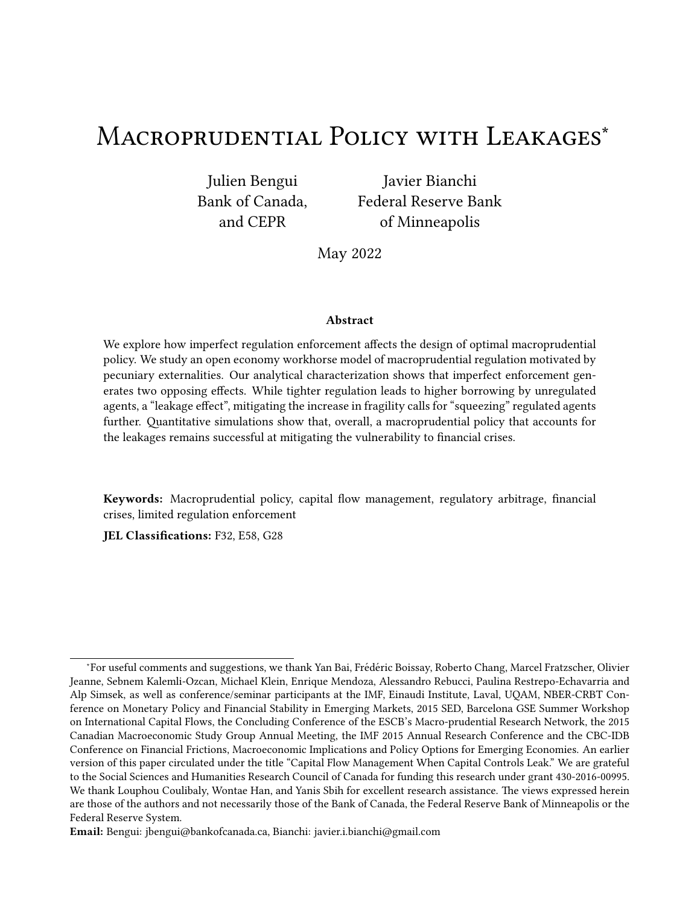# Macroprudential Policy with Leakages*

Julien Bengui
Bank of Canada,
and CEPR

Javier Bianchi
Federal Reserve Bank
of Minneapolis

May 2022

### Abstract

We explore how imperfect regulation enforcement affects the design of optimal macroprudential policy. We study an open economy workhorse model of macroprudential regulation motivated by pecuniary externalities. Our analytical characterization shows that imperfect enforcement generates two opposing effects. While tighter regulation leads to higher borrowing by unregulated agents, a "leakage effect", mitigating the increase in fragility calls for "squeezing" regulated agents further. Quantitative simulations show that, overall, a macroprudential policy that accounts for the leakages remains successful at mitigating the vulnerability to financial crises.

**Keywords:** Macroprudential policy, capital flow management, regulatory arbitrage, financial crises, limited regulation enforcement

**JEL Classifications:** F32, E58, G28

---

*For useful comments and suggestions, we thank Yan Bai, Frédéric Boissay, Roberto Chang, Marcel Fratzscher, Olivier Jeanne, Sebnem Kalemli-Ozcan, Michael Klein, Enrique Mendoza, Alessandro Rebucci, Paulina Restrepo-Echavarria and Alp Simsek, as well as conference/seminar participants at the IMF, Einaudi Institute, Laval, UQAM, NBER-CRBT Conference on Monetary Policy and Financial Stability in Emerging Markets, 2015 SED, Barcelona GSE Summer Workshop on International Capital Flows, the Concluding Conference of the ESCB's Macro-prudential Research Network, the 2015 Canadian Macroeconomic Study Group Annual Meeting, the IMF 2015 Annual Research Conference and the CBC-IDB Conference on Financial Frictions, Macroeconomic Implications and Policy Options for Emerging Economies. An earlier version of this paper circulated under the title "Capital Flow Management When Capital Controls Leak." We are grateful to the Social Sciences and Humanities Research Council of Canada for funding this research under grant 430-2016-00995. We thank Louphou Coulibaly, Wontae Han, and Yanis Sbih for excellent research assistance. The views expressed herein are those of the authors and not necessarily those of the Bank of Canada, the Federal Reserve Bank of Minneapolis or the Federal Reserve System.

**Email:** Bengui: jbengui@bankofcanada.ca, Bianchi: javier.i.bianchi@gmail.com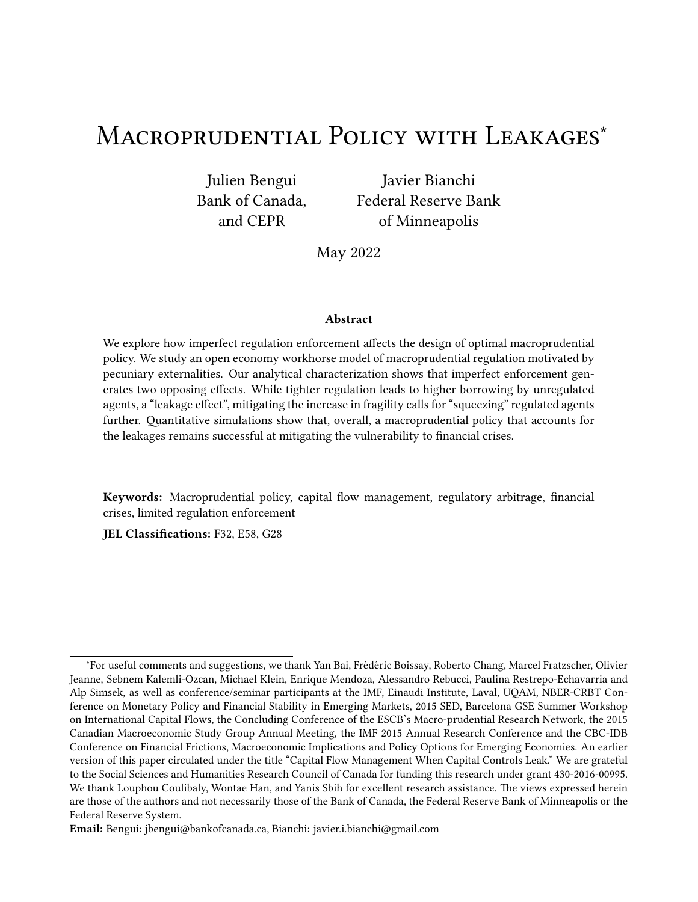# Macroprudential Policy with Leakages*

Julien Bengui
Bank of Canada,
and CEPR

Javier Bianchi
Federal Reserve Bank
of Minneapolis

May 2022

### Abstract

We explore how imperfect regulation enforcement affects the design of optimal macroprudential policy. We study an open economy workhorse model of macroprudential regulation motivated by pecuniary externalities. Our analytical characterization shows that imperfect enforcement generates two opposing effects. While tighter regulation leads to higher borrowing by unregulated agents, a "leakage effect", mitigating the increase in fragility calls for "squeezing" regulated agents further. Quantitative simulations show that, overall, a macroprudential policy that accounts for the leakages remains successful at mitigating the vulnerability to financial crises.

**Keywords:** Macroprudential policy, capital flow management, regulatory arbitrage, financial crises, limited regulation enforcement

**JEL Classifications:** F32, E58, G28

---

*For useful comments and suggestions, we thank Yan Bai, Frédéric Boissay, Roberto Chang, Marcel Fratzscher, Olivier Jeanne, Sebnem Kalemli-Ozcan, Michael Klein, Enrique Mendoza, Alessandro Rebucci, Paulina Restrepo-Echavarria and Alp Simsek, as well as conference/seminar participants at the IMF, Einaudi Institute, Laval, UQAM, NBER-CRBT Conference on Monetary Policy and Financial Stability in Emerging Markets, 2015 SED, Barcelona GSE Summer Workshop on International Capital Flows, the Concluding Conference of the ESCB's Macro-prudential Research Network, the 2015 Canadian Macroeconomic Study Group Annual Meeting, the IMF 2015 Annual Research Conference and the CBC-IDB Conference on Financial Frictions, Macroeconomic Implications and Policy Options for Emerging Economies. An earlier version of this paper circulated under the title "Capital Flow Management When Capital Controls Leak." We are grateful to the Social Sciences and Humanities Research Council of Canada for funding this research under grant 430-2016-00995. We thank Louphou Coulibaly, Wontae Han, and Yanis Sbih for excellent research assistance. The views expressed herein are those of the authors and not necessarily those of the Bank of Canada, the Federal Reserve Bank of Minneapolis or the Federal Reserve System.

**Email:** Bengui: jbengui@bankofcanada.ca, Bianchi: javier.i.bianchi@gmail.com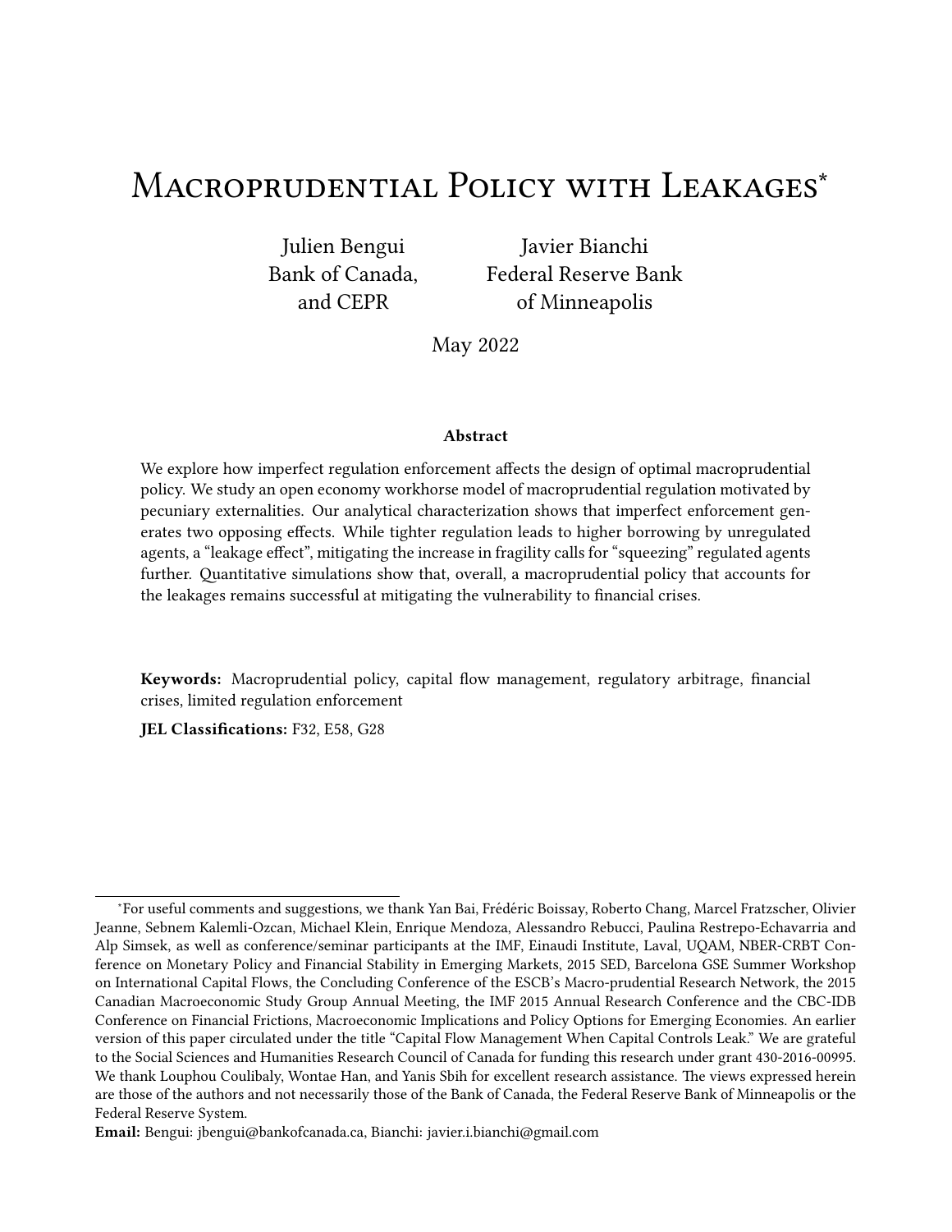# Macroprudential Policy with Leakages[*]

Julien Bengui
Bank of Canada,
and CEPR

Javier Bianchi
Federal Reserve Bank
of Minneapolis

May 2022

### Abstract

We explore how imperfect regulation enforcement affects the design of optimal macroprudential policy. We study an open economy workhorse model of macroprudential regulation motivated by pecuniary externalities. Our analytical characterization shows that imperfect enforcement generates two opposing effects. While tighter regulation leads to higher borrowing by unregulated agents, a "leakage effect", mitigating the increase in fragility calls for "squeezing" regulated agents further. Quantitative simulations show that, overall, a macroprudential policy that accounts for the leakages remains successful at mitigating the vulnerability to financial crises.

**Keywords:** Macroprudential policy, capital flow management, regulatory arbitrage, financial crises, limited regulation enforcement

**JEL Classifications:** F32, E58, G28

---

[*]For useful comments and suggestions, we thank Yan Bai, Frédéric Boissay, Roberto Chang, Marcel Fratzscher, Olivier Jeanne, Sebnem Kalemli-Ozcan, Michael Klein, Enrique Mendoza, Alessandro Rebucci, Paulina Restrepo-Echavarria and Alp Simsek, as well as conference/seminar participants at the IMF, Einaudi Institute, Laval, UQAM, NBER-CRBT Conference on Monetary Policy and Financial Stability in Emerging Markets, 2015 SED, Barcelona GSE Summer Workshop on International Capital Flows, the Concluding Conference of the ESCB's Macro-prudential Research Network, the 2015 Canadian Macroeconomic Study Group Annual Meeting, the IMF 2015 Annual Research Conference and the CBC-IDB Conference on Financial Frictions, Macroeconomic Implications and Policy Options for Emerging Economies. An earlier version of this paper circulated under the title "Capital Flow Management When Capital Controls Leak." We are grateful to the Social Sciences and Humanities Research Council of Canada for funding this research under grant 430-2016-00995. We thank Louphou Coulibaly, Wontae Han, and Yanis Sbih for excellent research assistance. The views expressed herein are those of the authors and not necessarily those of the Bank of Canada, the Federal Reserve Bank of Minneapolis or the Federal Reserve System.

**Email:** Bengui: jbengui@bankofcanada.ca, Bianchi: javier.i.bianchi@gmail.com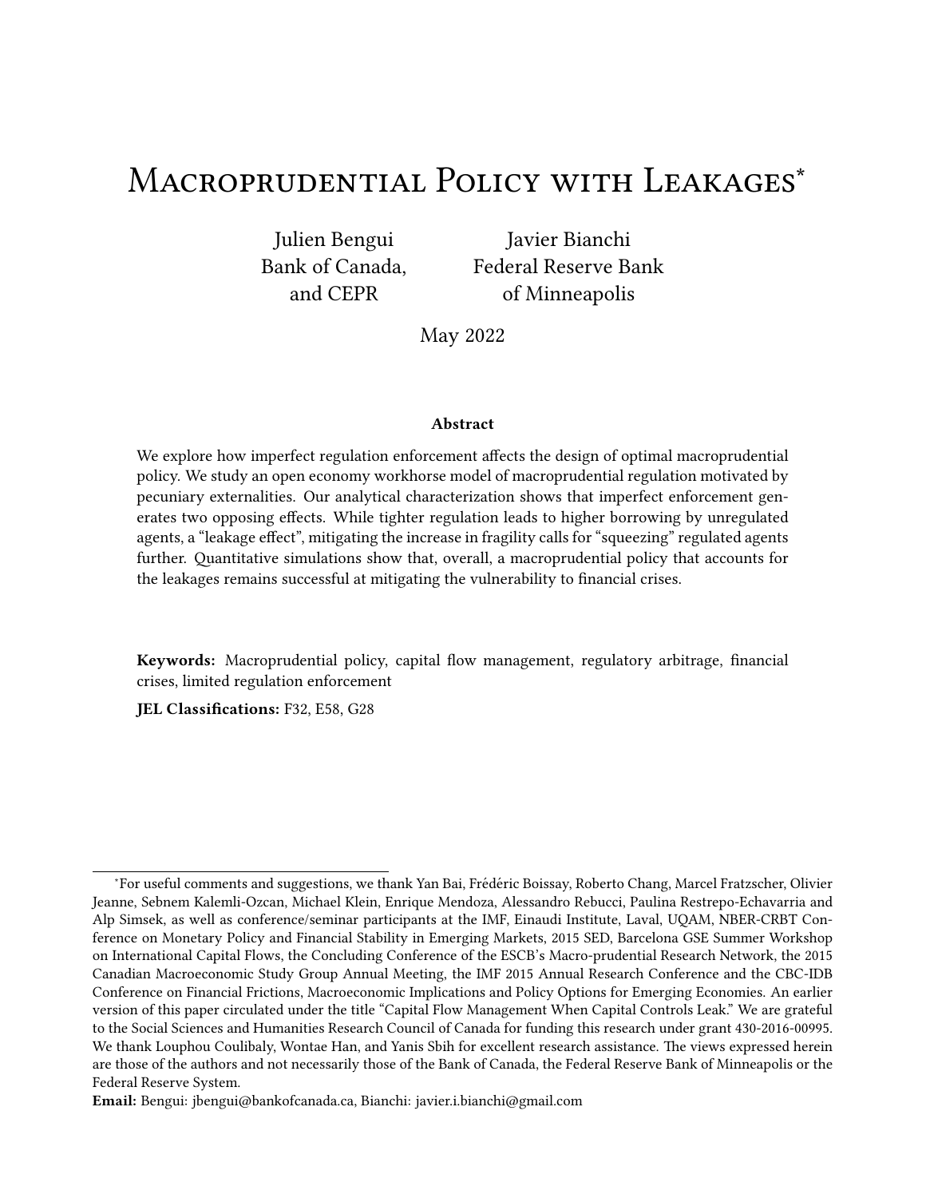# Macroprudential Policy with Leakages*

Julien Bengui
Bank of Canada,
and CEPR

Javier Bianchi
Federal Reserve Bank
of Minneapolis

May 2022

**Abstract**

We explore how imperfect regulation enforcement affects the design of optimal macroprudential policy. We study an open economy workhorse model of macroprudential regulation motivated by pecuniary externalities. Our analytical characterization shows that imperfect enforcement generates two opposing effects. While tighter regulation leads to higher borrowing by unregulated agents, a "leakage effect", mitigating the increase in fragility calls for "squeezing" regulated agents further. Quantitative simulations show that, overall, a macroprudential policy that accounts for the leakages remains successful at mitigating the vulnerability to financial crises.

**Keywords:** Macroprudential policy, capital flow management, regulatory arbitrage, financial crises, limited regulation enforcement

**JEL Classifications:** F32, E58, G28

---

*For useful comments and suggestions, we thank Yan Bai, Frédéric Boissay, Roberto Chang, Marcel Fratzscher, Olivier Jeanne, Sebnem Kalemli-Ozcan, Michael Klein, Enrique Mendoza, Alessandro Rebucci, Paulina Restrepo-Echavarria and Alp Simsek, as well as conference/seminar participants at the IMF, Einaudi Institute, Laval, UQAM, NBER-CRBT Conference on Monetary Policy and Financial Stability in Emerging Markets, 2015 SED, Barcelona GSE Summer Workshop on International Capital Flows, the Concluding Conference of the ESCB's Macro-prudential Research Network, the 2015 Canadian Macroeconomic Study Group Annual Meeting, the IMF 2015 Annual Research Conference and the CBC-IDB Conference on Financial Frictions, Macroeconomic Implications and Policy Options for Emerging Economies. An earlier version of this paper circulated under the title "Capital Flow Management When Capital Controls Leak." We are grateful to the Social Sciences and Humanities Research Council of Canada for funding this research under grant 430-2016-00995. We thank Louphou Coulibaly, Wontae Han, and Yanis Sbih for excellent research assistance. The views expressed herein are those of the authors and not necessarily those of the Bank of Canada, the Federal Reserve Bank of Minneapolis or the Federal Reserve System.

**Email:** Bengui: jbengui@bankofcanada.ca, Bianchi: javier.i.bianchi@gmail.com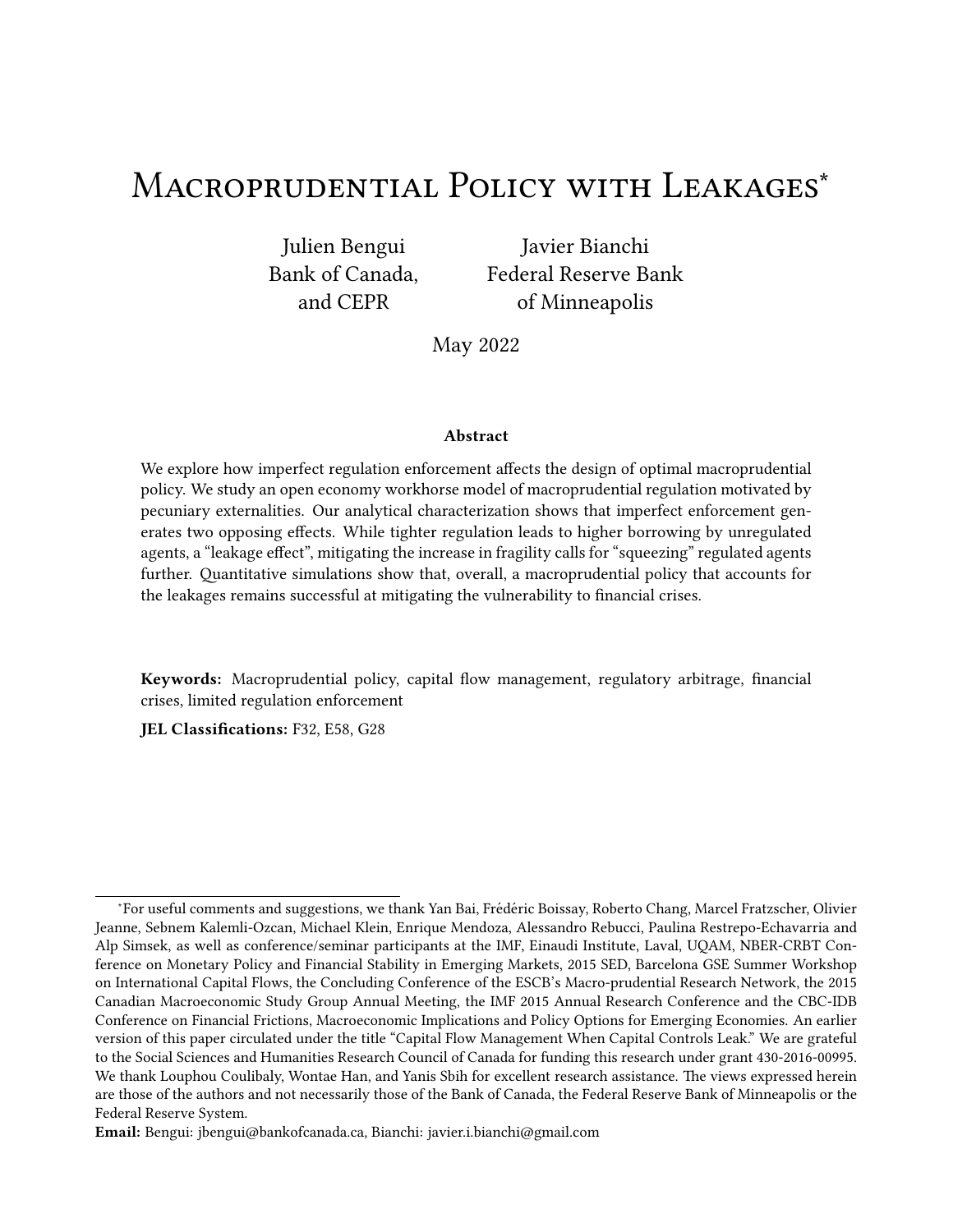# Macroprudential Policy with Leakages[*]

Julien Bengui
Bank of Canada,
and CEPR

Javier Bianchi
Federal Reserve Bank
of Minneapolis

May 2022

**Abstract**

We explore how imperfect regulation enforcement affects the design of optimal macroprudential policy. We study an open economy workhorse model of macroprudential regulation motivated by pecuniary externalities. Our analytical characterization shows that imperfect enforcement generates two opposing effects. While tighter regulation leads to higher borrowing by unregulated agents, a "leakage effect", mitigating the increase in fragility calls for "squeezing" regulated agents further. Quantitative simulations show that, overall, a macroprudential policy that accounts for the leakages remains successful at mitigating the vulnerability to financial crises.

**Keywords:** Macroprudential policy, capital flow management, regulatory arbitrage, financial crises, limited regulation enforcement

**JEL Classifications:** F32, E58, G28

---

[*]For useful comments and suggestions, we thank Yan Bai, Frédéric Boissay, Roberto Chang, Marcel Fratzscher, Olivier Jeanne, Sebnem Kalemli-Ozcan, Michael Klein, Enrique Mendoza, Alessandro Rebucci, Paulina Restrepo-Echavarria and Alp Simsek, as well as conference/seminar participants at the IMF, Einaudi Institute, Laval, UQAM, NBER-CRBT Conference on Monetary Policy and Financial Stability in Emerging Markets, 2015 SED, Barcelona GSE Summer Workshop on International Capital Flows, the Concluding Conference of the ESCB's Macro-prudential Research Network, the 2015 Canadian Macroeconomic Study Group Annual Meeting, the IMF 2015 Annual Research Conference and the CBC-IDB Conference on Financial Frictions, Macroeconomic Implications and Policy Options for Emerging Economies. An earlier version of this paper circulated under the title "Capital Flow Management When Capital Controls Leak." We are grateful to the Social Sciences and Humanities Research Council of Canada for funding this research under grant 430-2016-00995. We thank Louphou Coulibaly, Wontae Han, and Yanis Sbih for excellent research assistance. The views expressed herein are those of the authors and not necessarily those of the Bank of Canada, the Federal Reserve Bank of Minneapolis or the Federal Reserve System.

**Email:** Bengui: jbengui@bankofcanada.ca, Bianchi: javier.i.bianchi@gmail.com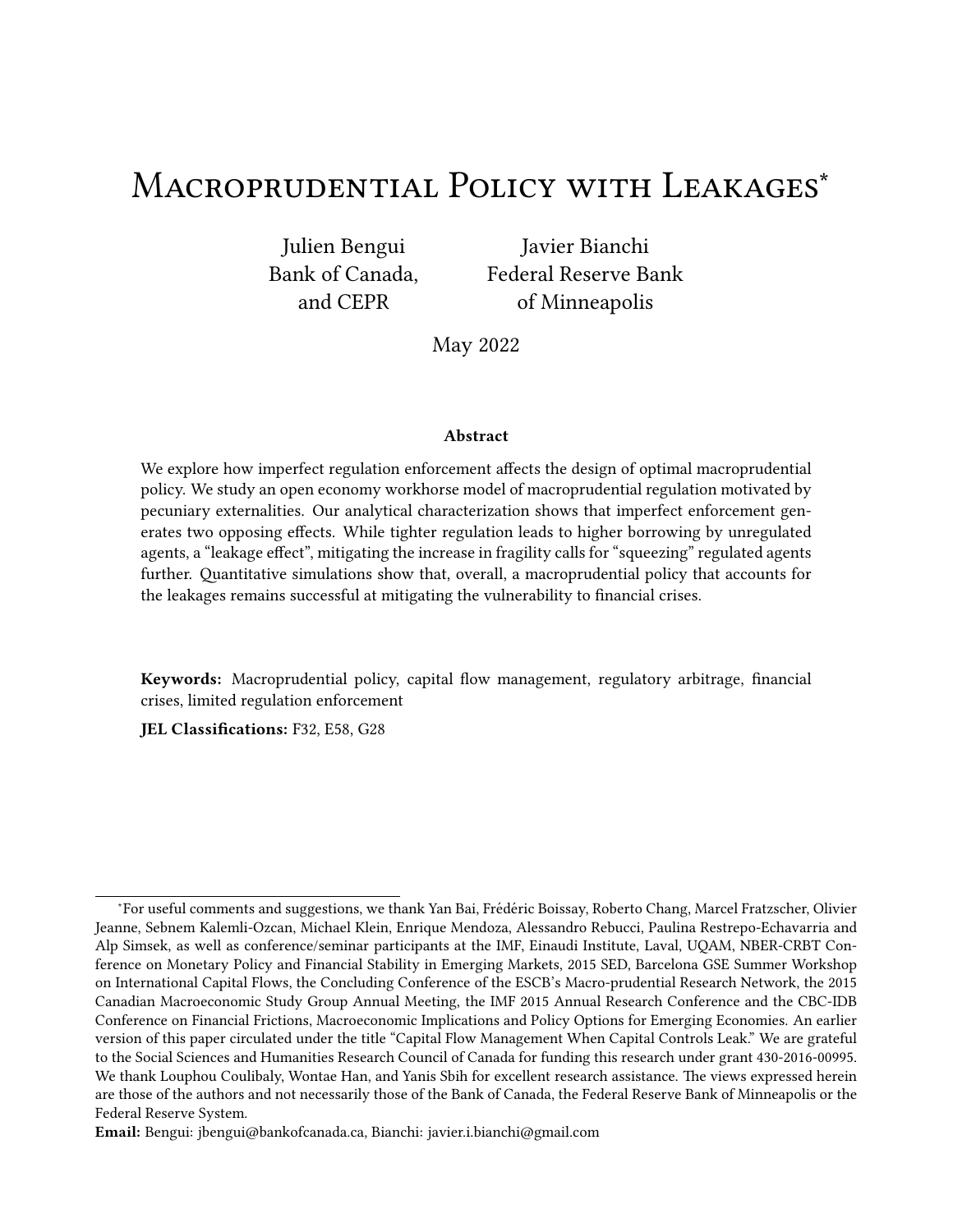# Macroprudential Policy with Leakages*

Julien Bengui
Bank of Canada,
and CEPR

Javier Bianchi
Federal Reserve Bank
of Minneapolis

May 2022

### Abstract

We explore how imperfect regulation enforcement affects the design of optimal macroprudential policy. We study an open economy workhorse model of macroprudential regulation motivated by pecuniary externalities. Our analytical characterization shows that imperfect enforcement generates two opposing effects. While tighter regulation leads to higher borrowing by unregulated agents, a "leakage effect", mitigating the increase in fragility calls for "squeezing" regulated agents further. Quantitative simulations show that, overall, a macroprudential policy that accounts for the leakages remains successful at mitigating the vulnerability to financial crises.

**Keywords:** Macroprudential policy, capital flow management, regulatory arbitrage, financial crises, limited regulation enforcement

**JEL Classifications:** F32, E58, G28

---

*For useful comments and suggestions, we thank Yan Bai, Frédéric Boissay, Roberto Chang, Marcel Fratzscher, Olivier Jeanne, Sebnem Kalemli-Ozcan, Michael Klein, Enrique Mendoza, Alessandro Rebucci, Paulina Restrepo-Echavarria and Alp Simsek, as well as conference/seminar participants at the IMF, Einaudi Institute, Laval, UQAM, NBER-CRBT Conference on Monetary Policy and Financial Stability in Emerging Markets, 2015 SED, Barcelona GSE Summer Workshop on International Capital Flows, the Concluding Conference of the ESCB's Macro-prudential Research Network, the 2015 Canadian Macroeconomic Study Group Annual Meeting, the IMF 2015 Annual Research Conference and the CBC-IDB Conference on Financial Frictions, Macroeconomic Implications and Policy Options for Emerging Economies. An earlier version of this paper circulated under the title "Capital Flow Management When Capital Controls Leak." We are grateful to the Social Sciences and Humanities Research Council of Canada for funding this research under grant 430-2016-00995. We thank Louphou Coulibaly, Wontae Han, and Yanis Sbih for excellent research assistance. The views expressed herein are those of the authors and not necessarily those of the Bank of Canada, the Federal Reserve Bank of Minneapolis or the Federal Reserve System.

**Email:** Bengui: jbengui@bankofcanada.ca, Bianchi: javier.i.bianchi@gmail.com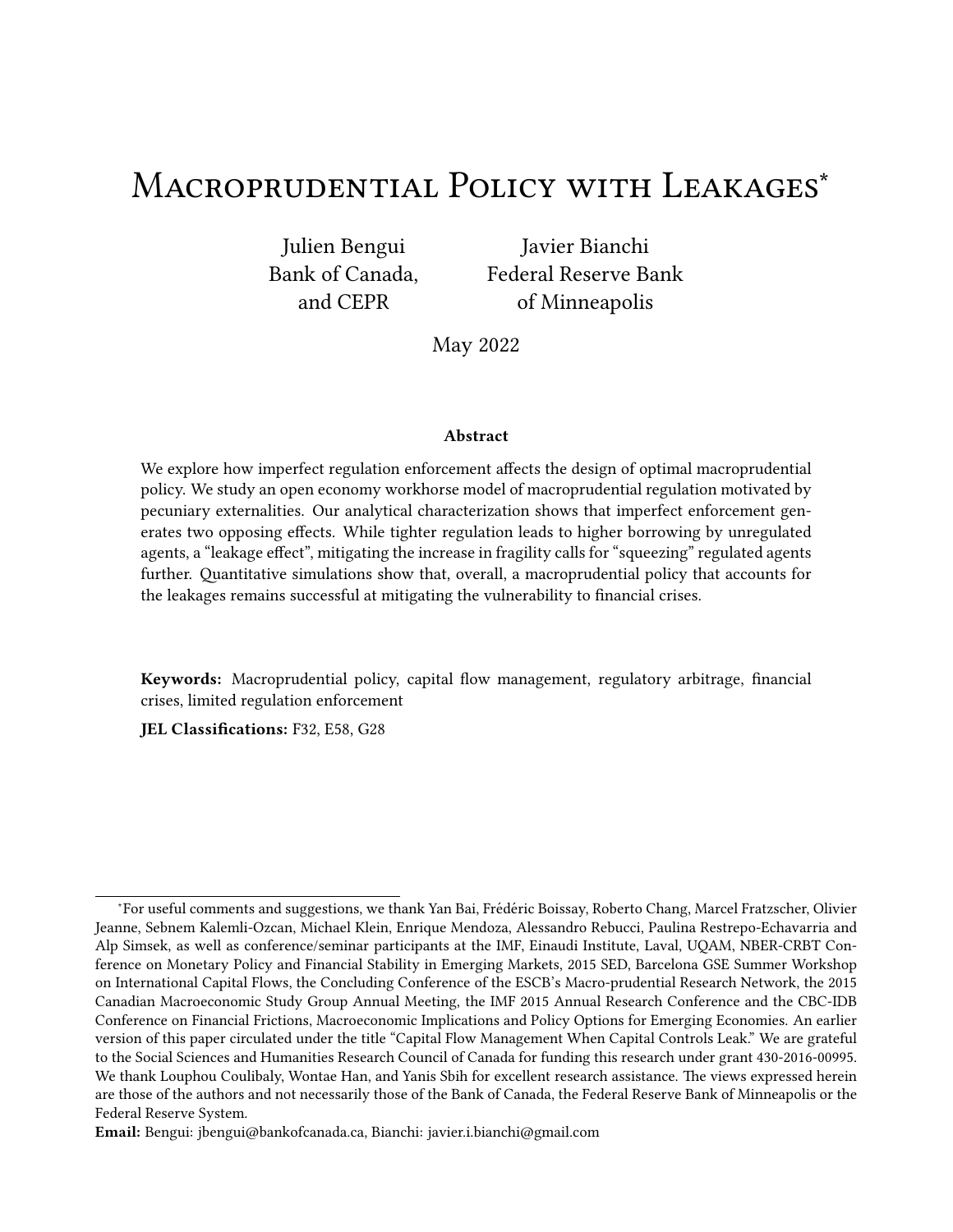# Macroprudential Policy with Leakages*

Julien Bengui
Bank of Canada,
and CEPR

Javier Bianchi
Federal Reserve Bank
of Minneapolis

May 2022

### Abstract

We explore how imperfect regulation enforcement affects the design of optimal macroprudential policy. We study an open economy workhorse model of macroprudential regulation motivated by pecuniary externalities. Our analytical characterization shows that imperfect enforcement generates two opposing effects. While tighter regulation leads to higher borrowing by unregulated agents, a "leakage effect", mitigating the increase in fragility calls for "squeezing" regulated agents further. Quantitative simulations show that, overall, a macroprudential policy that accounts for the leakages remains successful at mitigating the vulnerability to financial crises.

**Keywords:** Macroprudential policy, capital flow management, regulatory arbitrage, financial crises, limited regulation enforcement

**JEL Classifications:** F32, E58, G28

---

*For useful comments and suggestions, we thank Yan Bai, Frédéric Boissay, Roberto Chang, Marcel Fratzscher, Olivier Jeanne, Sebnem Kalemli-Ozcan, Michael Klein, Enrique Mendoza, Alessandro Rebucci, Paulina Restrepo-Echavarria and Alp Simsek, as well as conference/seminar participants at the IMF, Einaudi Institute, Laval, UQAM, NBER-CRBT Conference on Monetary Policy and Financial Stability in Emerging Markets, 2015 SED, Barcelona GSE Summer Workshop on International Capital Flows, the Concluding Conference of the ESCB's Macro-prudential Research Network, the 2015 Canadian Macroeconomic Study Group Annual Meeting, the IMF 2015 Annual Research Conference and the CBC-IDB Conference on Financial Frictions, Macroeconomic Implications and Policy Options for Emerging Economies. An earlier version of this paper circulated under the title "Capital Flow Management When Capital Controls Leak." We are grateful to the Social Sciences and Humanities Research Council of Canada for funding this research under grant 430-2016-00995. We thank Louphou Coulibaly, Wontae Han, and Yanis Sbih for excellent research assistance. The views expressed herein are those of the authors and not necessarily those of the Bank of Canada, the Federal Reserve Bank of Minneapolis or the Federal Reserve System.

**Email:** Bengui: jbengui@bankofcanada.ca, Bianchi: javier.i.bianchi@gmail.com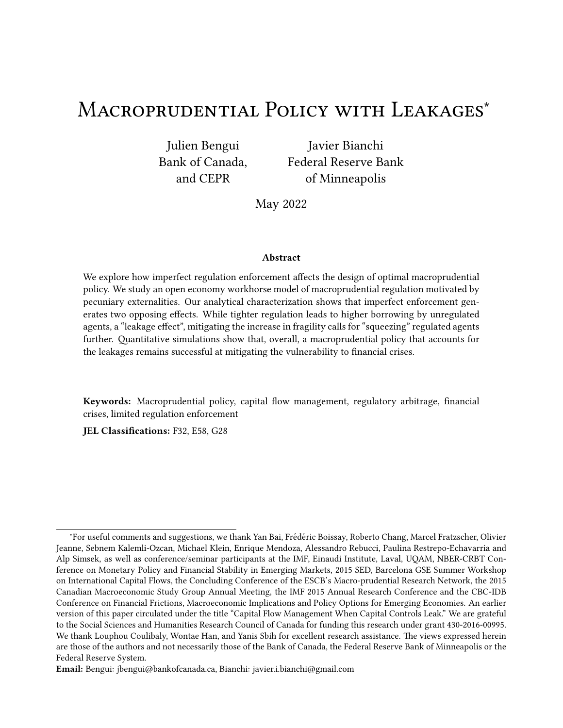# Macroprudential Policy with Leakages*

Julien Bengui
Bank of Canada,
and CEPR

Javier Bianchi
Federal Reserve Bank
of Minneapolis

May 2022

### Abstract

We explore how imperfect regulation enforcement affects the design of optimal macroprudential policy. We study an open economy workhorse model of macroprudential regulation motivated by pecuniary externalities. Our analytical characterization shows that imperfect enforcement generates two opposing effects. While tighter regulation leads to higher borrowing by unregulated agents, a "leakage effect", mitigating the increase in fragility calls for "squeezing" regulated agents further. Quantitative simulations show that, overall, a macroprudential policy that accounts for the leakages remains successful at mitigating the vulnerability to financial crises.

**Keywords:** Macroprudential policy, capital flow management, regulatory arbitrage, financial crises, limited regulation enforcement

**JEL Classifications:** F32, E58, G28

---

*For useful comments and suggestions, we thank Yan Bai, Frédéric Boissay, Roberto Chang, Marcel Fratzscher, Olivier Jeanne, Sebnem Kalemli-Ozcan, Michael Klein, Enrique Mendoza, Alessandro Rebucci, Paulina Restrepo-Echavarria and Alp Simsek, as well as conference/seminar participants at the IMF, Einaudi Institute, Laval, UQAM, NBER-CRBT Conference on Monetary Policy and Financial Stability in Emerging Markets, 2015 SED, Barcelona GSE Summer Workshop on International Capital Flows, the Concluding Conference of the ESCB's Macro-prudential Research Network, the 2015 Canadian Macroeconomic Study Group Annual Meeting, the IMF 2015 Annual Research Conference and the CBC-IDB Conference on Financial Frictions, Macroeconomic Implications and Policy Options for Emerging Economies. An earlier version of this paper circulated under the title "Capital Flow Management When Capital Controls Leak." We are grateful to the Social Sciences and Humanities Research Council of Canada for funding this research under grant 430-2016-00995. We thank Louphou Coulibaly, Wontae Han, and Yanis Sbih for excellent research assistance. The views expressed herein are those of the authors and not necessarily those of the Bank of Canada, the Federal Reserve Bank of Minneapolis or the Federal Reserve System.

**Email:** Bengui: jbengui@bankofcanada.ca, Bianchi: javier.i.bianchi@gmail.com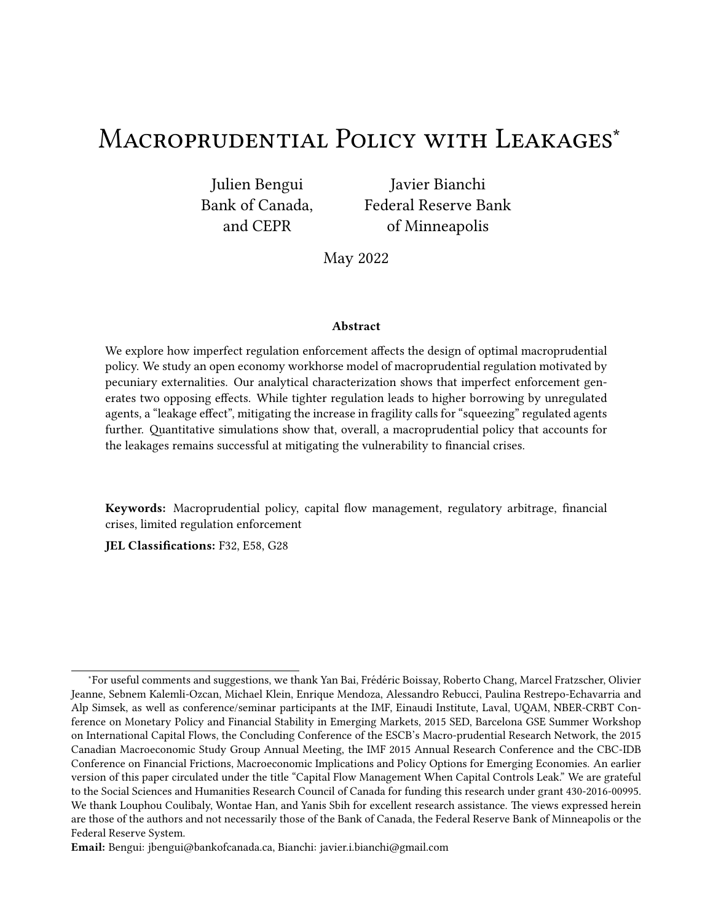# Macroprudential Policy with Leakages[*]

Julien Bengui
Bank of Canada,
and CEPR

Javier Bianchi
Federal Reserve Bank
of Minneapolis

May 2022

### Abstract

We explore how imperfect regulation enforcement affects the design of optimal macroprudential policy. We study an open economy workhorse model of macroprudential regulation motivated by pecuniary externalities. Our analytical characterization shows that imperfect enforcement generates two opposing effects. While tighter regulation leads to higher borrowing by unregulated agents, a "leakage effect", mitigating the increase in fragility calls for "squeezing" regulated agents further. Quantitative simulations show that, overall, a macroprudential policy that accounts for the leakages remains successful at mitigating the vulnerability to financial crises.

**Keywords:** Macroprudential policy, capital flow management, regulatory arbitrage, financial crises, limited regulation enforcement

**JEL Classifications:** F32, E58, G28

---

[*]For useful comments and suggestions, we thank Yan Bai, Frédéric Boissay, Roberto Chang, Marcel Fratzscher, Olivier Jeanne, Sebnem Kalemli-Ozcan, Michael Klein, Enrique Mendoza, Alessandro Rebucci, Paulina Restrepo-Echavarria and Alp Simsek, as well as conference/seminar participants at the IMF, Einaudi Institute, Laval, UQAM, NBER-CRBT Conference on Monetary Policy and Financial Stability in Emerging Markets, 2015 SED, Barcelona GSE Summer Workshop on International Capital Flows, the Concluding Conference of the ESCB's Macro-prudential Research Network, the 2015 Canadian Macroeconomic Study Group Annual Meeting, the IMF 2015 Annual Research Conference and the CBC-IDB Conference on Financial Frictions, Macroeconomic Implications and Policy Options for Emerging Economies. An earlier version of this paper circulated under the title "Capital Flow Management When Capital Controls Leak." We are grateful to the Social Sciences and Humanities Research Council of Canada for funding this research under grant 430-2016-00995. We thank Louphou Coulibaly, Wontae Han, and Yanis Sbih for excellent research assistance. The views expressed herein are those of the authors and not necessarily those of the Bank of Canada, the Federal Reserve Bank of Minneapolis or the Federal Reserve System.

**Email:** Bengui: jbengui@bankofcanada.ca, Bianchi: javier.i.bianchi@gmail.com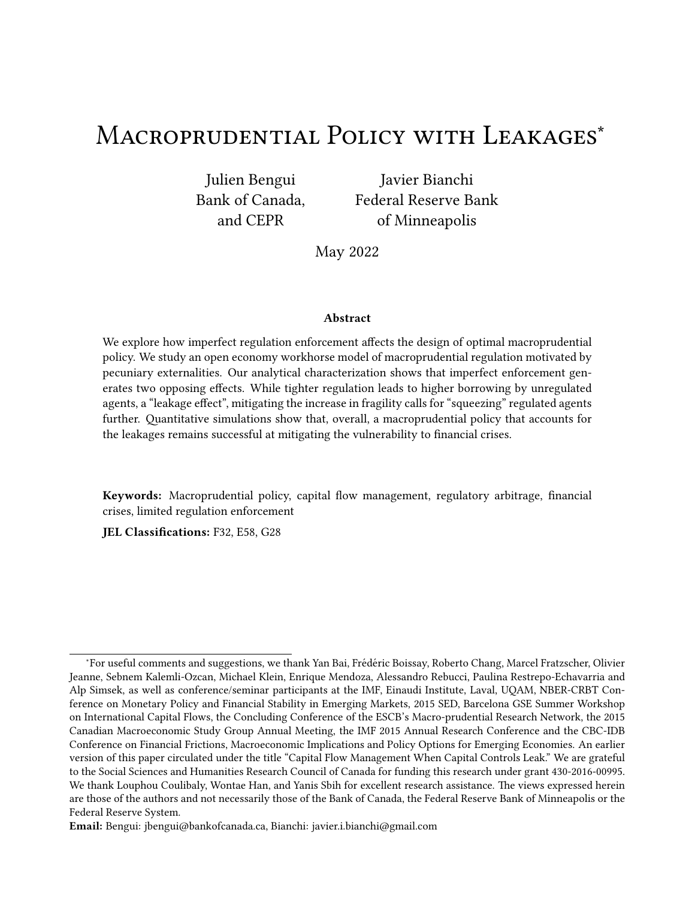# Macroprudential Policy with Leakages*

Julien Bengui
Bank of Canada,
and CEPR

Javier Bianchi
Federal Reserve Bank
of Minneapolis

May 2022

### Abstract

We explore how imperfect regulation enforcement affects the design of optimal macroprudential policy. We study an open economy workhorse model of macroprudential regulation motivated by pecuniary externalities. Our analytical characterization shows that imperfect enforcement generates two opposing effects. While tighter regulation leads to higher borrowing by unregulated agents, a "leakage effect", mitigating the increase in fragility calls for "squeezing" regulated agents further. Quantitative simulations show that, overall, a macroprudential policy that accounts for the leakages remains successful at mitigating the vulnerability to financial crises.

**Keywords:** Macroprudential policy, capital flow management, regulatory arbitrage, financial crises, limited regulation enforcement

**JEL Classifications:** F32, E58, G28

---

*For useful comments and suggestions, we thank Yan Bai, Frédéric Boissay, Roberto Chang, Marcel Fratzscher, Olivier Jeanne, Sebnem Kalemli-Ozcan, Michael Klein, Enrique Mendoza, Alessandro Rebucci, Paulina Restrepo-Echavarria and Alp Simsek, as well as conference/seminar participants at the IMF, Einaudi Institute, Laval, UQAM, NBER-CRBT Conference on Monetary Policy and Financial Stability in Emerging Markets, 2015 SED, Barcelona GSE Summer Workshop on International Capital Flows, the Concluding Conference of the ESCB's Macro-prudential Research Network, the 2015 Canadian Macroeconomic Study Group Annual Meeting, the IMF 2015 Annual Research Conference and the CBC-IDB Conference on Financial Frictions, Macroeconomic Implications and Policy Options for Emerging Economies. An earlier version of this paper circulated under the title "Capital Flow Management When Capital Controls Leak." We are grateful to the Social Sciences and Humanities Research Council of Canada for funding this research under grant 430-2016-00995. We thank Louphou Coulibaly, Wontae Han, and Yanis Sbih for excellent research assistance. The views expressed herein are those of the authors and not necessarily those of the Bank of Canada, the Federal Reserve Bank of Minneapolis or the Federal Reserve System.

**Email:** Bengui: jbengui@bankofcanada.ca, Bianchi: javier.i.bianchi@gmail.com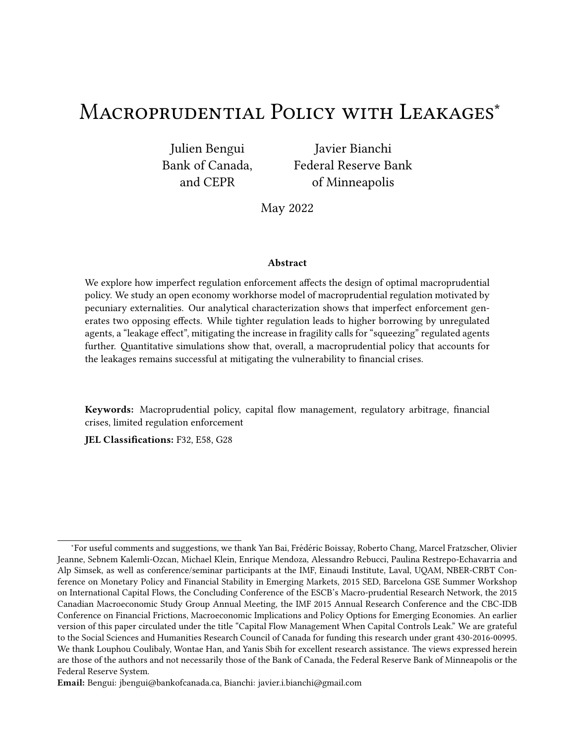# Macroprudential Policy with Leakages[*]

Julien Bengui
Bank of Canada,
and CEPR

Javier Bianchi
Federal Reserve Bank
of Minneapolis

May 2022

### Abstract

We explore how imperfect regulation enforcement affects the design of optimal macroprudential policy. We study an open economy workhorse model of macroprudential regulation motivated by pecuniary externalities. Our analytical characterization shows that imperfect enforcement generates two opposing effects. While tighter regulation leads to higher borrowing by unregulated agents, a "leakage effect", mitigating the increase in fragility calls for "squeezing" regulated agents further. Quantitative simulations show that, overall, a macroprudential policy that accounts for the leakages remains successful at mitigating the vulnerability to financial crises.

**Keywords:** Macroprudential policy, capital flow management, regulatory arbitrage, financial crises, limited regulation enforcement

**JEL Classifications:** F32, E58, G28

[*]For useful comments and suggestions, we thank Yan Bai, Frédéric Boissay, Roberto Chang, Marcel Fratzscher, Olivier Jeanne, Sebnem Kalemli-Ozcan, Michael Klein, Enrique Mendoza, Alessandro Rebucci, Paulina Restrepo-Echavarria and Alp Simsek, as well as conference/seminar participants at the IMF, Einaudi Institute, Laval, UQAM, NBER-CRBT Conference on Monetary Policy and Financial Stability in Emerging Markets, 2015 SED, Barcelona GSE Summer Workshop on International Capital Flows, the Concluding Conference of the ESCB's Macro-prudential Research Network, the 2015 Canadian Macroeconomic Study Group Annual Meeting, the IMF 2015 Annual Research Conference and the CBC-IDB Conference on Financial Frictions, Macroeconomic Implications and Policy Options for Emerging Economies. An earlier version of this paper circulated under the title "Capital Flow Management When Capital Controls Leak." We are grateful to the Social Sciences and Humanities Research Council of Canada for funding this research under grant 430-2016-00995. We thank Louphou Coulibaly, Wontae Han, and Yanis Sbih for excellent research assistance. The views expressed herein are those of the authors and not necessarily those of the Bank of Canada, the Federal Reserve Bank of Minneapolis or the Federal Reserve System.

**Email:** Bengui: jbengui@bankofcanada.ca, Bianchi: javier.i.bianchi@gmail.com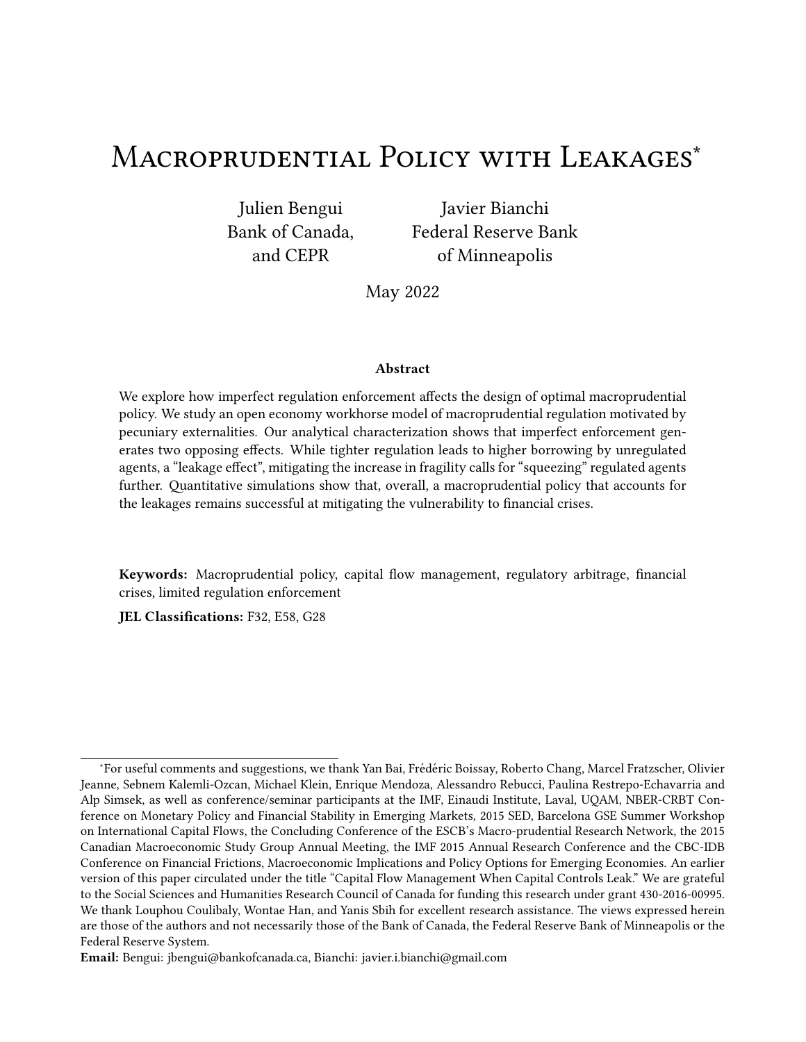# Macroprudential Policy with Leakages*

Julien Bengui
Bank of Canada,
and CEPR

Javier Bianchi
Federal Reserve Bank
of Minneapolis

May 2022

### Abstract

We explore how imperfect regulation enforcement affects the design of optimal macroprudential policy. We study an open economy workhorse model of macroprudential regulation motivated by pecuniary externalities. Our analytical characterization shows that imperfect enforcement generates two opposing effects. While tighter regulation leads to higher borrowing by unregulated agents, a "leakage effect", mitigating the increase in fragility calls for "squeezing" regulated agents further. Quantitative simulations show that, overall, a macroprudential policy that accounts for the leakages remains successful at mitigating the vulnerability to financial crises.

**Keywords:** Macroprudential policy, capital flow management, regulatory arbitrage, financial crises, limited regulation enforcement

**JEL Classifications:** F32, E58, G28

---

*For useful comments and suggestions, we thank Yan Bai, Frédéric Boissay, Roberto Chang, Marcel Fratzscher, Olivier Jeanne, Sebnem Kalemli-Ozcan, Michael Klein, Enrique Mendoza, Alessandro Rebucci, Paulina Restrepo-Echavarria and Alp Simsek, as well as conference/seminar participants at the IMF, Einaudi Institute, Laval, UQAM, NBER-CRBT Conference on Monetary Policy and Financial Stability in Emerging Markets, 2015 SED, Barcelona GSE Summer Workshop on International Capital Flows, the Concluding Conference of the ESCB's Macro-prudential Research Network, the 2015 Canadian Macroeconomic Study Group Annual Meeting, the IMF 2015 Annual Research Conference and the CBC-IDB Conference on Financial Frictions, Macroeconomic Implications and Policy Options for Emerging Economies. An earlier version of this paper circulated under the title "Capital Flow Management When Capital Controls Leak." We are grateful to the Social Sciences and Humanities Research Council of Canada for funding this research under grant 430-2016-00995. We thank Louphou Coulibaly, Wontae Han, and Yanis Sbih for excellent research assistance. The views expressed herein are those of the authors and not necessarily those of the Bank of Canada, the Federal Reserve Bank of Minneapolis or the Federal Reserve System.

**Email:** Bengui: jbengui@bankofcanada.ca, Bianchi: javier.i.bianchi@gmail.com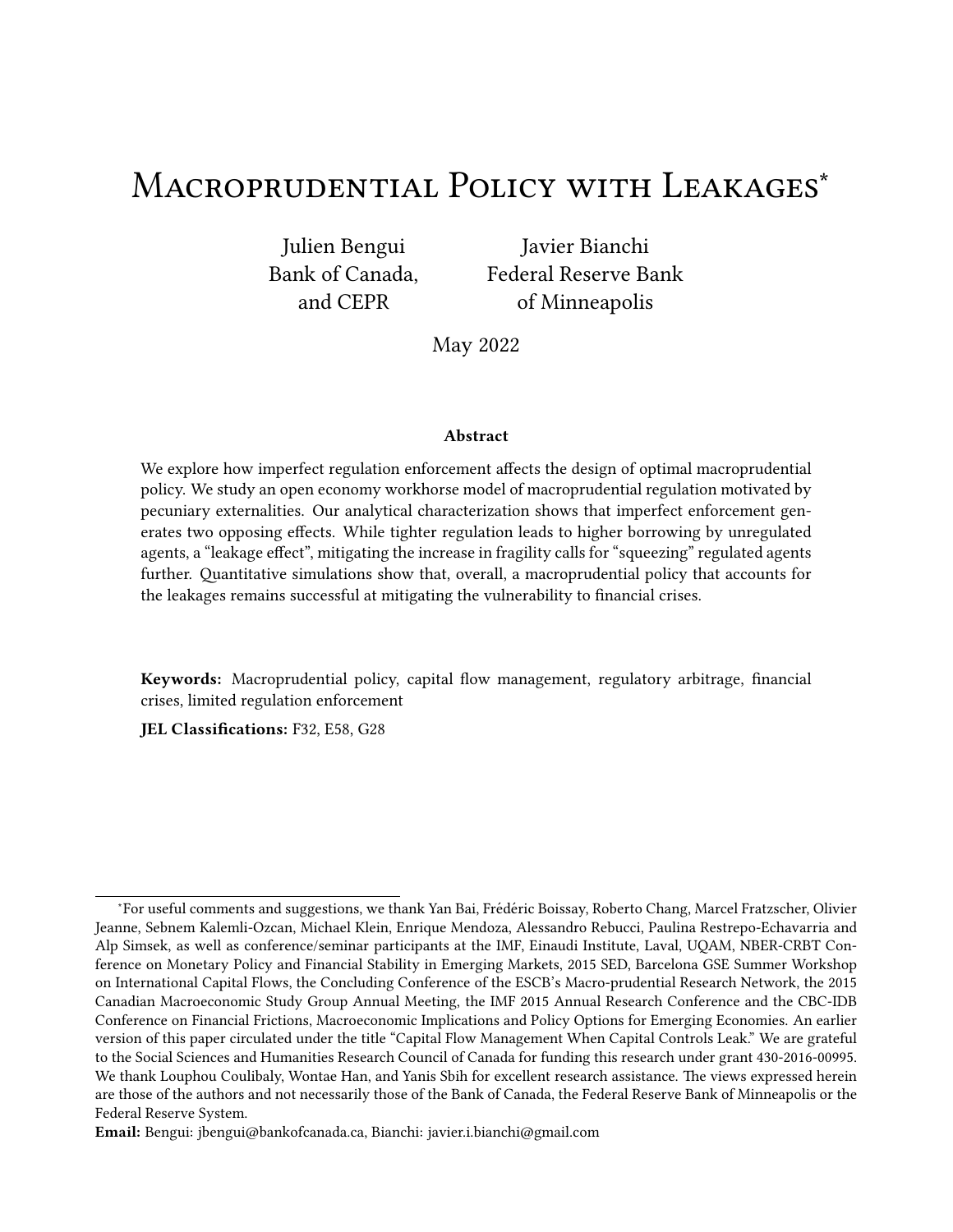# Macroprudential Policy with Leakages*

Julien Bengui
Bank of Canada,
and CEPR

Javier Bianchi
Federal Reserve Bank
of Minneapolis

May 2022

### Abstract

We explore how imperfect regulation enforcement affects the design of optimal macroprudential policy. We study an open economy workhorse model of macroprudential regulation motivated by pecuniary externalities. Our analytical characterization shows that imperfect enforcement generates two opposing effects. While tighter regulation leads to higher borrowing by unregulated agents, a "leakage effect", mitigating the increase in fragility calls for "squeezing" regulated agents further. Quantitative simulations show that, overall, a macroprudential policy that accounts for the leakages remains successful at mitigating the vulnerability to financial crises.

**Keywords:** Macroprudential policy, capital flow management, regulatory arbitrage, financial crises, limited regulation enforcement

**JEL Classifications:** F32, E58, G28

---

*For useful comments and suggestions, we thank Yan Bai, Frédéric Boissay, Roberto Chang, Marcel Fratzscher, Olivier Jeanne, Sebnem Kalemli-Ozcan, Michael Klein, Enrique Mendoza, Alessandro Rebucci, Paulina Restrepo-Echavarria and Alp Simsek, as well as conference/seminar participants at the IMF, Einaudi Institute, Laval, UQAM, NBER-CRBT Conference on Monetary Policy and Financial Stability in Emerging Markets, 2015 SED, Barcelona GSE Summer Workshop on International Capital Flows, the Concluding Conference of the ESCB's Macro-prudential Research Network, the 2015 Canadian Macroeconomic Study Group Annual Meeting, the IMF 2015 Annual Research Conference and the CBC-IDB Conference on Financial Frictions, Macroeconomic Implications and Policy Options for Emerging Economies. An earlier version of this paper circulated under the title "Capital Flow Management When Capital Controls Leak." We are grateful to the Social Sciences and Humanities Research Council of Canada for funding this research under grant 430-2016-00995. We thank Louphou Coulibaly, Wontae Han, and Yanis Sbih for excellent research assistance. The views expressed herein are those of the authors and not necessarily those of the Bank of Canada, the Federal Reserve Bank of Minneapolis or the Federal Reserve System.

**Email:** Bengui: jbengui@bankofcanada.ca, Bianchi: javier.i.bianchi@gmail.com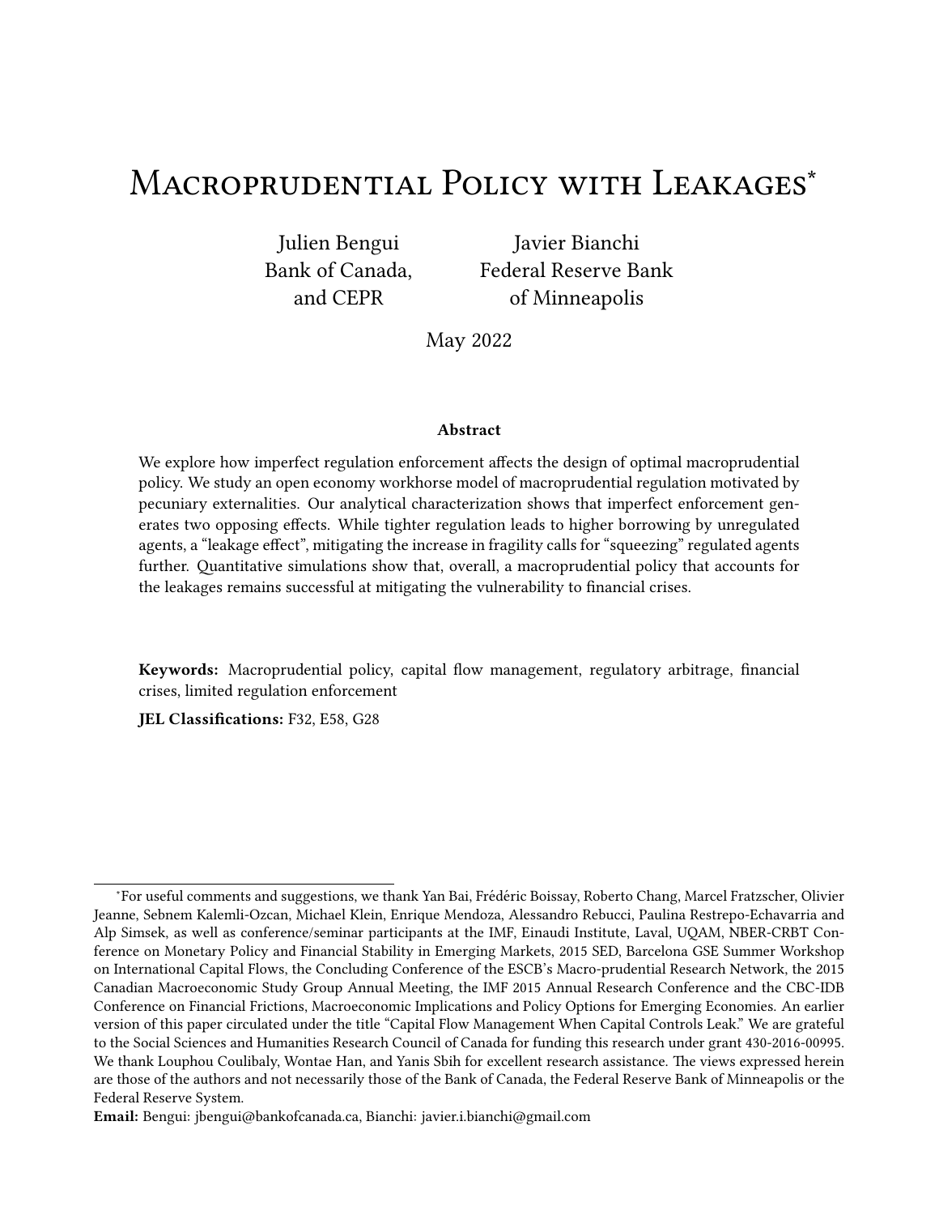# Macroprudential Policy with Leakages*

Julien Bengui
Bank of Canada,
and CEPR

Javier Bianchi
Federal Reserve Bank
of Minneapolis

May 2022

**Abstract**

We explore how imperfect regulation enforcement affects the design of optimal macroprudential policy. We study an open economy workhorse model of macroprudential regulation motivated by pecuniary externalities. Our analytical characterization shows that imperfect enforcement generates two opposing effects. While tighter regulation leads to higher borrowing by unregulated agents, a "leakage effect", mitigating the increase in fragility calls for "squeezing" regulated agents further. Quantitative simulations show that, overall, a macroprudential policy that accounts for the leakages remains successful at mitigating the vulnerability to financial crises.

**Keywords:** Macroprudential policy, capital flow management, regulatory arbitrage, financial crises, limited regulation enforcement

**JEL Classifications:** F32, E58, G28

---

*For useful comments and suggestions, we thank Yan Bai, Frédéric Boissay, Roberto Chang, Marcel Fratzscher, Olivier Jeanne, Sebnem Kalemli-Ozcan, Michael Klein, Enrique Mendoza, Alessandro Rebucci, Paulina Restrepo-Echavarria and Alp Simsek, as well as conference/seminar participants at the IMF, Einaudi Institute, Laval, UQAM, NBER-CRBT Conference on Monetary Policy and Financial Stability in Emerging Markets, 2015 SED, Barcelona GSE Summer Workshop on International Capital Flows, the Concluding Conference of the ESCB's Macro-prudential Research Network, the 2015 Canadian Macroeconomic Study Group Annual Meeting, the IMF 2015 Annual Research Conference and the CBC-IDB Conference on Financial Frictions, Macroeconomic Implications and Policy Options for Emerging Economies. An earlier version of this paper circulated under the title "Capital Flow Management When Capital Controls Leak." We are grateful to the Social Sciences and Humanities Research Council of Canada for funding this research under grant 430-2016-00995. We thank Louphou Coulibaly, Wontae Han, and Yanis Sbih for excellent research assistance. The views expressed herein are those of the authors and not necessarily those of the Bank of Canada, the Federal Reserve Bank of Minneapolis or the Federal Reserve System.

**Email:** Bengui: jbengui@bankofcanada.ca, Bianchi: javier.i.bianchi@gmail.com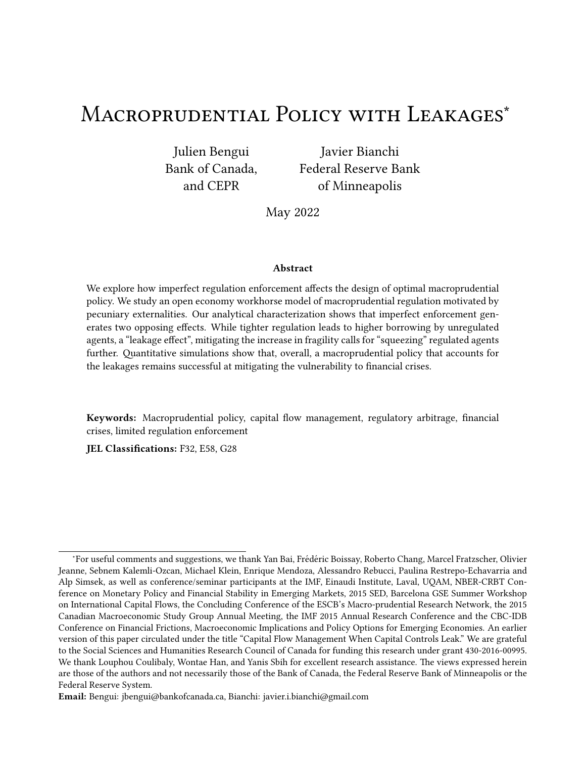# Macroprudential Policy with Leakages*

Julien Bengui
Bank of Canada,
and CEPR

Javier Bianchi
Federal Reserve Bank
of Minneapolis

May 2022

### Abstract

We explore how imperfect regulation enforcement affects the design of optimal macroprudential policy. We study an open economy workhorse model of macroprudential regulation motivated by pecuniary externalities. Our analytical characterization shows that imperfect enforcement generates two opposing effects. While tighter regulation leads to higher borrowing by unregulated agents, a "leakage effect", mitigating the increase in fragility calls for "squeezing" regulated agents further. Quantitative simulations show that, overall, a macroprudential policy that accounts for the leakages remains successful at mitigating the vulnerability to financial crises.

**Keywords:** Macroprudential policy, capital flow management, regulatory arbitrage, financial crises, limited regulation enforcement

**JEL Classifications:** F32, E58, G28

---

*For useful comments and suggestions, we thank Yan Bai, Frédéric Boissay, Roberto Chang, Marcel Fratzscher, Olivier Jeanne, Sebnem Kalemli-Ozcan, Michael Klein, Enrique Mendoza, Alessandro Rebucci, Paulina Restrepo-Echavarria and Alp Simsek, as well as conference/seminar participants at the IMF, Einaudi Institute, Laval, UQAM, NBER-CRBT Conference on Monetary Policy and Financial Stability in Emerging Markets, 2015 SED, Barcelona GSE Summer Workshop on International Capital Flows, the Concluding Conference of the ESCB's Macro-prudential Research Network, the 2015 Canadian Macroeconomic Study Group Annual Meeting, the IMF 2015 Annual Research Conference and the CBC-IDB Conference on Financial Frictions, Macroeconomic Implications and Policy Options for Emerging Economies. An earlier version of this paper circulated under the title "Capital Flow Management When Capital Controls Leak." We are grateful to the Social Sciences and Humanities Research Council of Canada for funding this research under grant 430-2016-00995. We thank Louphou Coulibaly, Wontae Han, and Yanis Sbih for excellent research assistance. The views expressed herein are those of the authors and not necessarily those of the Bank of Canada, the Federal Reserve Bank of Minneapolis or the Federal Reserve System.

**Email:** Bengui: jbengui@bankofcanada.ca, Bianchi: javier.i.bianchi@gmail.com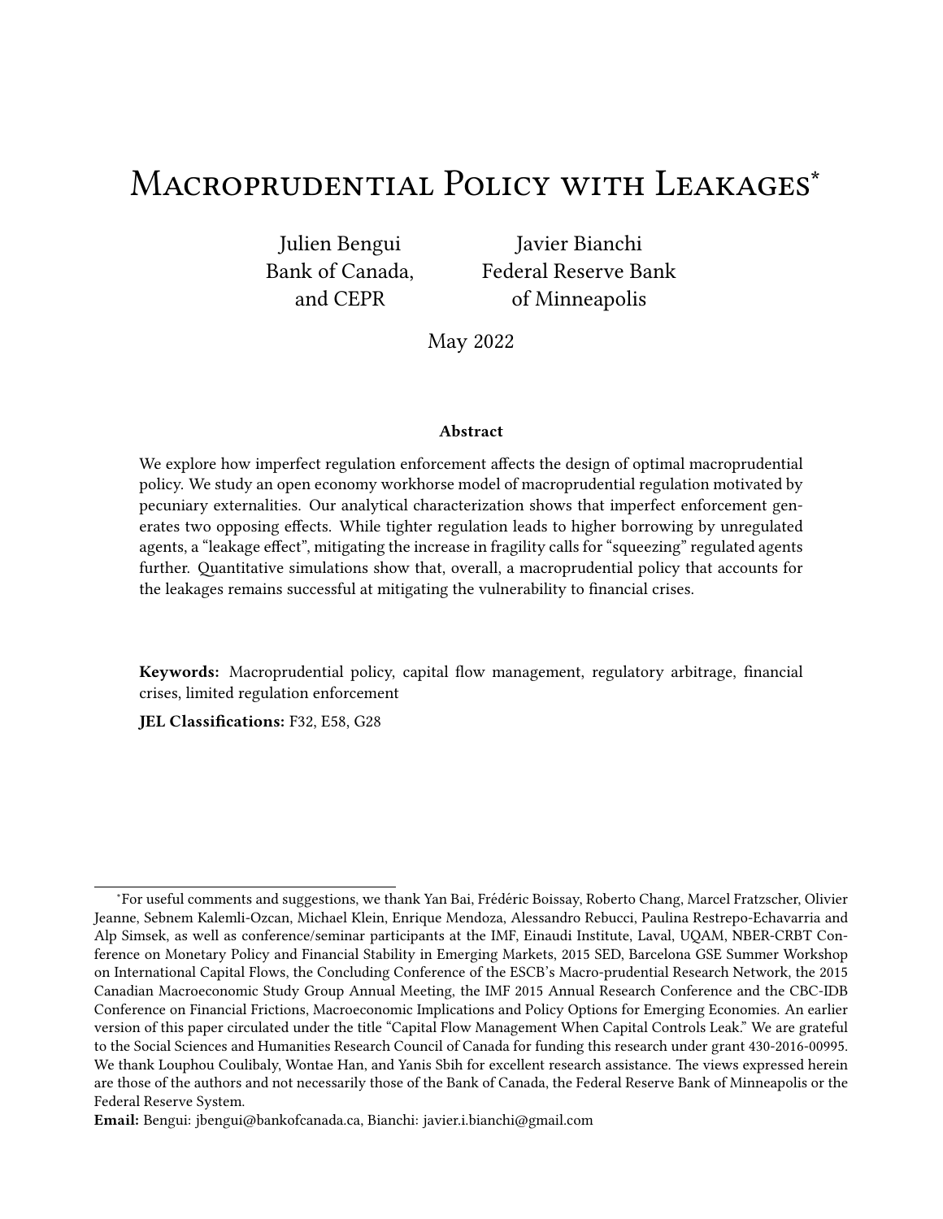# Macroprudential Policy with Leakages*

Julien Bengui
Bank of Canada,
and CEPR

Javier Bianchi
Federal Reserve Bank
of Minneapolis

May 2022

### Abstract

We explore how imperfect regulation enforcement affects the design of optimal macroprudential policy. We study an open economy workhorse model of macroprudential regulation motivated by pecuniary externalities. Our analytical characterization shows that imperfect enforcement generates two opposing effects. While tighter regulation leads to higher borrowing by unregulated agents, a "leakage effect", mitigating the increase in fragility calls for "squeezing" regulated agents further. Quantitative simulations show that, overall, a macroprudential policy that accounts for the leakages remains successful at mitigating the vulnerability to financial crises.

**Keywords:** Macroprudential policy, capital flow management, regulatory arbitrage, financial crises, limited regulation enforcement

**JEL Classifications:** F32, E58, G28

---

*For useful comments and suggestions, we thank Yan Bai, Frédéric Boissay, Roberto Chang, Marcel Fratzscher, Olivier Jeanne, Sebnem Kalemli-Ozcan, Michael Klein, Enrique Mendoza, Alessandro Rebucci, Paulina Restrepo-Echavarria and Alp Simsek, as well as conference/seminar participants at the IMF, Einaudi Institute, Laval, UQAM, NBER-CRBT Conference on Monetary Policy and Financial Stability in Emerging Markets, 2015 SED, Barcelona GSE Summer Workshop on International Capital Flows, the Concluding Conference of the ESCB's Macro-prudential Research Network, the 2015 Canadian Macroeconomic Study Group Annual Meeting, the IMF 2015 Annual Research Conference and the CBC-IDB Conference on Financial Frictions, Macroeconomic Implications and Policy Options for Emerging Economies. An earlier version of this paper circulated under the title "Capital Flow Management When Capital Controls Leak." We are grateful to the Social Sciences and Humanities Research Council of Canada for funding this research under grant 430-2016-00995. We thank Louphou Coulibaly, Wontae Han, and Yanis Sbih for excellent research assistance. The views expressed herein are those of the authors and not necessarily those of the Bank of Canada, the Federal Reserve Bank of Minneapolis or the Federal Reserve System.

**Email:** Bengui: jbengui@bankofcanada.ca, Bianchi: javier.i.bianchi@gmail.com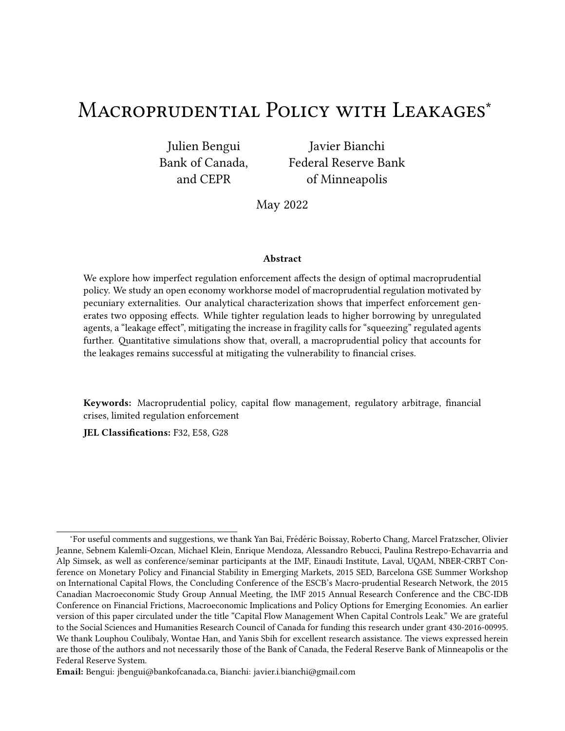# Macroprudential Policy with Leakages*

Julien Bengui
Bank of Canada,
and CEPR

Javier Bianchi
Federal Reserve Bank
of Minneapolis

May 2022

### Abstract

We explore how imperfect regulation enforcement affects the design of optimal macroprudential policy. We study an open economy workhorse model of macroprudential regulation motivated by pecuniary externalities. Our analytical characterization shows that imperfect enforcement generates two opposing effects. While tighter regulation leads to higher borrowing by unregulated agents, a "leakage effect", mitigating the increase in fragility calls for "squeezing" regulated agents further. Quantitative simulations show that, overall, a macroprudential policy that accounts for the leakages remains successful at mitigating the vulnerability to financial crises.

**Keywords:** Macroprudential policy, capital flow management, regulatory arbitrage, financial crises, limited regulation enforcement

**JEL Classifications:** F32, E58, G28

---

*For useful comments and suggestions, we thank Yan Bai, Frédéric Boissay, Roberto Chang, Marcel Fratzscher, Olivier Jeanne, Sebnem Kalemli-Ozcan, Michael Klein, Enrique Mendoza, Alessandro Rebucci, Paulina Restrepo-Echavarria and Alp Simsek, as well as conference/seminar participants at the IMF, Einaudi Institute, Laval, UQAM, NBER-CRBT Conference on Monetary Policy and Financial Stability in Emerging Markets, 2015 SED, Barcelona GSE Summer Workshop on International Capital Flows, the Concluding Conference of the ESCB's Macro-prudential Research Network, the 2015 Canadian Macroeconomic Study Group Annual Meeting, the IMF 2015 Annual Research Conference and the CBC-IDB Conference on Financial Frictions, Macroeconomic Implications and Policy Options for Emerging Economies. An earlier version of this paper circulated under the title "Capital Flow Management When Capital Controls Leak." We are grateful to the Social Sciences and Humanities Research Council of Canada for funding this research under grant 430-2016-00995. We thank Louphou Coulibaly, Wontae Han, and Yanis Sbih for excellent research assistance. The views expressed herein are those of the authors and not necessarily those of the Bank of Canada, the Federal Reserve Bank of Minneapolis or the Federal Reserve System.

**Email:** Bengui: jbengui@bankofcanada.ca, Bianchi: javier.i.bianchi@gmail.com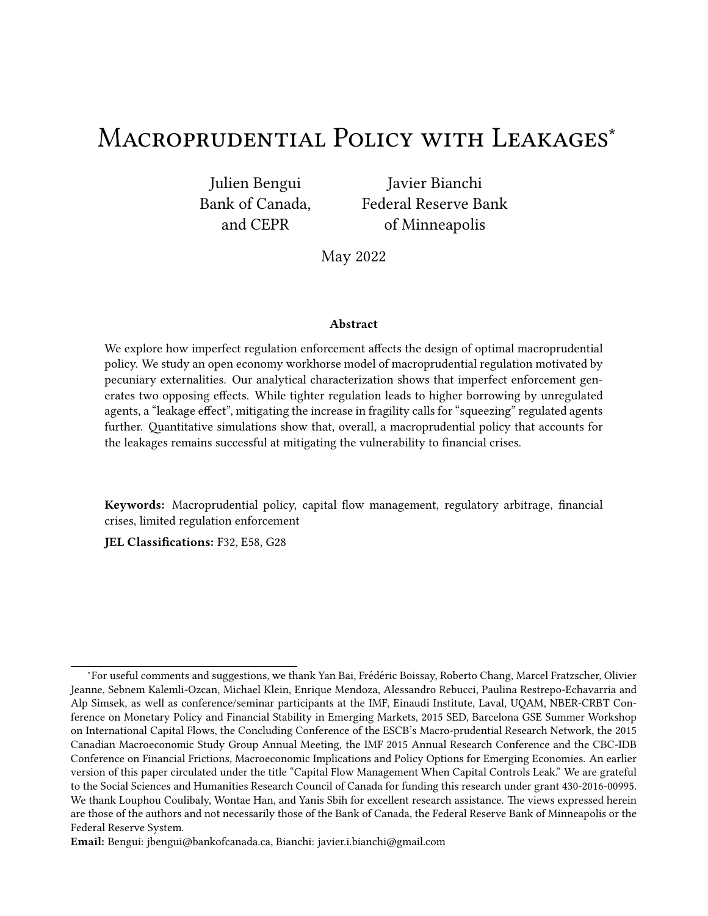# Macroprudential Policy with Leakages*

Julien Bengui
Bank of Canada,
and CEPR

Javier Bianchi
Federal Reserve Bank
of Minneapolis

May 2022

### Abstract

We explore how imperfect regulation enforcement affects the design of optimal macroprudential policy. We study an open economy workhorse model of macroprudential regulation motivated by pecuniary externalities. Our analytical characterization shows that imperfect enforcement generates two opposing effects. While tighter regulation leads to higher borrowing by unregulated agents, a "leakage effect", mitigating the increase in fragility calls for "squeezing" regulated agents further. Quantitative simulations show that, overall, a macroprudential policy that accounts for the leakages remains successful at mitigating the vulnerability to financial crises.

**Keywords:** Macroprudential policy, capital flow management, regulatory arbitrage, financial crises, limited regulation enforcement

**JEL Classifications:** F32, E58, G28

*For useful comments and suggestions, we thank Yan Bai, Frédéric Boissay, Roberto Chang, Marcel Fratzscher, Olivier Jeanne, Sebnem Kalemli-Ozcan, Michael Klein, Enrique Mendoza, Alessandro Rebucci, Paulina Restrepo-Echavarria and Alp Simsek, as well as conference/seminar participants at the IMF, Einaudi Institute, Laval, UQAM, NBER-CRBT Conference on Monetary Policy and Financial Stability in Emerging Markets, 2015 SED, Barcelona GSE Summer Workshop on International Capital Flows, the Concluding Conference of the ESCB's Macro-prudential Research Network, the 2015 Canadian Macroeconomic Study Group Annual Meeting, the IMF 2015 Annual Research Conference and the CBC-IDB Conference on Financial Frictions, Macroeconomic Implications and Policy Options for Emerging Economies. An earlier version of this paper circulated under the title "Capital Flow Management When Capital Controls Leak." We are grateful to the Social Sciences and Humanities Research Council of Canada for funding this research under grant 430-2016-00995. We thank Louphou Coulibaly, Wontae Han, and Yanis Sbih for excellent research assistance. The views expressed herein are those of the authors and not necessarily those of the Bank of Canada, the Federal Reserve Bank of Minneapolis or the Federal Reserve System.

**Email:** Bengui: jbengui@bankofcanada.ca, Bianchi: javier.i.bianchi@gmail.com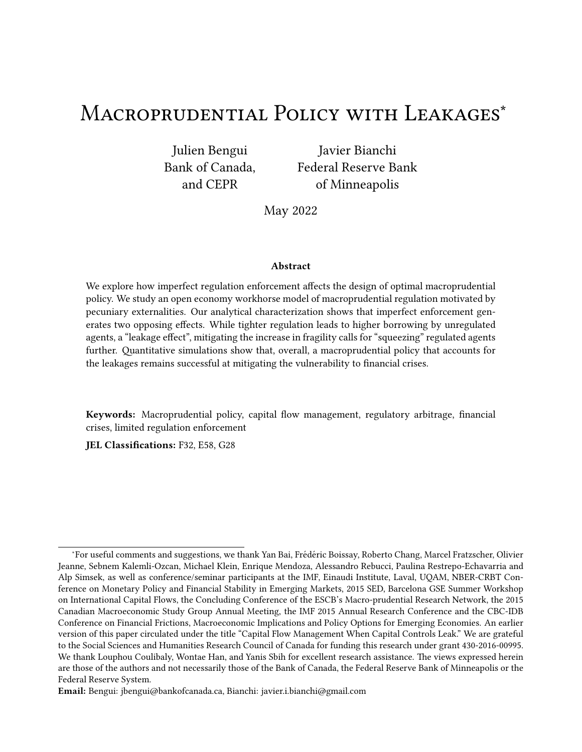# Macroprudential Policy with Leakages*

Julien Bengui
Bank of Canada,
and CEPR

Javier Bianchi
Federal Reserve Bank
of Minneapolis

May 2022

### Abstract

We explore how imperfect regulation enforcement affects the design of optimal macroprudential policy. We study an open economy workhorse model of macroprudential regulation motivated by pecuniary externalities. Our analytical characterization shows that imperfect enforcement generates two opposing effects. While tighter regulation leads to higher borrowing by unregulated agents, a "leakage effect", mitigating the increase in fragility calls for "squeezing" regulated agents further. Quantitative simulations show that, overall, a macroprudential policy that accounts for the leakages remains successful at mitigating the vulnerability to financial crises.

**Keywords:** Macroprudential policy, capital flow management, regulatory arbitrage, financial crises, limited regulation enforcement

**JEL Classifications:** F32, E58, G28

---

*For useful comments and suggestions, we thank Yan Bai, Frédéric Boissay, Roberto Chang, Marcel Fratzscher, Olivier Jeanne, Sebnem Kalemli-Ozcan, Michael Klein, Enrique Mendoza, Alessandro Rebucci, Paulina Restrepo-Echavarria and Alp Simsek, as well as conference/seminar participants at the IMF, Einaudi Institute, Laval, UQAM, NBER-CRBT Conference on Monetary Policy and Financial Stability in Emerging Markets, 2015 SED, Barcelona GSE Summer Workshop on International Capital Flows, the Concluding Conference of the ESCB's Macro-prudential Research Network, the 2015 Canadian Macroeconomic Study Group Annual Meeting, the IMF 2015 Annual Research Conference and the CBC-IDB Conference on Financial Frictions, Macroeconomic Implications and Policy Options for Emerging Economies. An earlier version of this paper circulated under the title "Capital Flow Management When Capital Controls Leak." We are grateful to the Social Sciences and Humanities Research Council of Canada for funding this research under grant 430-2016-00995. We thank Louphou Coulibaly, Wontae Han, and Yanis Sbih for excellent research assistance. The views expressed herein are those of the authors and not necessarily those of the Bank of Canada, the Federal Reserve Bank of Minneapolis or the Federal Reserve System.

**Email:** Bengui: jbengui@bankofcanada.ca, Bianchi: javier.i.bianchi@gmail.com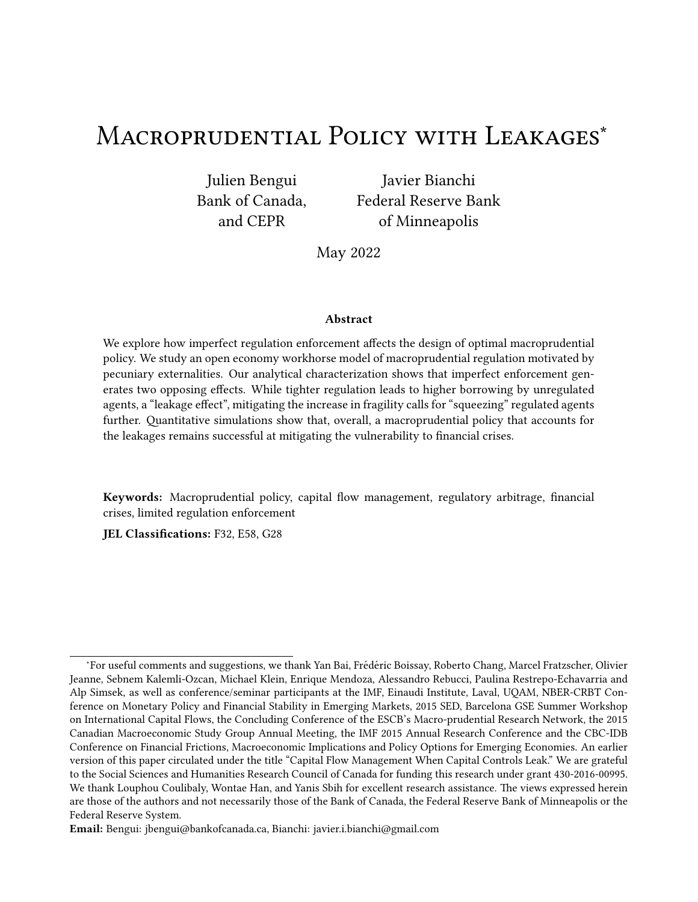# Macroprudential Policy with Leakages*

Julien Bengui
Bank of Canada,
and CEPR

Javier Bianchi
Federal Reserve Bank
of Minneapolis

May 2022

**Abstract**

We explore how imperfect regulation enforcement affects the design of optimal macroprudential policy. We study an open economy workhorse model of macroprudential regulation motivated by pecuniary externalities. Our analytical characterization shows that imperfect enforcement generates two opposing effects. While tighter regulation leads to higher borrowing by unregulated agents, a "leakage effect", mitigating the increase in fragility calls for "squeezing" regulated agents further. Quantitative simulations show that, overall, a macroprudential policy that accounts for the leakages remains successful at mitigating the vulnerability to financial crises.

**Keywords:** Macroprudential policy, capital flow management, regulatory arbitrage, financial crises, limited regulation enforcement

**JEL Classifications:** F32, E58, G28

---

*For useful comments and suggestions, we thank Yan Bai, Frédéric Boissay, Roberto Chang, Marcel Fratzscher, Olivier Jeanne, Sebnem Kalemli-Ozcan, Michael Klein, Enrique Mendoza, Alessandro Rebucci, Paulina Restrepo-Echavarria and Alp Simsek, as well as conference/seminar participants at the IMF, Einaudi Institute, Laval, UQAM, NBER-CRBT Conference on Monetary Policy and Financial Stability in Emerging Markets, 2015 SED, Barcelona GSE Summer Workshop on International Capital Flows, the Concluding Conference of the ESCB's Macro-prudential Research Network, the 2015 Canadian Macroeconomic Study Group Annual Meeting, the IMF 2015 Annual Research Conference and the CBC-IDB Conference on Financial Frictions, Macroeconomic Implications and Policy Options for Emerging Economies. An earlier version of this paper circulated under the title "Capital Flow Management When Capital Controls Leak." We are grateful to the Social Sciences and Humanities Research Council of Canada for funding this research under grant 430-2016-00995. We thank Louphou Coulibaly, Wontae Han, and Yanis Sbih for excellent research assistance. The views expressed herein are those of the authors and not necessarily those of the Bank of Canada, the Federal Reserve Bank of Minneapolis or the Federal Reserve System.

**Email:** Bengui: jbengui@bankofcanada.ca, Bianchi: javier.i.bianchi@gmail.com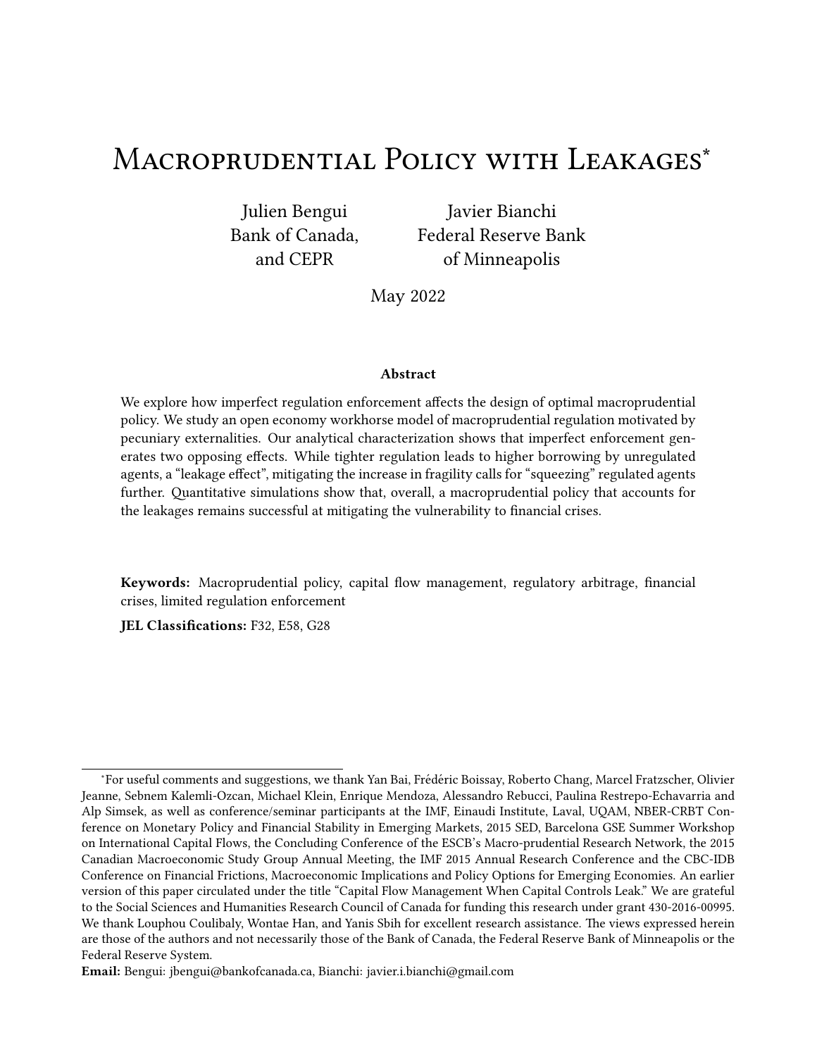# Macroprudential Policy with Leakages*

Julien Bengui
Bank of Canada,
and CEPR

Javier Bianchi
Federal Reserve Bank
of Minneapolis

May 2022

### Abstract

We explore how imperfect regulation enforcement affects the design of optimal macroprudential policy. We study an open economy workhorse model of macroprudential regulation motivated by pecuniary externalities. Our analytical characterization shows that imperfect enforcement generates two opposing effects. While tighter regulation leads to higher borrowing by unregulated agents, a "leakage effect", mitigating the increase in fragility calls for "squeezing" regulated agents further. Quantitative simulations show that, overall, a macroprudential policy that accounts for the leakages remains successful at mitigating the vulnerability to financial crises.

**Keywords:** Macroprudential policy, capital flow management, regulatory arbitrage, financial crises, limited regulation enforcement

**JEL Classifications:** F32, E58, G28

*For useful comments and suggestions, we thank Yan Bai, Frédéric Boissay, Roberto Chang, Marcel Fratzscher, Olivier Jeanne, Sebnem Kalemli-Ozcan, Michael Klein, Enrique Mendoza, Alessandro Rebucci, Paulina Restrepo-Echavarria and Alp Simsek, as well as conference/seminar participants at the IMF, Einaudi Institute, Laval, UQAM, NBER-CRBT Conference on Monetary Policy and Financial Stability in Emerging Markets, 2015 SED, Barcelona GSE Summer Workshop on International Capital Flows, the Concluding Conference of the ESCB's Macro-prudential Research Network, the 2015 Canadian Macroeconomic Study Group Annual Meeting, the IMF 2015 Annual Research Conference and the CBC-IDB Conference on Financial Frictions, Macroeconomic Implications and Policy Options for Emerging Economies. An earlier version of this paper circulated under the title "Capital Flow Management When Capital Controls Leak." We are grateful to the Social Sciences and Humanities Research Council of Canada for funding this research under grant 430-2016-00995. We thank Louphou Coulibaly, Wontae Han, and Yanis Sbih for excellent research assistance. The views expressed herein are those of the authors and not necessarily those of the Bank of Canada, the Federal Reserve Bank of Minneapolis or the Federal Reserve System.

**Email:** Bengui: jbengui@bankofcanada.ca, Bianchi: javier.i.bianchi@gmail.com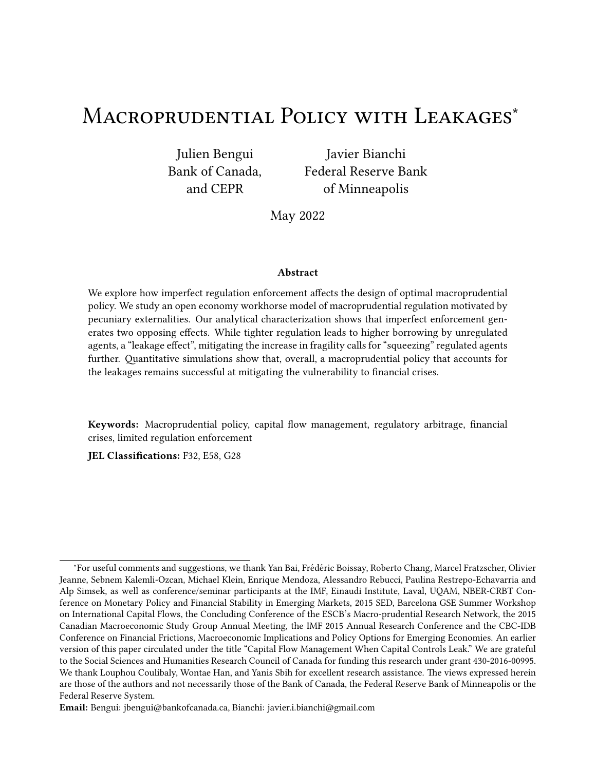# Macroprudential Policy with Leakages*

Julien Bengui
Bank of Canada,
and CEPR

Javier Bianchi
Federal Reserve Bank
of Minneapolis

May 2022

### Abstract

We explore how imperfect regulation enforcement affects the design of optimal macroprudential policy. We study an open economy workhorse model of macroprudential regulation motivated by pecuniary externalities. Our analytical characterization shows that imperfect enforcement generates two opposing effects. While tighter regulation leads to higher borrowing by unregulated agents, a "leakage effect", mitigating the increase in fragility calls for "squeezing" regulated agents further. Quantitative simulations show that, overall, a macroprudential policy that accounts for the leakages remains successful at mitigating the vulnerability to financial crises.

**Keywords:** Macroprudential policy, capital flow management, regulatory arbitrage, financial crises, limited regulation enforcement

**JEL Classifications:** F32, E58, G28

---

*For useful comments and suggestions, we thank Yan Bai, Frédéric Boissay, Roberto Chang, Marcel Fratzscher, Olivier Jeanne, Sebnem Kalemli-Ozcan, Michael Klein, Enrique Mendoza, Alessandro Rebucci, Paulina Restrepo-Echavarria and Alp Simsek, as well as conference/seminar participants at the IMF, Einaudi Institute, Laval, UQAM, NBER-CRBT Conference on Monetary Policy and Financial Stability in Emerging Markets, 2015 SED, Barcelona GSE Summer Workshop on International Capital Flows, the Concluding Conference of the ESCB's Macro-prudential Research Network, the 2015 Canadian Macroeconomic Study Group Annual Meeting, the IMF 2015 Annual Research Conference and the CBC-IDB Conference on Financial Frictions, Macroeconomic Implications and Policy Options for Emerging Economies. An earlier version of this paper circulated under the title "Capital Flow Management When Capital Controls Leak." We are grateful to the Social Sciences and Humanities Research Council of Canada for funding this research under grant 430-2016-00995. We thank Louphou Coulibaly, Wontae Han, and Yanis Sbih for excellent research assistance. The views expressed herein are those of the authors and not necessarily those of the Bank of Canada, the Federal Reserve Bank of Minneapolis or the Federal Reserve System.

**Email:** Bengui: jbengui@bankofcanada.ca, Bianchi: javier.i.bianchi@gmail.com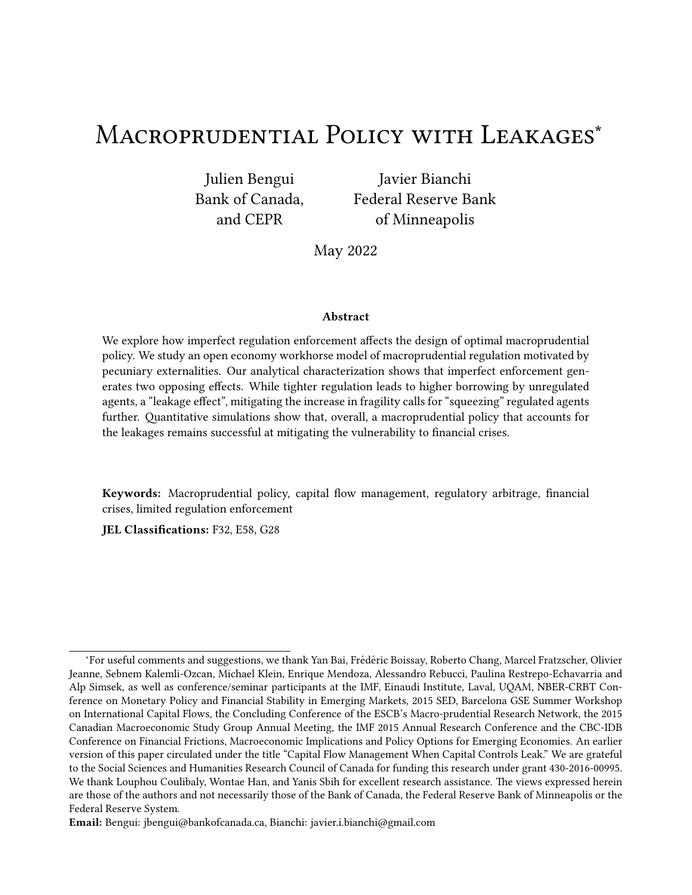# Macroprudential Policy with Leakages*

Julien Bengui
Bank of Canada,
and CEPR

Javier Bianchi
Federal Reserve Bank
of Minneapolis

May 2022

### Abstract

We explore how imperfect regulation enforcement affects the design of optimal macroprudential policy. We study an open economy workhorse model of macroprudential regulation motivated by pecuniary externalities. Our analytical characterization shows that imperfect enforcement generates two opposing effects. While tighter regulation leads to higher borrowing by unregulated agents, a "leakage effect", mitigating the increase in fragility calls for "squeezing" regulated agents further. Quantitative simulations show that, overall, a macroprudential policy that accounts for the leakages remains successful at mitigating the vulnerability to financial crises.

**Keywords:** Macroprudential policy, capital flow management, regulatory arbitrage, financial crises, limited regulation enforcement

**JEL Classifications:** F32, E58, G28

---

*For useful comments and suggestions, we thank Yan Bai, Frédéric Boissay, Roberto Chang, Marcel Fratzscher, Olivier Jeanne, Sebnem Kalemli-Ozcan, Michael Klein, Enrique Mendoza, Alessandro Rebucci, Paulina Restrepo-Echavarria and Alp Simsek, as well as conference/seminar participants at the IMF, Einaudi Institute, Laval, UQAM, NBER-CRBT Conference on Monetary Policy and Financial Stability in Emerging Markets, 2015 SED, Barcelona GSE Summer Workshop on International Capital Flows, the Concluding Conference of the ESCB's Macro-prudential Research Network, the 2015 Canadian Macroeconomic Study Group Annual Meeting, the IMF 2015 Annual Research Conference and the CBC-IDB Conference on Financial Frictions, Macroeconomic Implications and Policy Options for Emerging Economies. An earlier version of this paper circulated under the title "Capital Flow Management When Capital Controls Leak." We are grateful to the Social Sciences and Humanities Research Council of Canada for funding this research under grant 430-2016-00995. We thank Louphou Coulibaly, Wontae Han, and Yanis Sbih for excellent research assistance. The views expressed herein are those of the authors and not necessarily those of the Bank of Canada, the Federal Reserve Bank of Minneapolis or the Federal Reserve System.

**Email:** Bengui: jbengui@bankofcanada.ca, Bianchi: javier.i.bianchi@gmail.com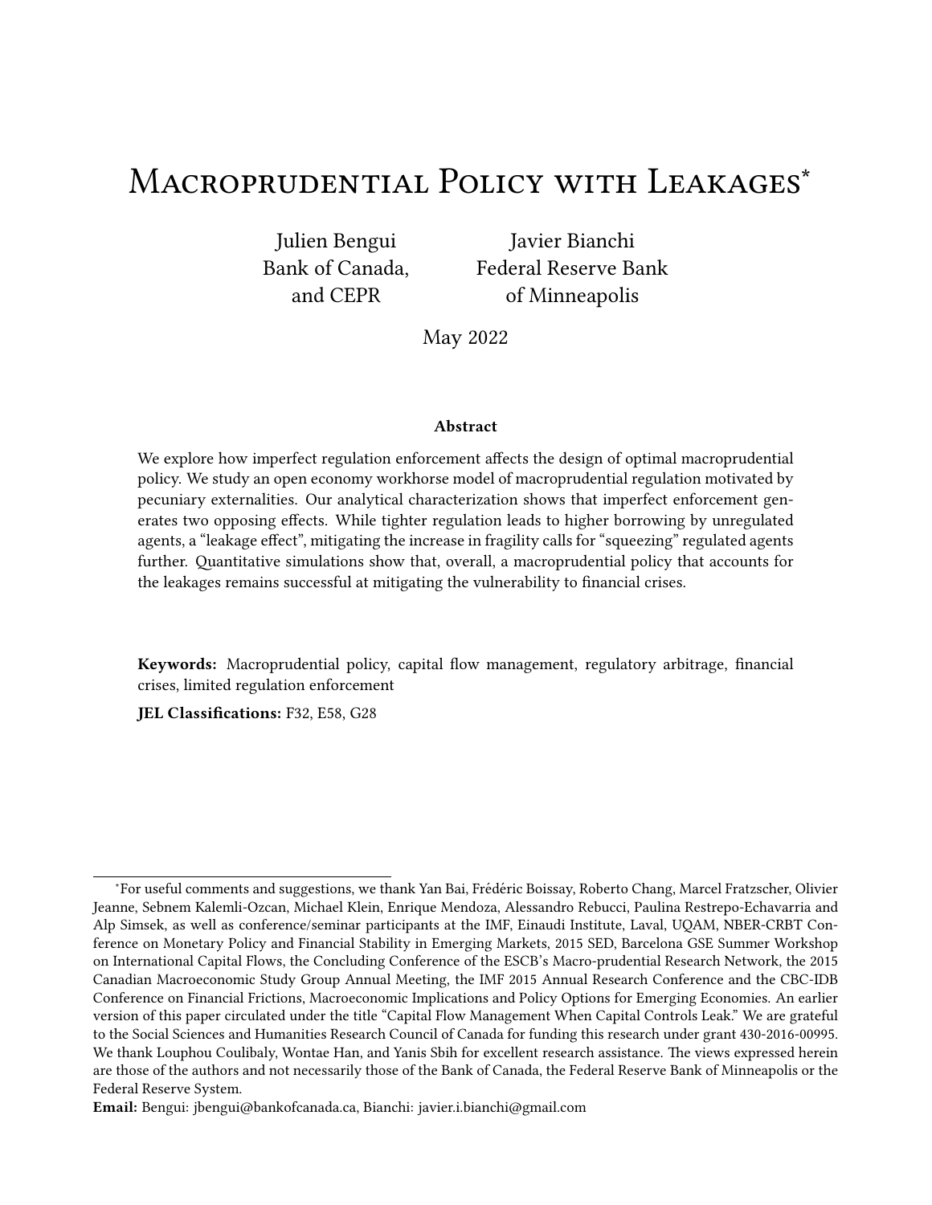# Macroprudential Policy with Leakages*

Julien Bengui
Bank of Canada,
and CEPR

Javier Bianchi
Federal Reserve Bank
of Minneapolis

May 2022

**Abstract**

We explore how imperfect regulation enforcement affects the design of optimal macroprudential policy. We study an open economy workhorse model of macroprudential regulation motivated by pecuniary externalities. Our analytical characterization shows that imperfect enforcement generates two opposing effects. While tighter regulation leads to higher borrowing by unregulated agents, a "leakage effect", mitigating the increase in fragility calls for "squeezing" regulated agents further. Quantitative simulations show that, overall, a macroprudential policy that accounts for the leakages remains successful at mitigating the vulnerability to financial crises.

**Keywords:** Macroprudential policy, capital flow management, regulatory arbitrage, financial crises, limited regulation enforcement

**JEL Classifications:** F32, E58, G28

*For useful comments and suggestions, we thank Yan Bai, Frédéric Boissay, Roberto Chang, Marcel Fratzscher, Olivier Jeanne, Sebnem Kalemli-Ozcan, Michael Klein, Enrique Mendoza, Alessandro Rebucci, Paulina Restrepo-Echavarria and Alp Simsek, as well as conference/seminar participants at the IMF, Einaudi Institute, Laval, UQAM, NBER-CRBT Conference on Monetary Policy and Financial Stability in Emerging Markets, 2015 SED, Barcelona GSE Summer Workshop on International Capital Flows, the Concluding Conference of the ESCB's Macro-prudential Research Network, the 2015 Canadian Macroeconomic Study Group Annual Meeting, the IMF 2015 Annual Research Conference and the CBC-IDB Conference on Financial Frictions, Macroeconomic Implications and Policy Options for Emerging Economies. An earlier version of this paper circulated under the title "Capital Flow Management When Capital Controls Leak." We are grateful to the Social Sciences and Humanities Research Council of Canada for funding this research under grant 430-2016-00995. We thank Louphou Coulibaly, Wontae Han, and Yanis Sbih for excellent research assistance. The views expressed herein are those of the authors and not necessarily those of the Bank of Canada, the Federal Reserve Bank of Minneapolis or the Federal Reserve System.

**Email:** Bengui: jbengui@bankofcanada.ca, Bianchi: javier.i.bianchi@gmail.com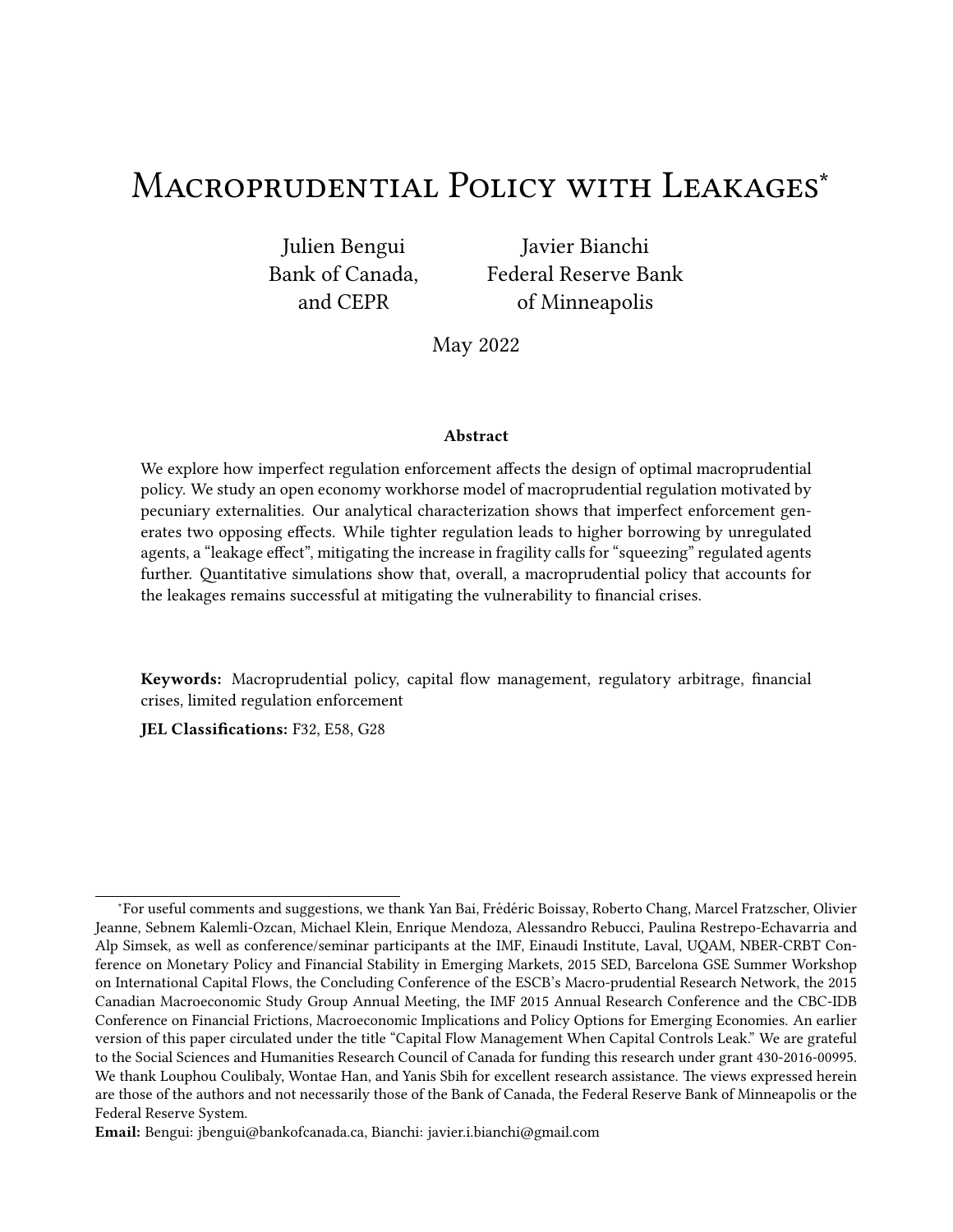# Macroprudential Policy with Leakages[*]

Julien Bengui
Bank of Canada,
and CEPR

Javier Bianchi
Federal Reserve Bank
of Minneapolis

May 2022

### Abstract

We explore how imperfect regulation enforcement affects the design of optimal macroprudential policy. We study an open economy workhorse model of macroprudential regulation motivated by pecuniary externalities. Our analytical characterization shows that imperfect enforcement generates two opposing effects. While tighter regulation leads to higher borrowing by unregulated agents, a "leakage effect", mitigating the increase in fragility calls for "squeezing" regulated agents further. Quantitative simulations show that, overall, a macroprudential policy that accounts for the leakages remains successful at mitigating the vulnerability to financial crises.

**Keywords:** Macroprudential policy, capital flow management, regulatory arbitrage, financial crises, limited regulation enforcement

**JEL Classifications:** F32, E58, G28

---

[*]For useful comments and suggestions, we thank Yan Bai, Frédéric Boissay, Roberto Chang, Marcel Fratzscher, Olivier Jeanne, Sebnem Kalemli-Ozcan, Michael Klein, Enrique Mendoza, Alessandro Rebucci, Paulina Restrepo-Echavarria and Alp Simsek, as well as conference/seminar participants at the IMF, Einaudi Institute, Laval, UQAM, NBER-CRBT Conference on Monetary Policy and Financial Stability in Emerging Markets, 2015 SED, Barcelona GSE Summer Workshop on International Capital Flows, the Concluding Conference of the ESCB's Macro-prudential Research Network, the 2015 Canadian Macroeconomic Study Group Annual Meeting, the IMF 2015 Annual Research Conference and the CBC-IDB Conference on Financial Frictions, Macroeconomic Implications and Policy Options for Emerging Economies. An earlier version of this paper circulated under the title "Capital Flow Management When Capital Controls Leak." We are grateful to the Social Sciences and Humanities Research Council of Canada for funding this research under grant 430-2016-00995. We thank Louphou Coulibaly, Wontae Han, and Yanis Sbih for excellent research assistance. The views expressed herein are those of the authors and not necessarily those of the Bank of Canada, the Federal Reserve Bank of Minneapolis or the Federal Reserve System.

**Email:** Bengui: jbengui@bankofcanada.ca, Bianchi: javier.i.bianchi@gmail.com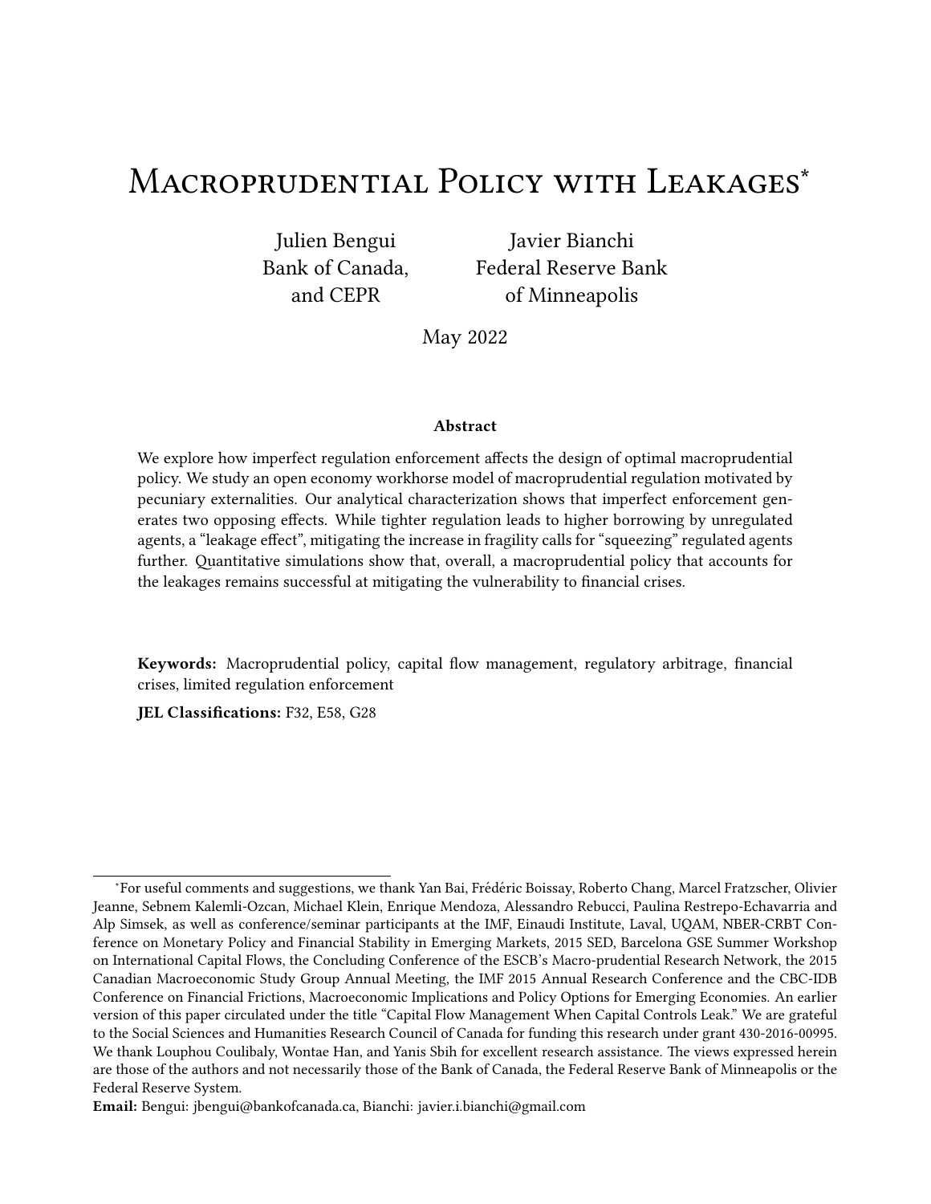# Macroprudential Policy with Leakages*

Julien Bengui
Bank of Canada,
and CEPR

Javier Bianchi
Federal Reserve Bank
of Minneapolis

May 2022

### Abstract

We explore how imperfect regulation enforcement affects the design of optimal macroprudential policy. We study an open economy workhorse model of macroprudential regulation motivated by pecuniary externalities. Our analytical characterization shows that imperfect enforcement generates two opposing effects. While tighter regulation leads to higher borrowing by unregulated agents, a "leakage effect", mitigating the increase in fragility calls for "squeezing" regulated agents further. Quantitative simulations show that, overall, a macroprudential policy that accounts for the leakages remains successful at mitigating the vulnerability to financial crises.

**Keywords:** Macroprudential policy, capital flow management, regulatory arbitrage, financial crises, limited regulation enforcement

**JEL Classifications:** F32, E58, G28

*For useful comments and suggestions, we thank Yan Bai, Frédéric Boissay, Roberto Chang, Marcel Fratzscher, Olivier Jeanne, Sebnem Kalemli-Ozcan, Michael Klein, Enrique Mendoza, Alessandro Rebucci, Paulina Restrepo-Echavarria and Alp Simsek, as well as conference/seminar participants at the IMF, Einaudi Institute, Laval, UQAM, NBER-CRBT Conference on Monetary Policy and Financial Stability in Emerging Markets, 2015 SED, Barcelona GSE Summer Workshop on International Capital Flows, the Concluding Conference of the ESCB's Macro-prudential Research Network, the 2015 Canadian Macroeconomic Study Group Annual Meeting, the IMF 2015 Annual Research Conference and the CBC-IDB Conference on Financial Frictions, Macroeconomic Implications and Policy Options for Emerging Economies. An earlier version of this paper circulated under the title "Capital Flow Management When Capital Controls Leak." We are grateful to the Social Sciences and Humanities Research Council of Canada for funding this research under grant 430-2016-00995. We thank Louphou Coulibaly, Wontae Han, and Yanis Sbih for excellent research assistance. The views expressed herein are those of the authors and not necessarily those of the Bank of Canada, the Federal Reserve Bank of Minneapolis or the Federal Reserve System.

**Email:** Bengui: jbengui@bankofcanada.ca, Bianchi: javier.i.bianchi@gmail.com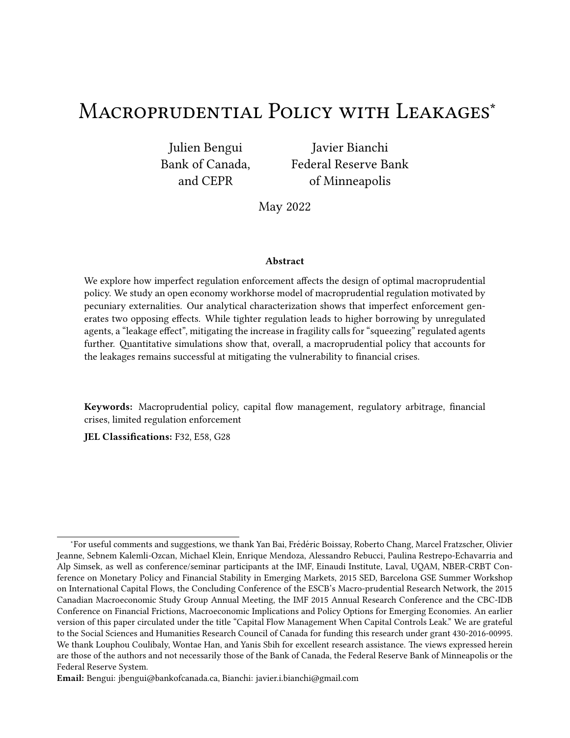# Macroprudential Policy with Leakages*

Julien Bengui
Bank of Canada,
and CEPR

Javier Bianchi
Federal Reserve Bank
of Minneapolis

May 2022

### Abstract

We explore how imperfect regulation enforcement affects the design of optimal macroprudential policy. We study an open economy workhorse model of macroprudential regulation motivated by pecuniary externalities. Our analytical characterization shows that imperfect enforcement generates two opposing effects. While tighter regulation leads to higher borrowing by unregulated agents, a "leakage effect", mitigating the increase in fragility calls for "squeezing" regulated agents further. Quantitative simulations show that, overall, a macroprudential policy that accounts for the leakages remains successful at mitigating the vulnerability to financial crises.

**Keywords:** Macroprudential policy, capital flow management, regulatory arbitrage, financial crises, limited regulation enforcement

**JEL Classifications:** F32, E58, G28

---

*For useful comments and suggestions, we thank Yan Bai, Frédéric Boissay, Roberto Chang, Marcel Fratzscher, Olivier Jeanne, Sebnem Kalemli-Ozcan, Michael Klein, Enrique Mendoza, Alessandro Rebucci, Paulina Restrepo-Echavarria and Alp Simsek, as well as conference/seminar participants at the IMF, Einaudi Institute, Laval, UQAM, NBER-CRBT Conference on Monetary Policy and Financial Stability in Emerging Markets, 2015 SED, Barcelona GSE Summer Workshop on International Capital Flows, the Concluding Conference of the ESCB's Macro-prudential Research Network, the 2015 Canadian Macroeconomic Study Group Annual Meeting, the IMF 2015 Annual Research Conference and the CBC-IDB Conference on Financial Frictions, Macroeconomic Implications and Policy Options for Emerging Economies. An earlier version of this paper circulated under the title "Capital Flow Management When Capital Controls Leak." We are grateful to the Social Sciences and Humanities Research Council of Canada for funding this research under grant 430-2016-00995. We thank Louphou Coulibaly, Wontae Han, and Yanis Sbih for excellent research assistance. The views expressed herein are those of the authors and not necessarily those of the Bank of Canada, the Federal Reserve Bank of Minneapolis or the Federal Reserve System.

**Email:** Bengui: jbengui@bankofcanada.ca, Bianchi: javier.i.bianchi@gmail.com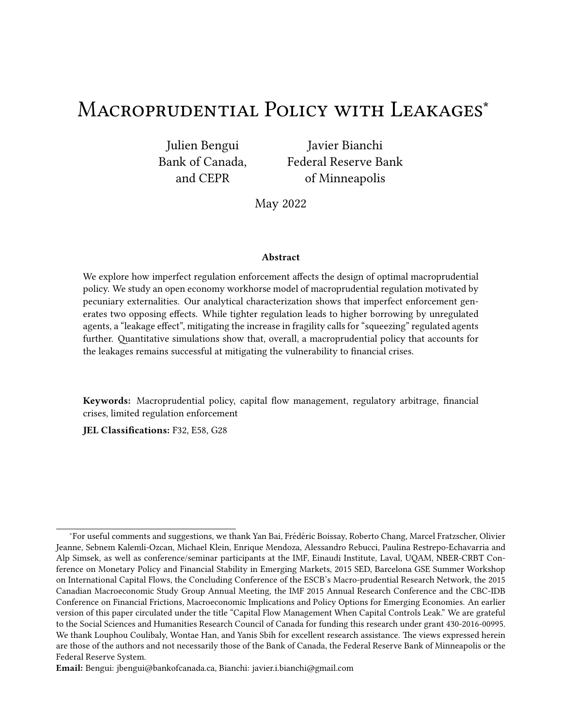# Macroprudential Policy with Leakages*

Julien Bengui
Bank of Canada,
and CEPR

Javier Bianchi
Federal Reserve Bank
of Minneapolis

May 2022

### Abstract

We explore how imperfect regulation enforcement affects the design of optimal macroprudential policy. We study an open economy workhorse model of macroprudential regulation motivated by pecuniary externalities. Our analytical characterization shows that imperfect enforcement generates two opposing effects. While tighter regulation leads to higher borrowing by unregulated agents, a "leakage effect", mitigating the increase in fragility calls for "squeezing" regulated agents further. Quantitative simulations show that, overall, a macroprudential policy that accounts for the leakages remains successful at mitigating the vulnerability to financial crises.

**Keywords:** Macroprudential policy, capital flow management, regulatory arbitrage, financial crises, limited regulation enforcement

**JEL Classifications:** F32, E58, G28

---

*For useful comments and suggestions, we thank Yan Bai, Frédéric Boissay, Roberto Chang, Marcel Fratzscher, Olivier Jeanne, Sebnem Kalemli-Ozcan, Michael Klein, Enrique Mendoza, Alessandro Rebucci, Paulina Restrepo-Echavarria and Alp Simsek, as well as conference/seminar participants at the IMF, Einaudi Institute, Laval, UQAM, NBER-CRBT Conference on Monetary Policy and Financial Stability in Emerging Markets, 2015 SED, Barcelona GSE Summer Workshop on International Capital Flows, the Concluding Conference of the ESCB's Macro-prudential Research Network, the 2015 Canadian Macroeconomic Study Group Annual Meeting, the IMF 2015 Annual Research Conference and the CBC-IDB Conference on Financial Frictions, Macroeconomic Implications and Policy Options for Emerging Economies. An earlier version of this paper circulated under the title "Capital Flow Management When Capital Controls Leak." We are grateful to the Social Sciences and Humanities Research Council of Canada for funding this research under grant 430-2016-00995. We thank Louphou Coulibaly, Wontae Han, and Yanis Sbih for excellent research assistance. The views expressed herein are those of the authors and not necessarily those of the Bank of Canada, the Federal Reserve Bank of Minneapolis or the Federal Reserve System.

**Email:** Bengui: jbengui@bankofcanada.ca, Bianchi: javier.i.bianchi@gmail.com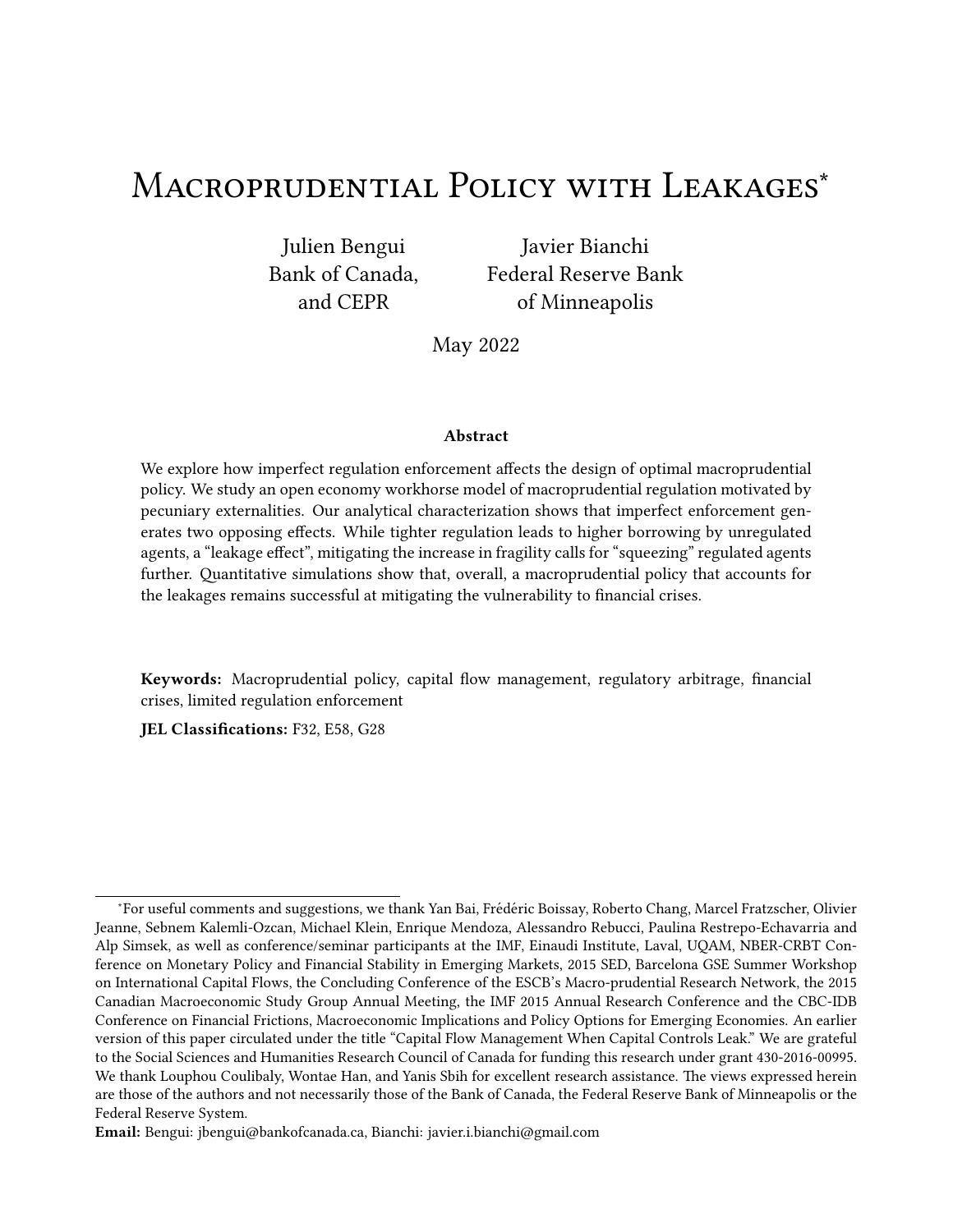# Macroprudential Policy with Leakages*

Julien Bengui
Bank of Canada,
and CEPR

Javier Bianchi
Federal Reserve Bank
of Minneapolis

May 2022

### Abstract

We explore how imperfect regulation enforcement affects the design of optimal macroprudential policy. We study an open economy workhorse model of macroprudential regulation motivated by pecuniary externalities. Our analytical characterization shows that imperfect enforcement generates two opposing effects. While tighter regulation leads to higher borrowing by unregulated agents, a "leakage effect", mitigating the increase in fragility calls for "squeezing" regulated agents further. Quantitative simulations show that, overall, a macroprudential policy that accounts for the leakages remains successful at mitigating the vulnerability to financial crises.

**Keywords:** Macroprudential policy, capital flow management, regulatory arbitrage, financial crises, limited regulation enforcement

**JEL Classifications:** F32, E58, G28

---

*For useful comments and suggestions, we thank Yan Bai, Frédéric Boissay, Roberto Chang, Marcel Fratzscher, Olivier Jeanne, Sebnem Kalemli-Ozcan, Michael Klein, Enrique Mendoza, Alessandro Rebucci, Paulina Restrepo-Echavarria and Alp Simsek, as well as conference/seminar participants at the IMF, Einaudi Institute, Laval, UQAM, NBER-CRBT Conference on Monetary Policy and Financial Stability in Emerging Markets, 2015 SED, Barcelona GSE Summer Workshop on International Capital Flows, the Concluding Conference of the ESCB's Macro-prudential Research Network, the 2015 Canadian Macroeconomic Study Group Annual Meeting, the IMF 2015 Annual Research Conference and the CBC-IDB Conference on Financial Frictions, Macroeconomic Implications and Policy Options for Emerging Economies. An earlier version of this paper circulated under the title "Capital Flow Management When Capital Controls Leak." We are grateful to the Social Sciences and Humanities Research Council of Canada for funding this research under grant 430-2016-00995. We thank Louphou Coulibaly, Wontae Han, and Yanis Sbih for excellent research assistance. The views expressed herein are those of the authors and not necessarily those of the Bank of Canada, the Federal Reserve Bank of Minneapolis or the Federal Reserve System.

**Email:** Bengui: jbengui@bankofcanada.ca, Bianchi: javier.i.bianchi@gmail.com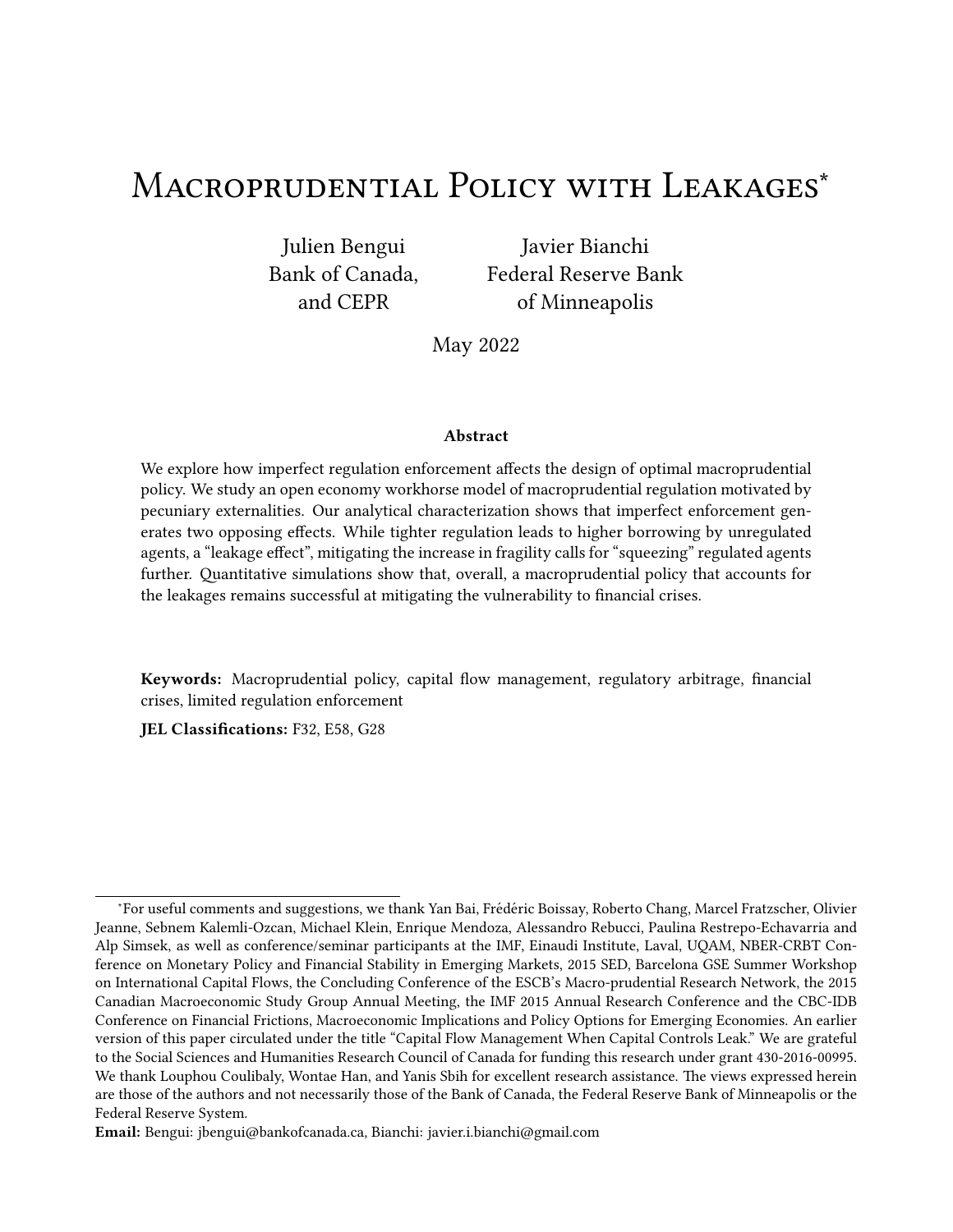# Macroprudential Policy with Leakages*

Julien Bengui
Bank of Canada,
and CEPR

Javier Bianchi
Federal Reserve Bank
of Minneapolis

May 2022

### Abstract

We explore how imperfect regulation enforcement affects the design of optimal macroprudential policy. We study an open economy workhorse model of macroprudential regulation motivated by pecuniary externalities. Our analytical characterization shows that imperfect enforcement generates two opposing effects. While tighter regulation leads to higher borrowing by unregulated agents, a "leakage effect", mitigating the increase in fragility calls for "squeezing" regulated agents further. Quantitative simulations show that, overall, a macroprudential policy that accounts for the leakages remains successful at mitigating the vulnerability to financial crises.

**Keywords:** Macroprudential policy, capital flow management, regulatory arbitrage, financial crises, limited regulation enforcement

**JEL Classifications:** F32, E58, G28

---

*For useful comments and suggestions, we thank Yan Bai, Frédéric Boissay, Roberto Chang, Marcel Fratzscher, Olivier Jeanne, Sebnem Kalemli-Ozcan, Michael Klein, Enrique Mendoza, Alessandro Rebucci, Paulina Restrepo-Echavarria and Alp Simsek, as well as conference/seminar participants at the IMF, Einaudi Institute, Laval, UQAM, NBER-CRBT Conference on Monetary Policy and Financial Stability in Emerging Markets, 2015 SED, Barcelona GSE Summer Workshop on International Capital Flows, the Concluding Conference of the ESCB's Macro-prudential Research Network, the 2015 Canadian Macroeconomic Study Group Annual Meeting, the IMF 2015 Annual Research Conference and the CBC-IDB Conference on Financial Frictions, Macroeconomic Implications and Policy Options for Emerging Economies. An earlier version of this paper circulated under the title "Capital Flow Management When Capital Controls Leak." We are grateful to the Social Sciences and Humanities Research Council of Canada for funding this research under grant 430-2016-00995. We thank Louphou Coulibaly, Wontae Han, and Yanis Sbih for excellent research assistance. The views expressed herein are those of the authors and not necessarily those of the Bank of Canada, the Federal Reserve Bank of Minneapolis or the Federal Reserve System.

**Email:** Bengui: jbengui@bankofcanada.ca, Bianchi: javier.i.bianchi@gmail.com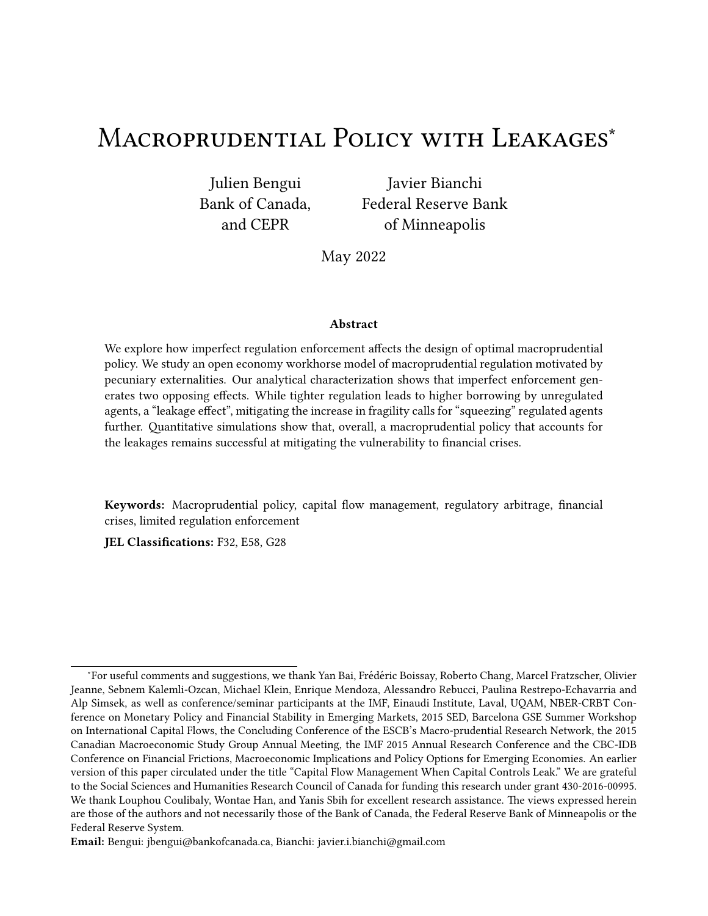# Macroprudential Policy with Leakages*

Julien Bengui
Bank of Canada,
and CEPR

Javier Bianchi
Federal Reserve Bank
of Minneapolis

May 2022

### Abstract

We explore how imperfect regulation enforcement affects the design of optimal macroprudential policy. We study an open economy workhorse model of macroprudential regulation motivated by pecuniary externalities. Our analytical characterization shows that imperfect enforcement generates two opposing effects. While tighter regulation leads to higher borrowing by unregulated agents, a "leakage effect", mitigating the increase in fragility calls for "squeezing" regulated agents further. Quantitative simulations show that, overall, a macroprudential policy that accounts for the leakages remains successful at mitigating the vulnerability to financial crises.

**Keywords:** Macroprudential policy, capital flow management, regulatory arbitrage, financial crises, limited regulation enforcement

**JEL Classifications:** F32, E58, G28

---

*For useful comments and suggestions, we thank Yan Bai, Frédéric Boissay, Roberto Chang, Marcel Fratzscher, Olivier Jeanne, Sebnem Kalemli-Ozcan, Michael Klein, Enrique Mendoza, Alessandro Rebucci, Paulina Restrepo-Echavarria and Alp Simsek, as well as conference/seminar participants at the IMF, Einaudi Institute, Laval, UQAM, NBER-CRBT Conference on Monetary Policy and Financial Stability in Emerging Markets, 2015 SED, Barcelona GSE Summer Workshop on International Capital Flows, the Concluding Conference of the ESCB's Macro-prudential Research Network, the 2015 Canadian Macroeconomic Study Group Annual Meeting, the IMF 2015 Annual Research Conference and the CBC-IDB Conference on Financial Frictions, Macroeconomic Implications and Policy Options for Emerging Economies. An earlier version of this paper circulated under the title "Capital Flow Management When Capital Controls Leak." We are grateful to the Social Sciences and Humanities Research Council of Canada for funding this research under grant 430-2016-00995. We thank Louphou Coulibaly, Wontae Han, and Yanis Sbih for excellent research assistance. The views expressed herein are those of the authors and not necessarily those of the Bank of Canada, the Federal Reserve Bank of Minneapolis or the Federal Reserve System.

**Email:** Bengui: jbengui@bankofcanada.ca, Bianchi: javier.i.bianchi@gmail.com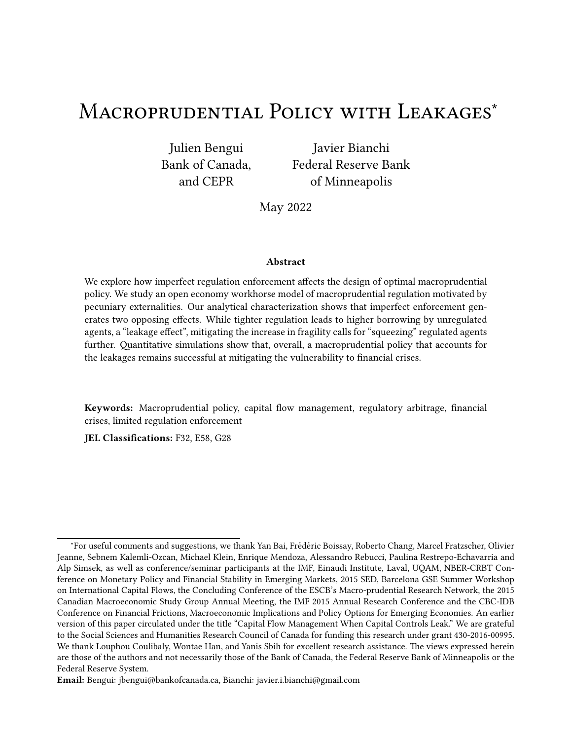# Macroprudential Policy with Leakages*

Julien Bengui
Bank of Canada,
and CEPR

Javier Bianchi
Federal Reserve Bank
of Minneapolis

May 2022

### Abstract

We explore how imperfect regulation enforcement affects the design of optimal macroprudential policy. We study an open economy workhorse model of macroprudential regulation motivated by pecuniary externalities. Our analytical characterization shows that imperfect enforcement generates two opposing effects. While tighter regulation leads to higher borrowing by unregulated agents, a "leakage effect", mitigating the increase in fragility calls for "squeezing" regulated agents further. Quantitative simulations show that, overall, a macroprudential policy that accounts for the leakages remains successful at mitigating the vulnerability to financial crises.

**Keywords:** Macroprudential policy, capital flow management, regulatory arbitrage, financial crises, limited regulation enforcement

**JEL Classifications:** F32, E58, G28

---

*For useful comments and suggestions, we thank Yan Bai, Frédéric Boissay, Roberto Chang, Marcel Fratzscher, Olivier Jeanne, Sebnem Kalemli-Ozcan, Michael Klein, Enrique Mendoza, Alessandro Rebucci, Paulina Restrepo-Echavarria and Alp Simsek, as well as conference/seminar participants at the IMF, Einaudi Institute, Laval, UQAM, NBER-CRBT Conference on Monetary Policy and Financial Stability in Emerging Markets, 2015 SED, Barcelona GSE Summer Workshop on International Capital Flows, the Concluding Conference of the ESCB's Macro-prudential Research Network, the 2015 Canadian Macroeconomic Study Group Annual Meeting, the IMF 2015 Annual Research Conference and the CBC-IDB Conference on Financial Frictions, Macroeconomic Implications and Policy Options for Emerging Economies. An earlier version of this paper circulated under the title "Capital Flow Management When Capital Controls Leak." We are grateful to the Social Sciences and Humanities Research Council of Canada for funding this research under grant 430-2016-00995. We thank Louphou Coulibaly, Wontae Han, and Yanis Sbih for excellent research assistance. The views expressed herein are those of the authors and not necessarily those of the Bank of Canada, the Federal Reserve Bank of Minneapolis or the Federal Reserve System.

**Email:** Bengui: jbengui@bankofcanada.ca, Bianchi: javier.i.bianchi@gmail.com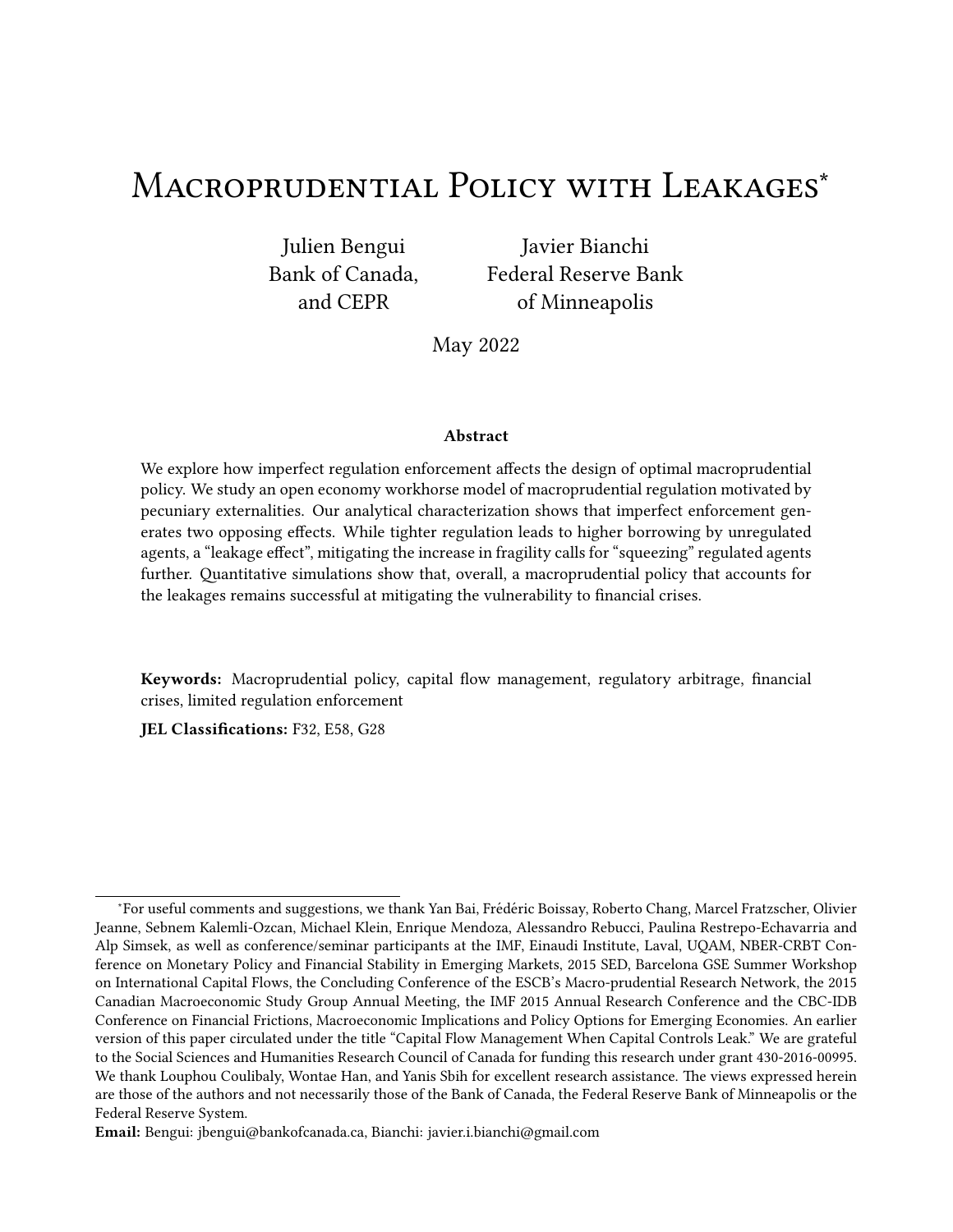# Macroprudential Policy with Leakages*

Julien Bengui
Bank of Canada,
and CEPR

Javier Bianchi
Federal Reserve Bank
of Minneapolis

May 2022

### Abstract

We explore how imperfect regulation enforcement affects the design of optimal macroprudential policy. We study an open economy workhorse model of macroprudential regulation motivated by pecuniary externalities. Our analytical characterization shows that imperfect enforcement generates two opposing effects. While tighter regulation leads to higher borrowing by unregulated agents, a "leakage effect", mitigating the increase in fragility calls for "squeezing" regulated agents further. Quantitative simulations show that, overall, a macroprudential policy that accounts for the leakages remains successful at mitigating the vulnerability to financial crises.

**Keywords:** Macroprudential policy, capital flow management, regulatory arbitrage, financial crises, limited regulation enforcement

**JEL Classifications:** F32, E58, G28

*For useful comments and suggestions, we thank Yan Bai, Frédéric Boissay, Roberto Chang, Marcel Fratzscher, Olivier Jeanne, Sebnem Kalemli-Ozcan, Michael Klein, Enrique Mendoza, Alessandro Rebucci, Paulina Restrepo-Echavarria and Alp Simsek, as well as conference/seminar participants at the IMF, Einaudi Institute, Laval, UQAM, NBER-CRBT Conference on Monetary Policy and Financial Stability in Emerging Markets, 2015 SED, Barcelona GSE Summer Workshop on International Capital Flows, the Concluding Conference of the ESCB's Macro-prudential Research Network, the 2015 Canadian Macroeconomic Study Group Annual Meeting, the IMF 2015 Annual Research Conference and the CBC-IDB Conference on Financial Frictions, Macroeconomic Implications and Policy Options for Emerging Economies. An earlier version of this paper circulated under the title "Capital Flow Management When Capital Controls Leak." We are grateful to the Social Sciences and Humanities Research Council of Canada for funding this research under grant 430-2016-00995. We thank Louphou Coulibaly, Wontae Han, and Yanis Sbih for excellent research assistance. The views expressed herein are those of the authors and not necessarily those of the Bank of Canada, the Federal Reserve Bank of Minneapolis or the Federal Reserve System.

**Email:** Bengui: jbengui@bankofcanada.ca, Bianchi: javier.i.bianchi@gmail.com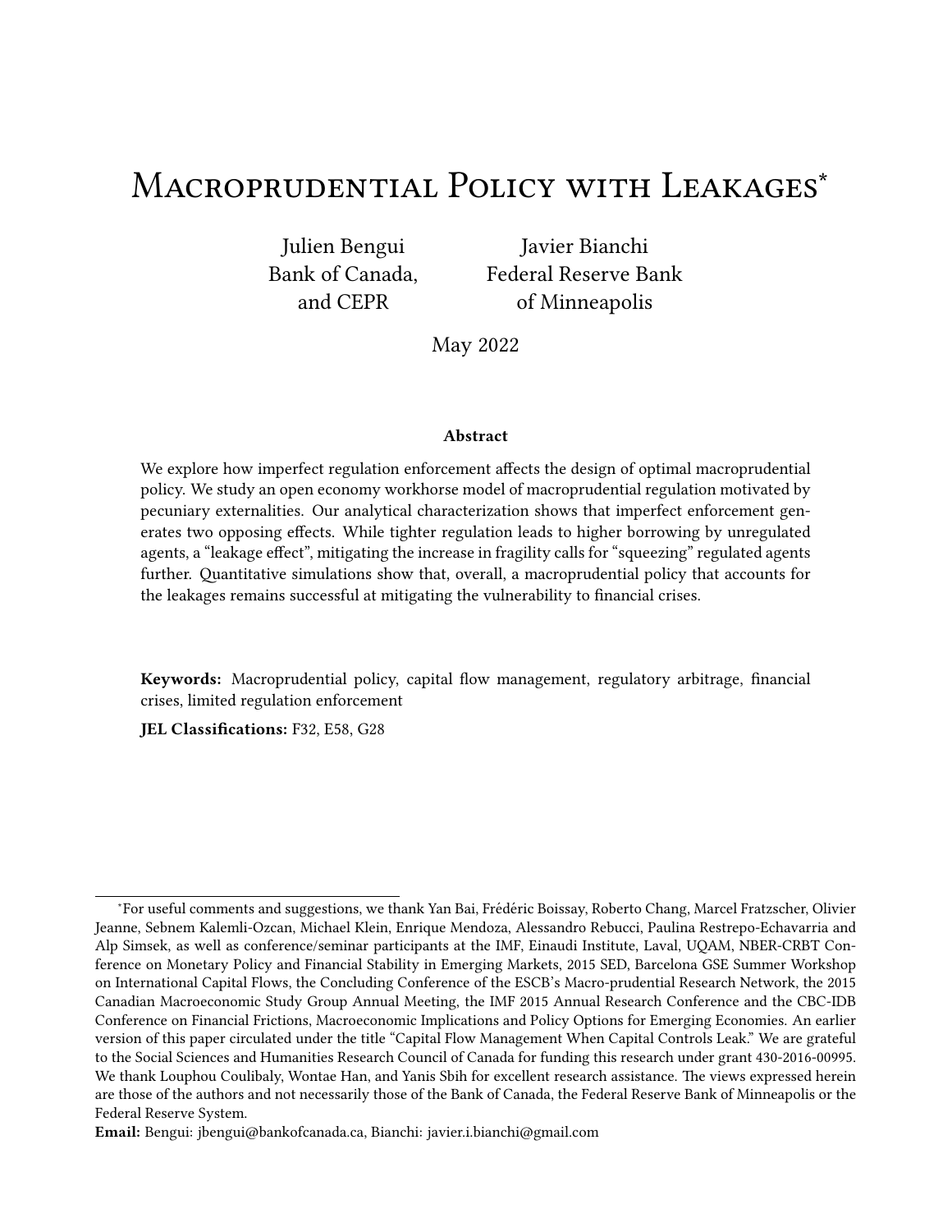# Macroprudential Policy with Leakages*

Julien Bengui
Bank of Canada,
and CEPR

Javier Bianchi
Federal Reserve Bank
of Minneapolis

May 2022

### Abstract

We explore how imperfect regulation enforcement affects the design of optimal macroprudential policy. We study an open economy workhorse model of macroprudential regulation motivated by pecuniary externalities. Our analytical characterization shows that imperfect enforcement generates two opposing effects. While tighter regulation leads to higher borrowing by unregulated agents, a "leakage effect", mitigating the increase in fragility calls for "squeezing" regulated agents further. Quantitative simulations show that, overall, a macroprudential policy that accounts for the leakages remains successful at mitigating the vulnerability to financial crises.

**Keywords:** Macroprudential policy, capital flow management, regulatory arbitrage, financial crises, limited regulation enforcement

**JEL Classifications:** F32, E58, G28

---

*For useful comments and suggestions, we thank Yan Bai, Frédéric Boissay, Roberto Chang, Marcel Fratzscher, Olivier Jeanne, Sebnem Kalemli-Ozcan, Michael Klein, Enrique Mendoza, Alessandro Rebucci, Paulina Restrepo-Echavarria and Alp Simsek, as well as conference/seminar participants at the IMF, Einaudi Institute, Laval, UQAM, NBER-CRBT Conference on Monetary Policy and Financial Stability in Emerging Markets, 2015 SED, Barcelona GSE Summer Workshop on International Capital Flows, the Concluding Conference of the ESCB's Macro-prudential Research Network, the 2015 Canadian Macroeconomic Study Group Annual Meeting, the IMF 2015 Annual Research Conference and the CBC-IDB Conference on Financial Frictions, Macroeconomic Implications and Policy Options for Emerging Economies. An earlier version of this paper circulated under the title "Capital Flow Management When Capital Controls Leak." We are grateful to the Social Sciences and Humanities Research Council of Canada for funding this research under grant 430-2016-00995. We thank Louphou Coulibaly, Wontae Han, and Yanis Sbih for excellent research assistance. The views expressed herein are those of the authors and not necessarily those of the Bank of Canada, the Federal Reserve Bank of Minneapolis or the Federal Reserve System.

**Email:** Bengui: jbengui@bankofcanada.ca, Bianchi: javier.i.bianchi@gmail.com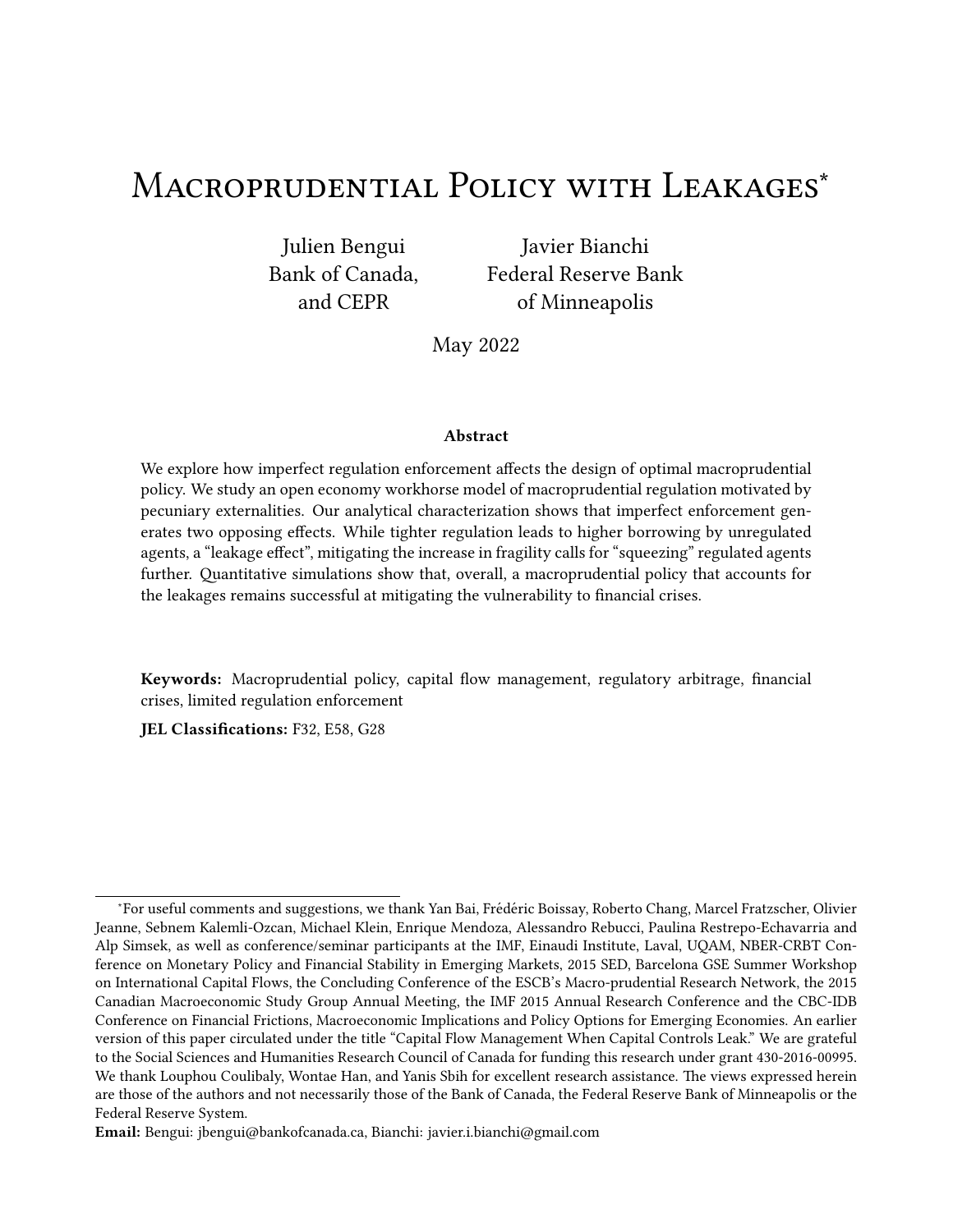# Macroprudential Policy with Leakages*

Julien Bengui
Bank of Canada,
and CEPR

Javier Bianchi
Federal Reserve Bank
of Minneapolis

May 2022

### Abstract

We explore how imperfect regulation enforcement affects the design of optimal macroprudential policy. We study an open economy workhorse model of macroprudential regulation motivated by pecuniary externalities. Our analytical characterization shows that imperfect enforcement generates two opposing effects. While tighter regulation leads to higher borrowing by unregulated agents, a "leakage effect", mitigating the increase in fragility calls for "squeezing" regulated agents further. Quantitative simulations show that, overall, a macroprudential policy that accounts for the leakages remains successful at mitigating the vulnerability to financial crises.

**Keywords:** Macroprudential policy, capital flow management, regulatory arbitrage, financial crises, limited regulation enforcement

**JEL Classifications:** F32, E58, G28

---

*For useful comments and suggestions, we thank Yan Bai, Frédéric Boissay, Roberto Chang, Marcel Fratzscher, Olivier Jeanne, Sebnem Kalemli-Ozcan, Michael Klein, Enrique Mendoza, Alessandro Rebucci, Paulina Restrepo-Echavarria and Alp Simsek, as well as conference/seminar participants at the IMF, Einaudi Institute, Laval, UQAM, NBER-CRBT Conference on Monetary Policy and Financial Stability in Emerging Markets, 2015 SED, Barcelona GSE Summer Workshop on International Capital Flows, the Concluding Conference of the ESCB's Macro-prudential Research Network, the 2015 Canadian Macroeconomic Study Group Annual Meeting, the IMF 2015 Annual Research Conference and the CBC-IDB Conference on Financial Frictions, Macroeconomic Implications and Policy Options for Emerging Economies. An earlier version of this paper circulated under the title "Capital Flow Management When Capital Controls Leak." We are grateful to the Social Sciences and Humanities Research Council of Canada for funding this research under grant 430-2016-00995. We thank Louphou Coulibaly, Wontae Han, and Yanis Sbih for excellent research assistance. The views expressed herein are those of the authors and not necessarily those of the Bank of Canada, the Federal Reserve Bank of Minneapolis or the Federal Reserve System.

**Email:** Bengui: jbengui@bankofcanada.ca, Bianchi: javier.i.bianchi@gmail.com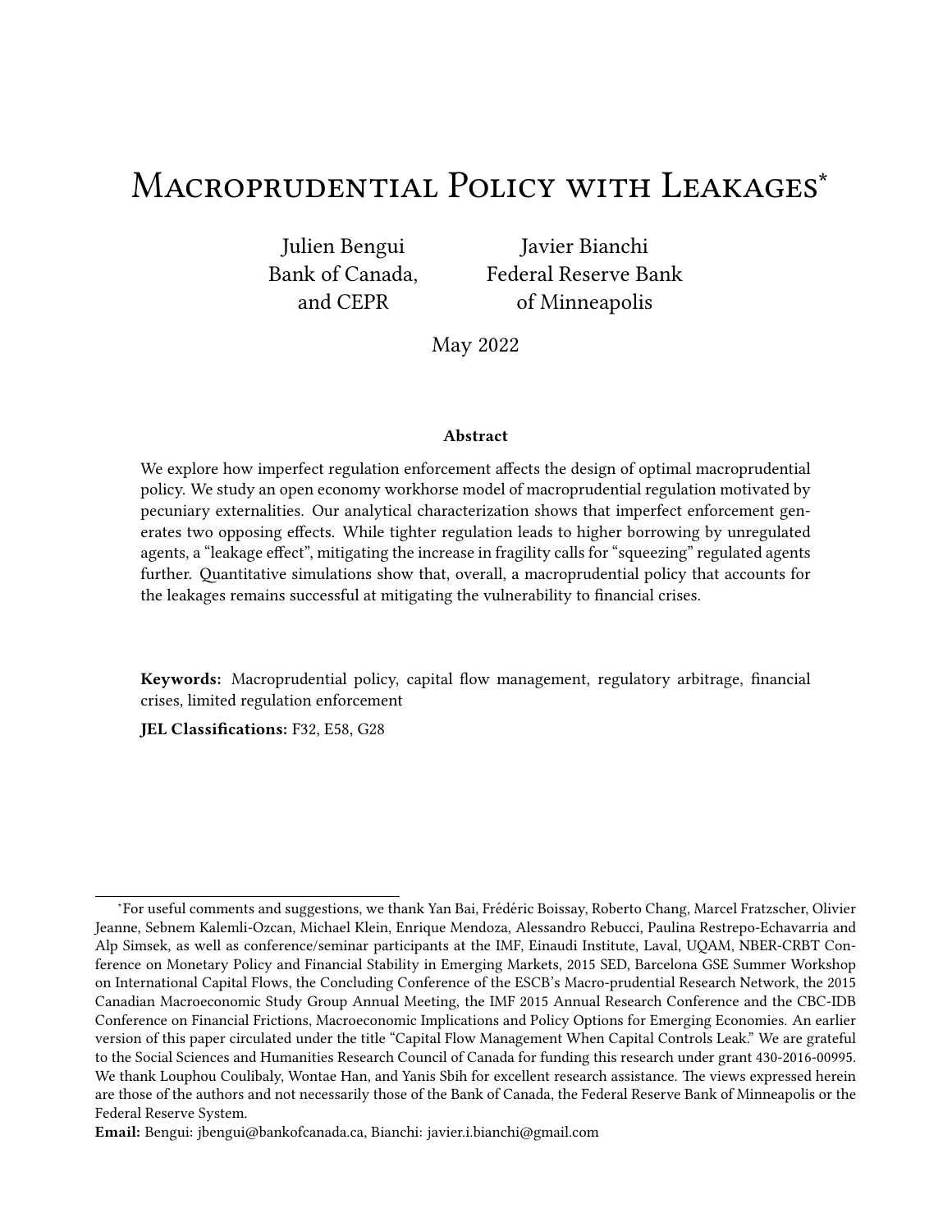# Macroprudential Policy with Leakages*

Julien Bengui
Bank of Canada,
and CEPR

Javier Bianchi
Federal Reserve Bank
of Minneapolis

May 2022

### Abstract

We explore how imperfect regulation enforcement affects the design of optimal macroprudential policy. We study an open economy workhorse model of macroprudential regulation motivated by pecuniary externalities. Our analytical characterization shows that imperfect enforcement generates two opposing effects. While tighter regulation leads to higher borrowing by unregulated agents, a "leakage effect", mitigating the increase in fragility calls for "squeezing" regulated agents further. Quantitative simulations show that, overall, a macroprudential policy that accounts for the leakages remains successful at mitigating the vulnerability to financial crises.

**Keywords:** Macroprudential policy, capital flow management, regulatory arbitrage, financial crises, limited regulation enforcement

**JEL Classifications:** F32, E58, G28

---

*For useful comments and suggestions, we thank Yan Bai, Frédéric Boissay, Roberto Chang, Marcel Fratzscher, Olivier Jeanne, Sebnem Kalemli-Ozcan, Michael Klein, Enrique Mendoza, Alessandro Rebucci, Paulina Restrepo-Echavarria and Alp Simsek, as well as conference/seminar participants at the IMF, Einaudi Institute, Laval, UQAM, NBER-CRBT Conference on Monetary Policy and Financial Stability in Emerging Markets, 2015 SED, Barcelona GSE Summer Workshop on International Capital Flows, the Concluding Conference of the ESCB's Macro-prudential Research Network, the 2015 Canadian Macroeconomic Study Group Annual Meeting, the IMF 2015 Annual Research Conference and the CBC-IDB Conference on Financial Frictions, Macroeconomic Implications and Policy Options for Emerging Economies. An earlier version of this paper circulated under the title "Capital Flow Management When Capital Controls Leak." We are grateful to the Social Sciences and Humanities Research Council of Canada for funding this research under grant 430-2016-00995. We thank Louphou Coulibaly, Wontae Han, and Yanis Sbih for excellent research assistance. The views expressed herein are those of the authors and not necessarily those of the Bank of Canada, the Federal Reserve Bank of Minneapolis or the Federal Reserve System.

**Email:** Bengui: jbengui@bankofcanada.ca, Bianchi: javier.i.bianchi@gmail.com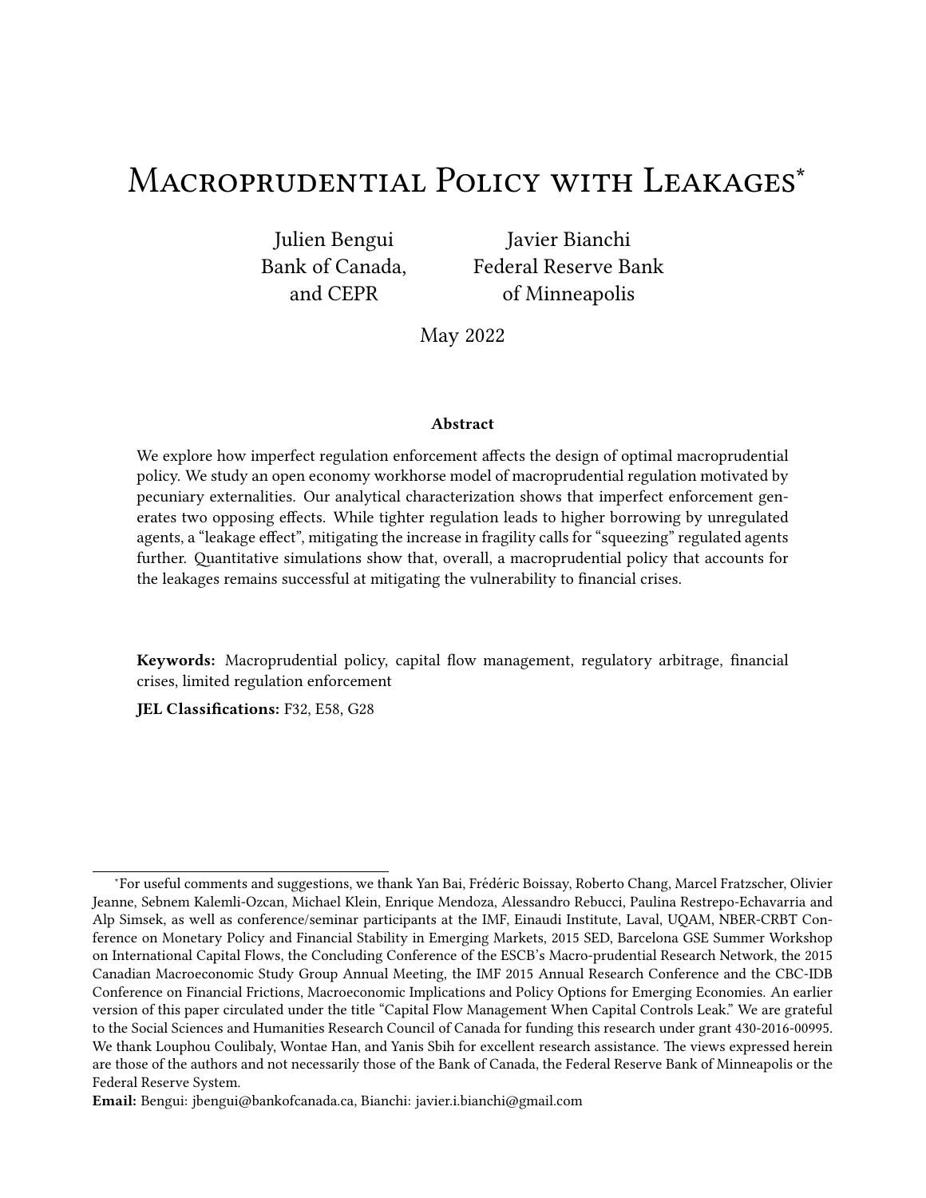# Macroprudential Policy with Leakages*

Julien Bengui
Bank of Canada,
and CEPR

Javier Bianchi
Federal Reserve Bank
of Minneapolis

May 2022

### Abstract

We explore how imperfect regulation enforcement affects the design of optimal macroprudential policy. We study an open economy workhorse model of macroprudential regulation motivated by pecuniary externalities. Our analytical characterization shows that imperfect enforcement generates two opposing effects. While tighter regulation leads to higher borrowing by unregulated agents, a "leakage effect", mitigating the increase in fragility calls for "squeezing" regulated agents further. Quantitative simulations show that, overall, a macroprudential policy that accounts for the leakages remains successful at mitigating the vulnerability to financial crises.

**Keywords:** Macroprudential policy, capital flow management, regulatory arbitrage, financial crises, limited regulation enforcement

**JEL Classifications:** F32, E58, G28

---

*For useful comments and suggestions, we thank Yan Bai, Frédéric Boissay, Roberto Chang, Marcel Fratzscher, Olivier Jeanne, Sebnem Kalemli-Ozcan, Michael Klein, Enrique Mendoza, Alessandro Rebucci, Paulina Restrepo-Echavarria and Alp Simsek, as well as conference/seminar participants at the IMF, Einaudi Institute, Laval, UQAM, NBER-CRBT Conference on Monetary Policy and Financial Stability in Emerging Markets, 2015 SED, Barcelona GSE Summer Workshop on International Capital Flows, the Concluding Conference of the ESCB's Macro-prudential Research Network, the 2015 Canadian Macroeconomic Study Group Annual Meeting, the IMF 2015 Annual Research Conference and the CBC-IDB Conference on Financial Frictions, Macroeconomic Implications and Policy Options for Emerging Economies. An earlier version of this paper circulated under the title "Capital Flow Management When Capital Controls Leak." We are grateful to the Social Sciences and Humanities Research Council of Canada for funding this research under grant 430-2016-00995. We thank Louphou Coulibaly, Wontae Han, and Yanis Sbih for excellent research assistance. The views expressed herein are those of the authors and not necessarily those of the Bank of Canada, the Federal Reserve Bank of Minneapolis or the Federal Reserve System.

**Email:** Bengui: jbengui@bankofcanada.ca, Bianchi: javier.i.bianchi@gmail.com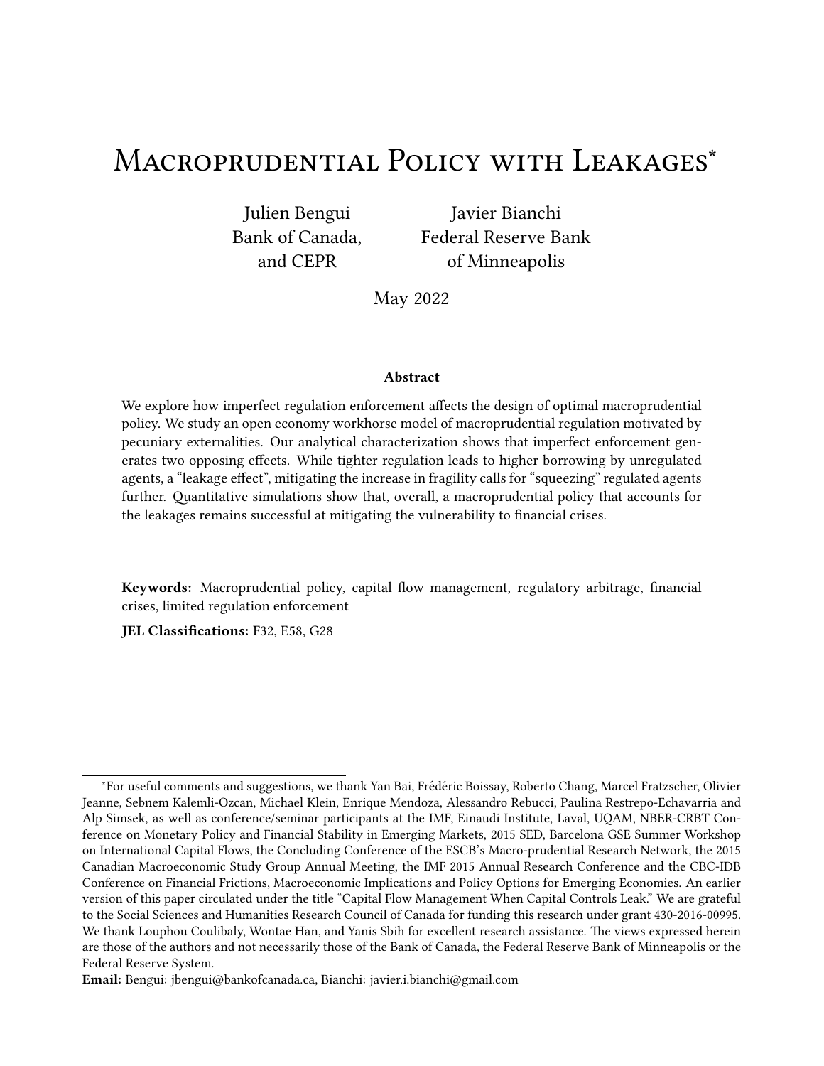# Macroprudential Policy with Leakages*

Julien Bengui
Bank of Canada,
and CEPR

Javier Bianchi
Federal Reserve Bank
of Minneapolis

May 2022

### Abstract

We explore how imperfect regulation enforcement affects the design of optimal macroprudential policy. We study an open economy workhorse model of macroprudential regulation motivated by pecuniary externalities. Our analytical characterization shows that imperfect enforcement generates two opposing effects. While tighter regulation leads to higher borrowing by unregulated agents, a "leakage effect", mitigating the increase in fragility calls for "squeezing" regulated agents further. Quantitative simulations show that, overall, a macroprudential policy that accounts for the leakages remains successful at mitigating the vulnerability to financial crises.

**Keywords:** Macroprudential policy, capital flow management, regulatory arbitrage, financial crises, limited regulation enforcement

**JEL Classifications:** F32, E58, G28

*For useful comments and suggestions, we thank Yan Bai, Frédéric Boissay, Roberto Chang, Marcel Fratzscher, Olivier Jeanne, Sebnem Kalemli-Ozcan, Michael Klein, Enrique Mendoza, Alessandro Rebucci, Paulina Restrepo-Echavarria and Alp Simsek, as well as conference/seminar participants at the IMF, Einaudi Institute, Laval, UQAM, NBER-CRBT Conference on Monetary Policy and Financial Stability in Emerging Markets, 2015 SED, Barcelona GSE Summer Workshop on International Capital Flows, the Concluding Conference of the ESCB's Macro-prudential Research Network, the 2015 Canadian Macroeconomic Study Group Annual Meeting, the IMF 2015 Annual Research Conference and the CBC-IDB Conference on Financial Frictions, Macroeconomic Implications and Policy Options for Emerging Economies. An earlier version of this paper circulated under the title "Capital Flow Management When Capital Controls Leak." We are grateful to the Social Sciences and Humanities Research Council of Canada for funding this research under grant 430-2016-00995. We thank Louphou Coulibaly, Wontae Han, and Yanis Sbih for excellent research assistance. The views expressed herein are those of the authors and not necessarily those of the Bank of Canada, the Federal Reserve Bank of Minneapolis or the Federal Reserve System.

**Email:** Bengui: jbengui@bankofcanada.ca, Bianchi: javier.i.bianchi@gmail.com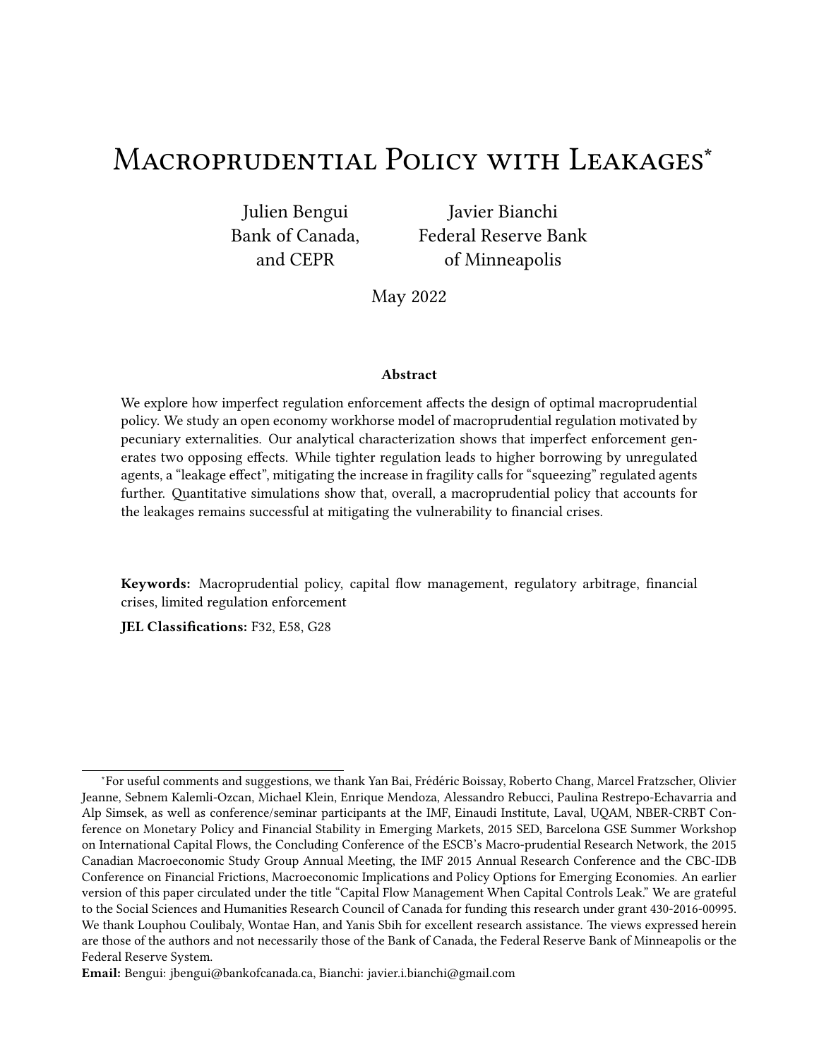# Macroprudential Policy with Leakages*

Julien Bengui
Bank of Canada,
and CEPR

Javier Bianchi
Federal Reserve Bank
of Minneapolis

May 2022

### Abstract

We explore how imperfect regulation enforcement affects the design of optimal macroprudential policy. We study an open economy workhorse model of macroprudential regulation motivated by pecuniary externalities. Our analytical characterization shows that imperfect enforcement generates two opposing effects. While tighter regulation leads to higher borrowing by unregulated agents, a "leakage effect", mitigating the increase in fragility calls for "squeezing" regulated agents further. Quantitative simulations show that, overall, a macroprudential policy that accounts for the leakages remains successful at mitigating the vulnerability to financial crises.

**Keywords:** Macroprudential policy, capital flow management, regulatory arbitrage, financial crises, limited regulation enforcement

**JEL Classifications:** F32, E58, G28

---

*For useful comments and suggestions, we thank Yan Bai, Frédéric Boissay, Roberto Chang, Marcel Fratzscher, Olivier Jeanne, Sebnem Kalemli-Ozcan, Michael Klein, Enrique Mendoza, Alessandro Rebucci, Paulina Restrepo-Echavarria and Alp Simsek, as well as conference/seminar participants at the IMF, Einaudi Institute, Laval, UQAM, NBER-CRBT Conference on Monetary Policy and Financial Stability in Emerging Markets, 2015 SED, Barcelona GSE Summer Workshop on International Capital Flows, the Concluding Conference of the ESCB's Macro-prudential Research Network, the 2015 Canadian Macroeconomic Study Group Annual Meeting, the IMF 2015 Annual Research Conference and the CBC-IDB Conference on Financial Frictions, Macroeconomic Implications and Policy Options for Emerging Economies. An earlier version of this paper circulated under the title "Capital Flow Management When Capital Controls Leak." We are grateful to the Social Sciences and Humanities Research Council of Canada for funding this research under grant 430-2016-00995. We thank Louphou Coulibaly, Wontae Han, and Yanis Sbih for excellent research assistance. The views expressed herein are those of the authors and not necessarily those of the Bank of Canada, the Federal Reserve Bank of Minneapolis or the Federal Reserve System.

**Email:** Bengui: jbengui@bankofcanada.ca, Bianchi: javier.i.bianchi@gmail.com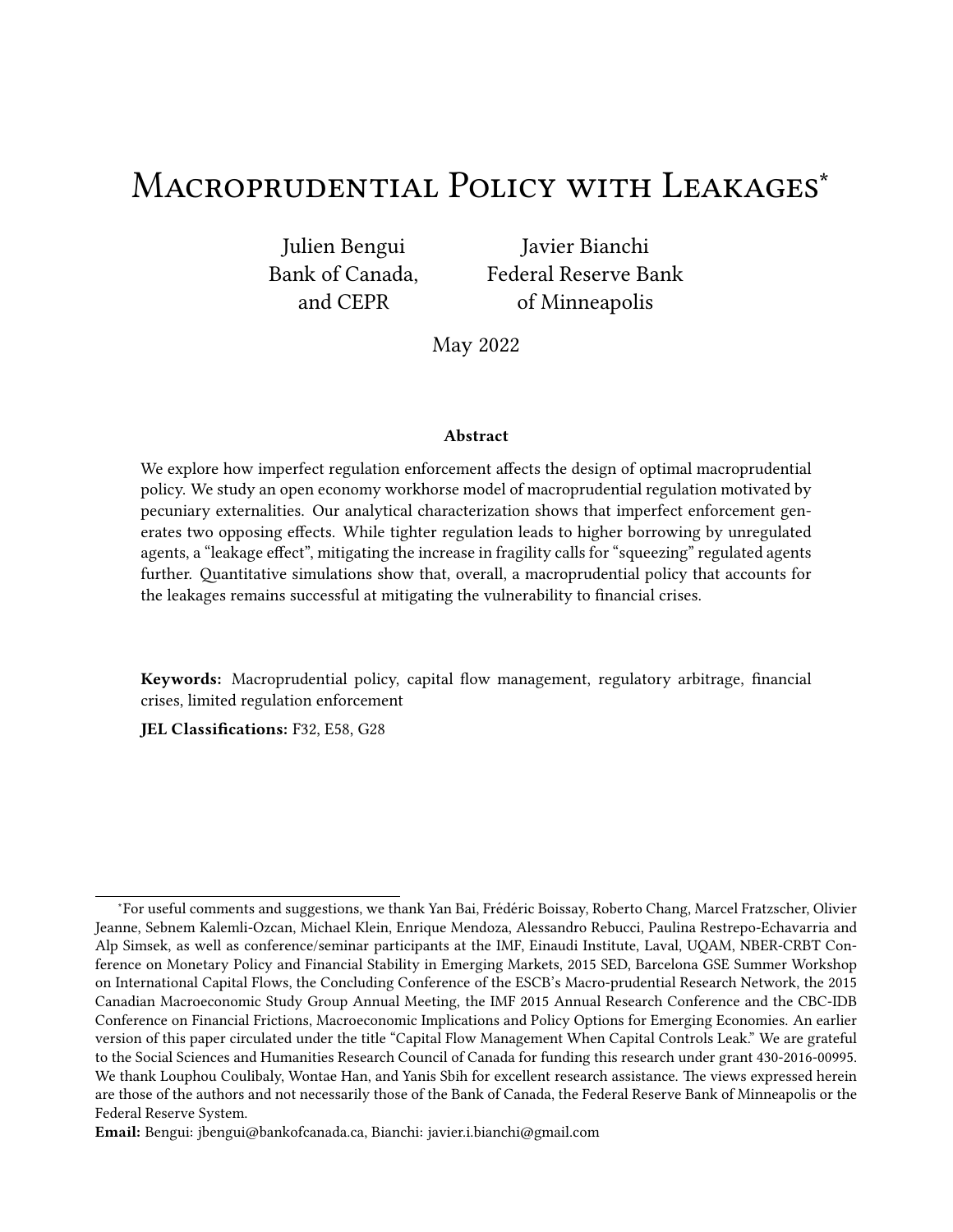# Macroprudential Policy with Leakages*

Julien Bengui
Bank of Canada,
and CEPR

Javier Bianchi
Federal Reserve Bank
of Minneapolis

May 2022

### Abstract

We explore how imperfect regulation enforcement affects the design of optimal macroprudential policy. We study an open economy workhorse model of macroprudential regulation motivated by pecuniary externalities. Our analytical characterization shows that imperfect enforcement generates two opposing effects. While tighter regulation leads to higher borrowing by unregulated agents, a "leakage effect", mitigating the increase in fragility calls for "squeezing" regulated agents further. Quantitative simulations show that, overall, a macroprudential policy that accounts for the leakages remains successful at mitigating the vulnerability to financial crises.

**Keywords:** Macroprudential policy, capital flow management, regulatory arbitrage, financial crises, limited regulation enforcement

**JEL Classifications:** F32, E58, G28

---

*For useful comments and suggestions, we thank Yan Bai, Frédéric Boissay, Roberto Chang, Marcel Fratzscher, Olivier Jeanne, Sebnem Kalemli-Ozcan, Michael Klein, Enrique Mendoza, Alessandro Rebucci, Paulina Restrepo-Echavarria and Alp Simsek, as well as conference/seminar participants at the IMF, Einaudi Institute, Laval, UQAM, NBER-CRBT Conference on Monetary Policy and Financial Stability in Emerging Markets, 2015 SED, Barcelona GSE Summer Workshop on International Capital Flows, the Concluding Conference of the ESCB's Macro-prudential Research Network, the 2015 Canadian Macroeconomic Study Group Annual Meeting, the IMF 2015 Annual Research Conference and the CBC-IDB Conference on Financial Frictions, Macroeconomic Implications and Policy Options for Emerging Economies. An earlier version of this paper circulated under the title "Capital Flow Management When Capital Controls Leak." We are grateful to the Social Sciences and Humanities Research Council of Canada for funding this research under grant 430-2016-00995. We thank Louphou Coulibaly, Wontae Han, and Yanis Sbih for excellent research assistance. The views expressed herein are those of the authors and not necessarily those of the Bank of Canada, the Federal Reserve Bank of Minneapolis or the Federal Reserve System.

**Email:** Bengui: jbengui@bankofcanada.ca, Bianchi: javier.i.bianchi@gmail.com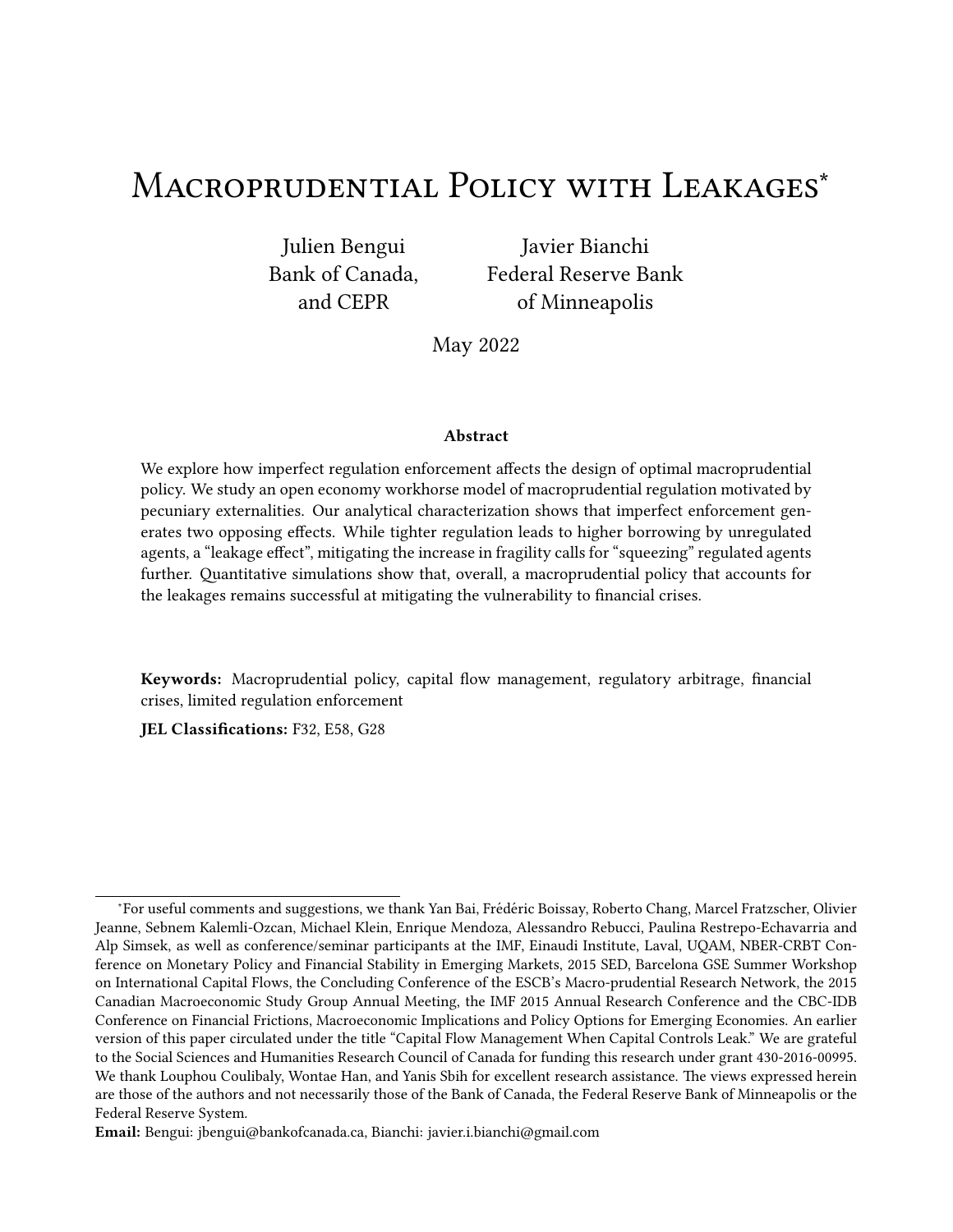# Macroprudential Policy with Leakages*

Julien Bengui
Bank of Canada,
and CEPR

Javier Bianchi
Federal Reserve Bank
of Minneapolis

May 2022

### Abstract

We explore how imperfect regulation enforcement affects the design of optimal macroprudential policy. We study an open economy workhorse model of macroprudential regulation motivated by pecuniary externalities. Our analytical characterization shows that imperfect enforcement generates two opposing effects. While tighter regulation leads to higher borrowing by unregulated agents, a "leakage effect", mitigating the increase in fragility calls for "squeezing" regulated agents further. Quantitative simulations show that, overall, a macroprudential policy that accounts for the leakages remains successful at mitigating the vulnerability to financial crises.

**Keywords:** Macroprudential policy, capital flow management, regulatory arbitrage, financial crises, limited regulation enforcement

**JEL Classifications:** F32, E58, G28

*For useful comments and suggestions, we thank Yan Bai, Frédéric Boissay, Roberto Chang, Marcel Fratzscher, Olivier Jeanne, Sebnem Kalemli-Ozcan, Michael Klein, Enrique Mendoza, Alessandro Rebucci, Paulina Restrepo-Echavarria and Alp Simsek, as well as conference/seminar participants at the IMF, Einaudi Institute, Laval, UQAM, NBER-CRBT Conference on Monetary Policy and Financial Stability in Emerging Markets, 2015 SED, Barcelona GSE Summer Workshop on International Capital Flows, the Concluding Conference of the ESCB's Macro-prudential Research Network, the 2015 Canadian Macroeconomic Study Group Annual Meeting, the IMF 2015 Annual Research Conference and the CBC-IDB Conference on Financial Frictions, Macroeconomic Implications and Policy Options for Emerging Economies. An earlier version of this paper circulated under the title "Capital Flow Management When Capital Controls Leak." We are grateful to the Social Sciences and Humanities Research Council of Canada for funding this research under grant 430-2016-00995. We thank Louphou Coulibaly, Wontae Han, and Yanis Sbih for excellent research assistance. The views expressed herein are those of the authors and not necessarily those of the Bank of Canada, the Federal Reserve Bank of Minneapolis or the Federal Reserve System.

**Email:** Bengui: jbengui@bankofcanada.ca, Bianchi: javier.i.bianchi@gmail.com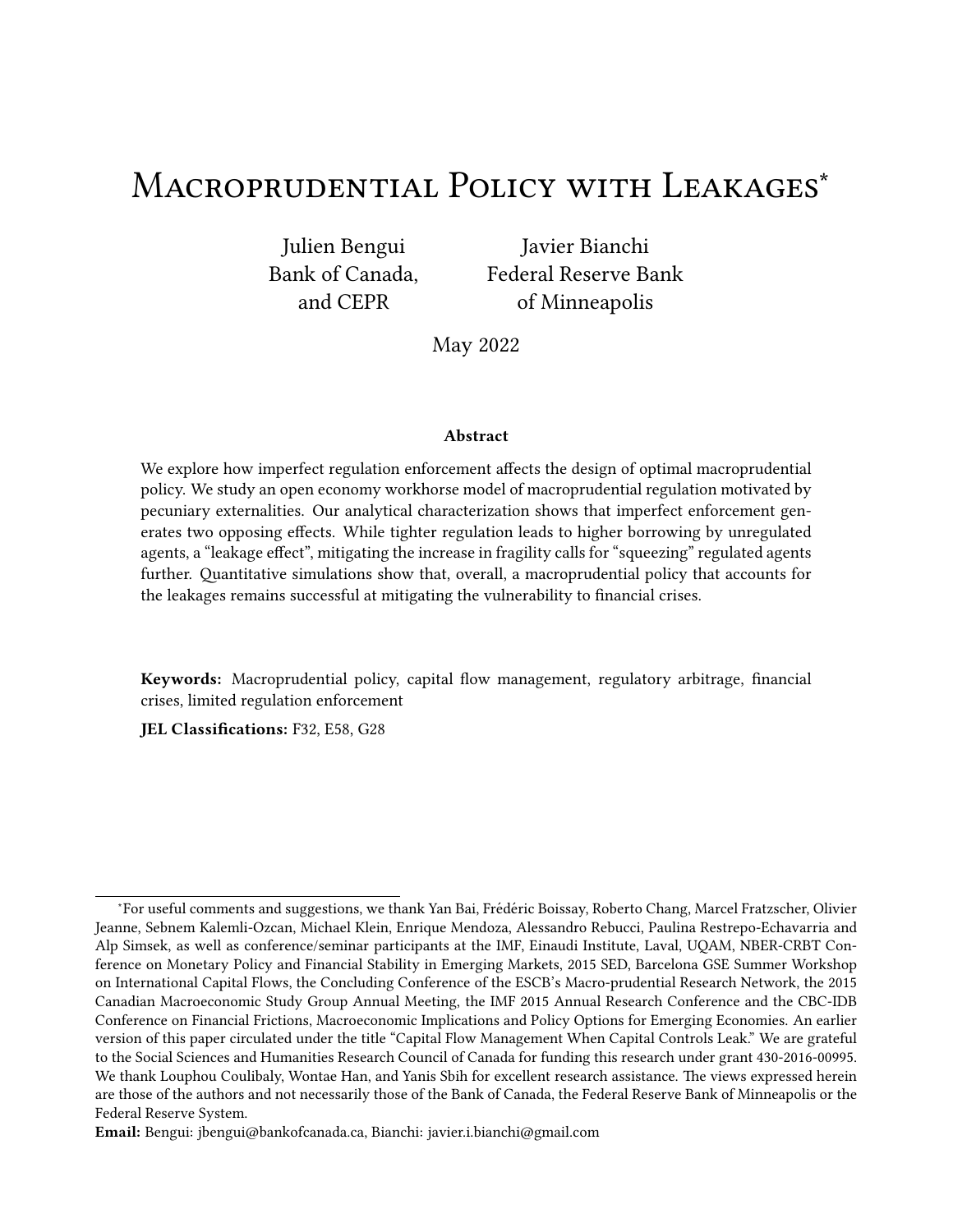# Macroprudential Policy with Leakages*

Julien Bengui
Bank of Canada,
and CEPR

Javier Bianchi
Federal Reserve Bank
of Minneapolis

May 2022

### Abstract

We explore how imperfect regulation enforcement affects the design of optimal macroprudential policy. We study an open economy workhorse model of macroprudential regulation motivated by pecuniary externalities. Our analytical characterization shows that imperfect enforcement generates two opposing effects. While tighter regulation leads to higher borrowing by unregulated agents, a "leakage effect", mitigating the increase in fragility calls for "squeezing" regulated agents further. Quantitative simulations show that, overall, a macroprudential policy that accounts for the leakages remains successful at mitigating the vulnerability to financial crises.

**Keywords:** Macroprudential policy, capital flow management, regulatory arbitrage, financial crises, limited regulation enforcement

**JEL Classifications:** F32, E58, G28

---

*For useful comments and suggestions, we thank Yan Bai, Frédéric Boissay, Roberto Chang, Marcel Fratzscher, Olivier Jeanne, Sebnem Kalemli-Ozcan, Michael Klein, Enrique Mendoza, Alessandro Rebucci, Paulina Restrepo-Echavarria and Alp Simsek, as well as conference/seminar participants at the IMF, Einaudi Institute, Laval, UQAM, NBER-CRBT Conference on Monetary Policy and Financial Stability in Emerging Markets, 2015 SED, Barcelona GSE Summer Workshop on International Capital Flows, the Concluding Conference of the ESCB's Macro-prudential Research Network, the 2015 Canadian Macroeconomic Study Group Annual Meeting, the IMF 2015 Annual Research Conference and the CBC-IDB Conference on Financial Frictions, Macroeconomic Implications and Policy Options for Emerging Economies. An earlier version of this paper circulated under the title "Capital Flow Management When Capital Controls Leak." We are grateful to the Social Sciences and Humanities Research Council of Canada for funding this research under grant 430-2016-00995. We thank Louphou Coulibaly, Wontae Han, and Yanis Sbih for excellent research assistance. The views expressed herein are those of the authors and not necessarily those of the Bank of Canada, the Federal Reserve Bank of Minneapolis or the Federal Reserve System.

**Email:** Bengui: jbengui@bankofcanada.ca, Bianchi: javier.i.bianchi@gmail.com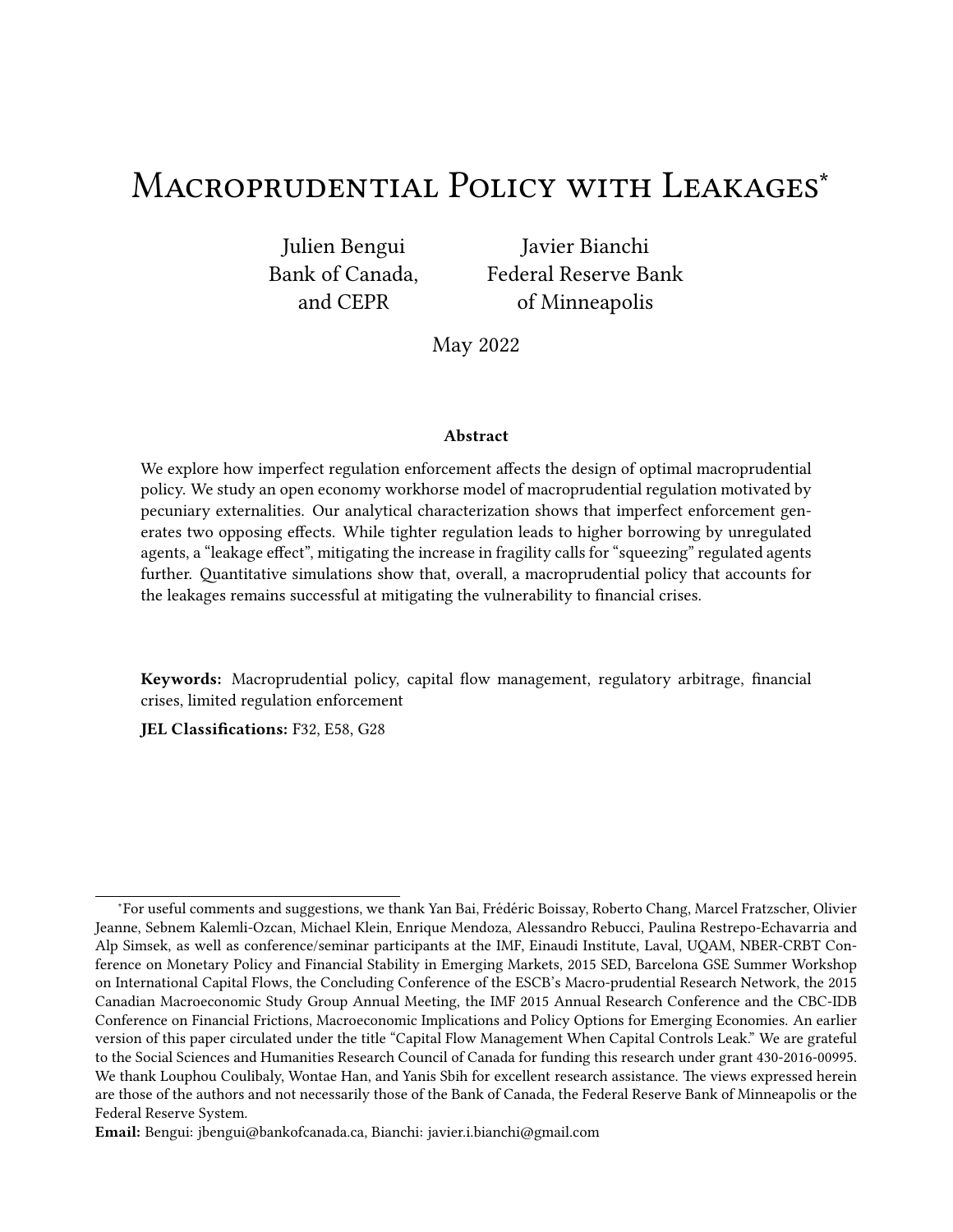# Macroprudential Policy with Leakages*

Julien Bengui
Bank of Canada,
and CEPR

Javier Bianchi
Federal Reserve Bank
of Minneapolis

May 2022

**Abstract**

We explore how imperfect regulation enforcement affects the design of optimal macroprudential policy. We study an open economy workhorse model of macroprudential regulation motivated by pecuniary externalities. Our analytical characterization shows that imperfect enforcement generates two opposing effects. While tighter regulation leads to higher borrowing by unregulated agents, a "leakage effect", mitigating the increase in fragility calls for "squeezing" regulated agents further. Quantitative simulations show that, overall, a macroprudential policy that accounts for the leakages remains successful at mitigating the vulnerability to financial crises.

**Keywords:** Macroprudential policy, capital flow management, regulatory arbitrage, financial crises, limited regulation enforcement

**JEL Classifications:** F32, E58, G28

---

*For useful comments and suggestions, we thank Yan Bai, Frédéric Boissay, Roberto Chang, Marcel Fratzscher, Olivier Jeanne, Sebnem Kalemli-Ozcan, Michael Klein, Enrique Mendoza, Alessandro Rebucci, Paulina Restrepo-Echavarria and Alp Simsek, as well as conference/seminar participants at the IMF, Einaudi Institute, Laval, UQAM, NBER-CRBT Conference on Monetary Policy and Financial Stability in Emerging Markets, 2015 SED, Barcelona GSE Summer Workshop on International Capital Flows, the Concluding Conference of the ESCB's Macro-prudential Research Network, the 2015 Canadian Macroeconomic Study Group Annual Meeting, the IMF 2015 Annual Research Conference and the CBC-IDB Conference on Financial Frictions, Macroeconomic Implications and Policy Options for Emerging Economies. An earlier version of this paper circulated under the title "Capital Flow Management When Capital Controls Leak." We are grateful to the Social Sciences and Humanities Research Council of Canada for funding this research under grant 430-2016-00995. We thank Louphou Coulibaly, Wontae Han, and Yanis Sbih for excellent research assistance. The views expressed herein are those of the authors and not necessarily those of the Bank of Canada, the Federal Reserve Bank of Minneapolis or the Federal Reserve System.

**Email:** Bengui: jbengui@bankofcanada.ca, Bianchi: javier.i.bianchi@gmail.com